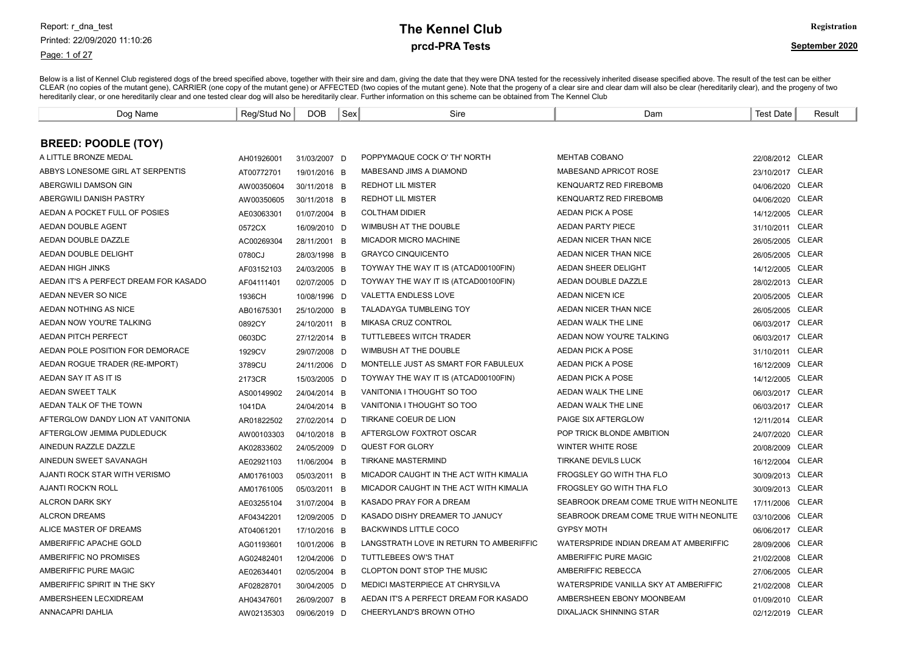# The Kennel Club

## prcd-PRA Tests

Report: r_dna_test
Printed: 22/09/2020 11:10:26

**Registration**
**September 2020**

Below is a list of Kennel Club registered dogs of the breed specified above, together with their sire and dam, giving the date that they were DNA tested for the recessively inherited disease specified above. The result of the test can be either CLEAR (no copies of the mutant gene), CARRIER (one copy of the mutant gene) or AFFECTED (two copies of the mutant gene). Note that the progeny of a clear sire and clear dam will also be clear (hereditarily clear), and the progeny of two hereditarily clear, or one hereditarily clear and one tested clear dog will also be hereditarily clear. Further information on this scheme can be obtained from The Kennel Club

### BREED: POODLE (TOY)

| Dog Name | Reg/Stud No | DOB | Sex | Sire | Dam | Test Date | Result |
|---|---|---|---|---|---|---|---|
| A LITTLE BRONZE MEDAL | AH01926001 | 31/03/2007 | D | POPPYMAQUE COCK O' TH' NORTH | MEHTAB COBANO | 22/08/2012 | CLEAR |
| ABBYS LONESOME GIRL AT SERPENTIS | AT00772701 | 19/01/2016 | B | MABESAND JIMS A DIAMOND | MABESAND APRICOT ROSE | 23/10/2017 | CLEAR |
| ABERGWILI DAMSON GIN | AW00350604 | 30/11/2018 | B | REDHOT LIL MISTER | KENQUARTZ RED FIREBOMB | 04/06/2020 | CLEAR |
| ABERGWILI DANISH PASTRY | AW00350605 | 30/11/2018 | B | REDHOT LIL MISTER | KENQUARTZ RED FIREBOMB | 04/06/2020 | CLEAR |
| AEDAN A POCKET FULL OF POSIES | AE03063301 | 01/07/2004 | B | COLTHAM DIDIER | AEDAN PICK A POSE | 14/12/2005 | CLEAR |
| AEDAN DOUBLE AGENT | 0572CX | 16/09/2010 | D | WIMBUSH AT THE DOUBLE | AEDAN PARTY PIECE | 31/10/2011 | CLEAR |
| AEDAN DOUBLE DAZZLE | AC00269304 | 28/11/2001 | B | MICADOR MICRO MACHINE | AEDAN NICER THAN NICE | 26/05/2005 | CLEAR |
| AEDAN DOUBLE DELIGHT | 0780CJ | 28/03/1998 | B | GRAYCO CINQUICENTO | AEDAN NICER THAN NICE | 26/05/2005 | CLEAR |
| AEDAN HIGH JINKS | AF03152103 | 24/03/2005 | B | TOYWAY THE WAY IT IS (ATCAD00100FIN) | AEDAN SHEER DELIGHT | 14/12/2005 | CLEAR |
| AEDAN IT'S A PERFECT DREAM FOR KASADO | AF04111401 | 02/07/2005 | D | TOYWAY THE WAY IT IS (ATCAD00100FIN) | AEDAN DOUBLE DAZZLE | 28/02/2013 | CLEAR |
| AEDAN NEVER SO NICE | 1936CH | 10/08/1996 | D | VALETTA ENDLESS LOVE | AEDAN NICE'N ICE | 20/05/2005 | CLEAR |
| AEDAN NOTHING AS NICE | AB01675301 | 25/10/2000 | B | TALADAYGA TUMBLEING TOY | AEDAN NICER THAN NICE | 26/05/2005 | CLEAR |
| AEDAN NOW YOU'RE TALKING | 0892CY | 24/10/2011 | B | MIKASA CRUZ CONTROL | AEDAN WALK THE LINE | 06/03/2017 | CLEAR |
| AEDAN PITCH PERFECT | 0603DC | 27/12/2014 | B | TUTTLEBEES WITCH TRADER | AEDAN NOW YOU'RE TALKING | 06/03/2017 | CLEAR |
| AEDAN POLE POSITION FOR DEMORACE | 1929CV | 29/07/2008 | D | WIMBUSH AT THE DOUBLE | AEDAN PICK A POSE | 31/10/2011 | CLEAR |
| AEDAN ROGUE TRADER (RE-IMPORT) | 3789CU | 24/11/2006 | D | MONTELLE JUST AS SMART FOR FABULEUX | AEDAN PICK A POSE | 16/12/2009 | CLEAR |
| AEDAN SAY IT AS IT IS | 2173CR | 15/03/2005 | D | TOYWAY THE WAY IT IS (ATCAD00100FIN) | AEDAN PICK A POSE | 14/12/2005 | CLEAR |
| AEDAN SWEET TALK | AS00149902 | 24/04/2014 | B | VANITONIA I THOUGHT SO TOO | AEDAN WALK THE LINE | 06/03/2017 | CLEAR |
| AEDAN TALK OF THE TOWN | 1041DA | 24/04/2014 | B | VANITONIA I THOUGHT SO TOO | AEDAN WALK THE LINE | 06/03/2017 | CLEAR |
| AFTERGLOW DANDY LION AT VANITONIA | AR01822502 | 27/02/2014 | D | TIRKANE COEUR DE LION | PAIGE SIX AFTERGLOW | 12/11/2014 | CLEAR |
| AFTERGLOW JEMIMA PUDLEDUCK | AW00103303 | 04/10/2018 | B | AFTERGLOW FOXTROT OSCAR | POP TRICK BLONDE AMBITION | 24/07/2020 | CLEAR |
| AINEDUN RAZZLE DAZZLE | AK02833602 | 24/05/2009 | D | QUEST FOR GLORY | WINTER WHITE ROSE | 20/08/2009 | CLEAR |
| AINEDUN SWEET SAVANAGH | AE02921103 | 11/06/2004 | B | TIRKANE MASTERMIND | TIRKANE DEVILS LUCK | 16/12/2004 | CLEAR |
| AJANTI ROCK STAR WITH VERISMO | AM01761003 | 05/03/2011 | B | MICADOR CAUGHT IN THE ACT WITH KIMALIA | FROGSLEY GO WITH THA FLO | 30/09/2013 | CLEAR |
| AJANTI ROCK'N ROLL | AM01761005 | 05/03/2011 | B | MICADOR CAUGHT IN THE ACT WITH KIMALIA | FROGSLEY GO WITH THA FLO | 30/09/2013 | CLEAR |
| ALCRON DARK SKY | AE03255104 | 31/07/2004 | B | KASADO PRAY FOR A DREAM | SEABROOK DREAM COME TRUE WITH NEONLITE | 17/11/2006 | CLEAR |
| ALCRON DREAMS | AF04342201 | 12/09/2005 | D | KASADO DISHY DREAMER TO JANUCY | SEABROOK DREAM COME TRUE WITH NEONLITE | 03/10/2006 | CLEAR |
| ALICE MASTER OF DREAMS | AT04061201 | 17/10/2016 | B | BACKWINDS LITTLE COCO | GYPSY MOTH | 06/06/2017 | CLEAR |
| AMBERIFFIC APACHE GOLD | AG01193601 | 10/01/2006 | B | LANGSTRATH LOVE IN RETURN TO AMBERIFFIC | WATERSPRIDE INDIAN DREAM AT AMBERIFFIC | 28/09/2006 | CLEAR |
| AMBERIFFIC NO PROMISES | AG02482401 | 12/04/2006 | D | TUTTLEBEES OW'S THAT | AMBERIFFIC PURE MAGIC | 21/02/2008 | CLEAR |
| AMBERIFFIC PURE MAGIC | AE02634401 | 02/05/2004 | B | CLOPTON DONT STOP THE MUSIC | AMBERIFFIC REBECCA | 27/06/2005 | CLEAR |
| AMBERIFFIC SPIRIT IN THE SKY | AF02828701 | 30/04/2005 | D | MEDICI MASTERPIECE AT CHRYSILVA | WATERSPRIDE VANILLA SKY AT AMBERIFFIC | 21/02/2008 | CLEAR |
| AMBERSHEEN LECXIDREAM | AH04347601 | 26/09/2007 | B | AEDAN IT'S A PERFECT DREAM FOR KASADO | AMBERSHEEN EBONY MOONBEAM | 01/09/2010 | CLEAR |
| ANNACAPRI DAHLIA | AW02135303 | 09/06/2019 | D | CHEERYLAND'S BROWN OTHO | DIXALJACK SHINNING STAR | 02/12/2019 | CLEAR |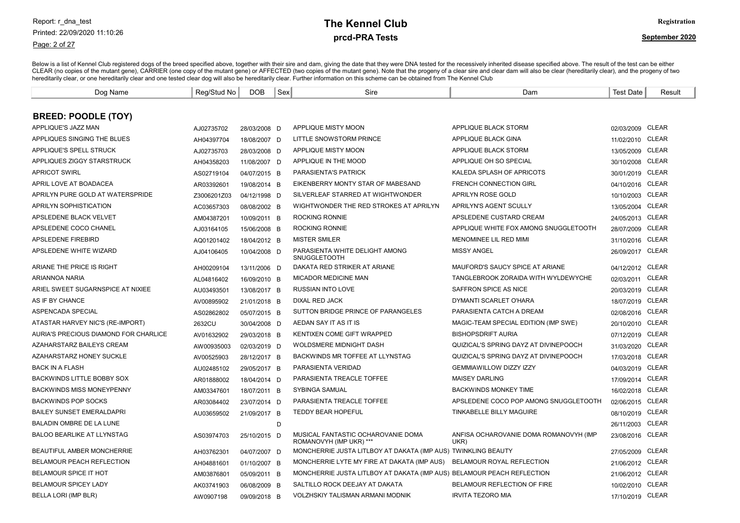# The Kennel Club

## prcd-PRA Tests

Registration

September 2020

Below is a list of Kennel Club registered dogs of the breed specified above, together with their sire and dam, giving the date that they were DNA tested for the recessively inherited disease specified above. The result of the test can be either CLEAR (no copies of the mutant gene), CARRIER (one copy of the mutant gene) or AFFECTED (two copies of the mutant gene). Note that the progeny of a clear sire and clear dam will also be clear (hereditarily clear), and the progeny of two hereditarily clear, or one hereditarily clear and one tested clear dog will also be hereditarily clear. Further information on this scheme can be obtained from The Kennel Club

### BREED: POODLE (TOY)

| Dog Name | Reg/Stud No | DOB | Sex | Sire | Dam | Test Date | Result |
|---|---|---|---|---|---|---|---|
| APPLIQUE'S JAZZ MAN | AJ02735702 | 28/03/2008 | D | APPLIQUE MISTY MOON | APPLIQUE BLACK STORM | 02/03/2009 | CLEAR |
| APPLIQUES SINGING THE BLUES | AH04397704 | 18/08/2007 | D | LITTLE SNOWSTORM PRINCE | APPLIQUE BLACK GINA | 11/02/2010 | CLEAR |
| APPLIQUE'S SPELL STRUCK | AJ02735703 | 28/03/2008 | D | APPLIQUE MISTY MOON | APPLIQUE BLACK STORM | 13/05/2009 | CLEAR |
| APPLIQUES ZIGGY STARSTRUCK | AH04358203 | 11/08/2007 | D | APPLIQUE IN THE MOOD | APPLIQUE OH SO SPECIAL | 30/10/2008 | CLEAR |
| APRICOT SWIRL | AS02719104 | 04/07/2015 | B | PARASIENTA'S PATRICK | KALEDA SPLASH OF APRICOTS | 30/01/2019 | CLEAR |
| APRIL LOVE AT BOADACEA | AR03392601 | 19/08/2014 | B | EIKENBERRY MONTY STAR OF MABESAND | FRENCH CONNECTION GIRL | 04/10/2016 | CLEAR |
| APRILYN PURE GOLD AT WATERSPRIDE | Z3006201Z03 | 04/12/1998 | D | SILVERLEAF STARRED AT WIGHTWONDER | APRILYN ROSE GOLD | 10/10/2003 | CLEAR |
| APRILYN SOPHISTICATION | AC03657303 | 08/08/2002 | B | WIGHTWONDER THE RED STROKES AT APRILYN | APRILYN'S AGENT SCULLY | 13/05/2004 | CLEAR |
| APSLEDENE BLACK VELVET | AM04387201 | 10/09/2011 | B | ROCKING RONNIE | APSLEDENE CUSTARD CREAM | 24/05/2013 | CLEAR |
| APSLEDENE COCO CHANEL | AJ03164105 | 15/06/2008 | B | ROCKING RONNIE | APPLIQUE WHITE FOX AMONG SNUGGLETOOTH | 28/07/2009 | CLEAR |
| APSLEDENE FIREBIRD | AQ01201402 | 18/04/2012 | B | MISTER SMILER | MENOMINEE LIL RED MIMI | 31/10/2016 | CLEAR |
| APSLEDENE WHITE WIZARD | AJ04106405 | 10/04/2008 | D | PARASIENTA WHITE DELIGHT AMONG SNUGGLETOOTH | MISSY ANGEL | 26/09/2017 | CLEAR |
| ARIANE THE PRICE IS RIGHT | AH00209104 | 13/11/2006 | D | DAKATA RED STRIKER AT ARIANE | MAUFORD'S SAUCY SPICE AT ARIANE | 04/12/2012 | CLEAR |
| ARIANNOA NARIA | AL04816402 | 16/09/2010 | B | MICADOR MEDICINE MAN | TANGLEBROOK ZORAIDA WITH WYLDEWYCHE | 02/03/2011 | CLEAR |
| ARIEL SWEET SUGARNSPICE AT NIXIEE | AU03493501 | 13/08/2017 | B | RUSSIAN INTO LOVE | SAFFRON SPICE AS NICE | 20/03/2019 | CLEAR |
| AS IF BY CHANCE | AV00895902 | 21/01/2018 | B | DIXAL RED JACK | DYMANTI SCARLET O'HARA | 18/07/2019 | CLEAR |
| ASPENCADA SPECIAL | AS02862802 | 05/07/2015 | B | SUTTON BRIDGE PRINCE OF PARANGELES | PARASIENTA CATCH A DREAM | 02/08/2016 | CLEAR |
| ATASTAR HARVEY NIC'S (RE-IMPORT) | 2632CU | 30/04/2008 | D | AEDAN SAY IT AS IT IS | MAGIC-TEAM SPECIAL EDITION (IMP SWE) | 20/10/2010 | CLEAR |
| AURIA'S PRECIOUS DIAMOND FOR CHARLICE | AV01632902 | 29/03/2018 | B | KENTIXEN COME GIFT WRAPPED | BISHOPSDRIFT AURIA | 07/12/2019 | CLEAR |
| AZAHARSTARZ BAILEYS CREAM | AW00935003 | 02/03/2019 | D | WOLDSMERE MIDNIGHT DASH | QUIZICAL'S SPRING DAYZ AT DIVINEPOOCH | 31/03/2020 | CLEAR |
| AZAHARSTARZ HONEY SUCKLE | AV00525903 | 28/12/2017 | B | BACKWINDS MR TOFFEE AT LLYNSTAG | QUIZICAL'S SPRING DAYZ AT DIVINEPOOCH | 17/03/2018 | CLEAR |
| BACK IN A FLASH | AU02485102 | 29/05/2017 | B | PARASIENTA VERIDAD | GEMMIAWILLOW DIZZY IZZY | 04/03/2019 | CLEAR |
| BACKWINDS LITTLE BOBBY SOX | AR01888002 | 18/04/2014 | D | PARASIENTA TREACLE TOFFEE | MAISEY DARLING | 17/09/2014 | CLEAR |
| BACKWINDS MISS MONEYPENNY | AM03347601 | 18/07/2011 | B | SYBINGA SAMUAL | BACKWINDS MONKEY TIME | 16/02/2018 | CLEAR |
| BACKWINDS POP SOCKS | AR03084402 | 23/07/2014 | D | PARASIENTA TREACLE TOFFEE | APSLEDENE COCO POP AMONG SNUGGLETOOTH | 02/06/2015 | CLEAR |
| BAILEY SUNSET EMERALDAPRI | AU03659502 | 21/09/2017 | B | TEDDY BEAR HOPEFUL | TINKABELLE BILLY MAGUIRE | 08/10/2019 | CLEAR |
| BALADIN OMBRE DE LA LUNE | | | D | | | 26/11/2003 | CLEAR |
| BALOO BEARLIKE AT LLYNSTAG | AS03974703 | 25/10/2015 | D | MUSICAL FANTASTIC OCHAROVANIE DOMA ROMANOVYH (IMP UKR) *** | ANFISA OCHAROVANIE DOMA ROMANOVYH (IMP UKR) | 23/08/2016 | CLEAR |
| BEAUTIFUL AMBER MONCHERRIE | AH03762301 | 04/07/2007 | D | MONCHERRIE JUSTA LITLBOY AT DAKATA (IMP AUS) | TWINKLING BEAUTY | 27/05/2009 | CLEAR |
| BELAMOUR PEACH REFLECTION | AH04881601 | 01/10/2007 | B | MONCHERRIE LYTE MY FIRE AT DAKATA (IMP AUS) | BELAMOUR ROYAL REFLECTION | 21/06/2012 | CLEAR |
| BELAMOUR SPICE IT HOT | AM03876801 | 05/09/2011 | B | MONCHERRIE JUSTA LITLBOY AT DAKATA (IMP AUS) | BELAMOUR PEACH REFLECTION | 21/06/2012 | CLEAR |
| BELAMOUR SPICEY LADY | AK03741903 | 06/08/2009 | B | SALTILLO ROCK DEEJAY AT DAKATA | BELAMOUR REFLECTION OF FIRE | 10/02/2010 | CLEAR |
| BELLA LORI (IMP BLR) | AW0907198 | 09/09/2018 | B | VOLZHSKIY TALISMAN ARMANI MODNIK | IRVITA TEZORO MIA | 17/10/2019 | CLEAR |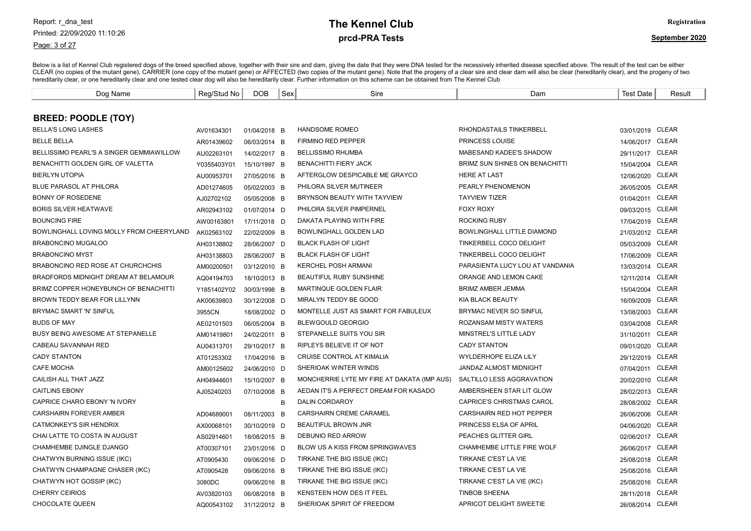# The Kennel Club

## prcd-PRA Tests

Registration

September 2020

Below is a list of Kennel Club registered dogs of the breed specified above, together with their sire and dam, giving the date that they were DNA tested for the recessively inherited disease specified above. The result of the test can be either CLEAR (no copies of the mutant gene), CARRIER (one copy of the mutant gene) or AFFECTED (two copies of the mutant gene). Note that the progeny of a clear sire and clear dam will also be clear (hereditarily clear), and the progeny of two hereditarily clear, or one hereditarily clear and one tested clear dog will also be hereditarily clear. Further information on this scheme can be obtained from The Kennel Club

### BREED: POODLE (TOY)

| Dog Name | Reg/Stud No | DOB | Sex | Sire | Dam | Test Date | Result |
|---|---|---|---|---|---|---|---|
| BELLA'S LONG LASHES | AV01634301 | 01/04/2018 | B | HANDSOME ROMEO | RHONDASTAILS TINKERBELL | 03/01/2019 | CLEAR |
| BELLE BELLA | AR01439602 | 06/03/2014 | B | FIRMINO RED PEPPER | PRINCESS LOUISE | 14/06/2017 | CLEAR |
| BELLISSIMO PEARL'S A SINGER GEMMIAWILLOW | AU02263101 | 14/02/2017 | B | BELLISSIMO RHUMBA | MABESAND KADEE'S SHADOW | 29/11/2017 | CLEAR |
| BENACHITTI GOLDEN GIRL OF VALETTA | Y0355403Y01 | 15/10/1997 | B | BENACHITTI FIERY JACK | BRIMZ SUN SHINES ON BENACHITTI | 15/04/2004 | CLEAR |
| BIERLYN UTOPIA | AU00953701 | 27/05/2016 | B | AFTERGLOW DESPICABLE ME GRAYCO | HERE AT LAST | 12/06/2020 | CLEAR |
| BLUE PARASOL AT PHILORA | AD01274605 | 05/02/2003 | B | PHILORA SILVER MUTINEER | PEARLY PHENOMENON | 26/05/2005 | CLEAR |
| BONNY OF ROSEDENE | AJ02702102 | 05/05/2008 | B | BRYNSON BEAUTY WITH TAYVIEW | TAYVIEW TIZER | 01/04/2011 | CLEAR |
| BORIS SILVER HEATWAVE | AR02943102 | 01/07/2014 | D | PHILORA SILVER PIMPERNEL | FOXY ROXY | 09/03/2015 | CLEAR |
| BOUNCING FIRE | AW00163801 | 17/11/2018 | D | DAKATA PLAYING WITH FIRE | ROCKING RUBY | 17/04/2019 | CLEAR |
| BOWLINGHALL LOVING MOLLY FROM CHEERYLAND | AK02563102 | 22/02/2009 | B | BOWLINGHALL GOLDEN LAD | BOWLINGHALL LITTLE DIAMOND | 21/03/2012 | CLEAR |
| BRABONCINO MUGALOO | AH03138802 | 28/06/2007 | D | BLACK FLASH OF LIGHT | TINKERBELL COCO DELIGHT | 05/03/2009 | CLEAR |
| BRABONCINO MYST | AH03138803 | 28/06/2007 | B | BLACK FLASH OF LIGHT | TINKERBELL COCO DELIGHT | 17/06/2009 | CLEAR |
| BRABONCINO RED ROSE AT CHURCHCHIS | AM00200501 | 03/12/2010 | B | KERCHEL POSH ARMANI | PARASIENTA LUCY LOU AT VANDANIA | 13/03/2014 | CLEAR |
| BRADFORDS MIDNIGHT DREAM AT BELAMOUR | AQ04194703 | 18/10/2013 | B | BEAUTIFUL RUBY SUNSHINE | ORANGE AND LEMON CAKE | 12/11/2014 | CLEAR |
| BRIMZ COPPER HONEYBUNCH OF BENACHITTI | Y1851402Y02 | 30/03/1998 | B | MARTINQUE GOLDEN FLAIR | BRIMZ AMBER JEMMA | 15/04/2004 | CLEAR |
| BROWN TEDDY BEAR FOR LILLYNN | AK00639803 | 30/12/2008 | D | MIRALYN TEDDY BE GOOD | KIA BLACK BEAUTY | 16/09/2009 | CLEAR |
| BRYMAC SMART 'N' SINFUL | 3955CN | 18/08/2002 | D | MONTELLE JUST AS SMART FOR FABULEUX | BRYMAC NEVER SO SINFUL | 13/08/2003 | CLEAR |
| BUDS OF MAY | AE02101503 | 06/05/2004 | B | BLEWGOULD GEORGIO | ROZANSAM MISTY WATERS | 03/04/2008 | CLEAR |
| BUSY BEING AWESOME AT STEPANELLE | AM01419801 | 24/02/2011 | B | STEPANELLE SUITS YOU SIR | MINSTREL'S LITTLE LADY | 31/10/2011 | CLEAR |
| CABEAU SAVANNAH RED | AU04313701 | 29/10/2017 | B | RIPLEYS BELIEVE IT OF NOT | CADY STANTON | 09/01/2020 | CLEAR |
| CADY STANTON | AT01253302 | 17/04/2016 | B | CRUISE CONTROL AT KIMALIA | WYLDERHOPE ELIZA LILY | 29/12/2019 | CLEAR |
| CAFE MOCHA | AM00125602 | 24/06/2010 | D | SHERIOAK WINTER WINDS | JANDAZ ALMOST MIDNIGHT | 07/04/2011 | CLEAR |
| CAILISH ALL THAT JAZZ | AH04944601 | 15/10/2007 | B | MONCHERRIE LYTE MY FIRE AT DAKATA (IMP AUS) | SALTILLO LESS AGGRAVATION | 20/02/2010 | CLEAR |
| CAITLINS EBONY | AJ05240203 | 07/10/2008 | B | AEDAN IT'S A PERFECT DREAM FOR KASADO | AMBERSHEEN STAR LIT GLOW | 28/02/2013 | CLEAR |
| CAPRICE CHARO EBONY 'N IVORY | | | B | DALIN CORDAROY | CAPRICE'S CHRISTMAS CAROL | 28/08/2002 | CLEAR |
| CARSHAIRN FOREVER AMBER | AD04689001 | 08/11/2003 | B | CARSHAIRN CREME CARAMEL | CARSHAIRN RED HOT PEPPER | 26/06/2006 | CLEAR |
| CATMONKEY'S SIR HENDRIX | AX00068101 | 30/10/2019 | D | BEAUTIFUL BROWN JNR | PRINCESS ELSA OF APRIL | 04/06/2020 | CLEAR |
| CHAI LATTE TO COSTA IN AUGUST | AS02914601 | 18/08/2015 | B | DEBUNIO RED ARROW | PEACHES GLITTER GIRL | 02/06/2017 | CLEAR |
| CHAMHEMBE DJINGLE DJANGO | AT00307101 | 23/01/2016 | D | BLOW US A KISS FROM SPRINGWAVES | CHAMHEMBE LITTLE FIRE WOLF | 26/06/2017 | CLEAR |
| CHATWYN BURNING ISSUE (IKC) | AT0905430 | 09/06/2016 | D | TIRKANE THE BIG ISSUE (IKC) | TIRKANE C'EST LA VIE | 25/08/2018 | CLEAR |
| CHATWYN CHAMPAGNE CHASER (IKC) | AT0905428 | 09/06/2016 | B | TIRKANE THE BIG ISSUE (IKC) | TIRKANE C'EST LA VIE | 25/08/2016 | CLEAR |
| CHATWYN HOT GOSSIP (IKC) | 3080DC | 09/06/2016 | B | TIRKANE THE BIG ISSUE (IKC) | TIRKANE C'EST LA VIE (IKC) | 25/08/2016 | CLEAR |
| CHERRY CEIRIOS | AV03820103 | 06/08/2018 | B | KENSTEEN HOW DES IT FEEL | TINBOB SHEENA | 28/11/2018 | CLEAR |
| CHOCOLATE QUEEN | AQ00543102 | 31/12/2012 | B | SHERIOAK SPIRIT OF FREEDOM | APRICOT DELIGHT SWEETIE | 26/08/2014 | CLEAR |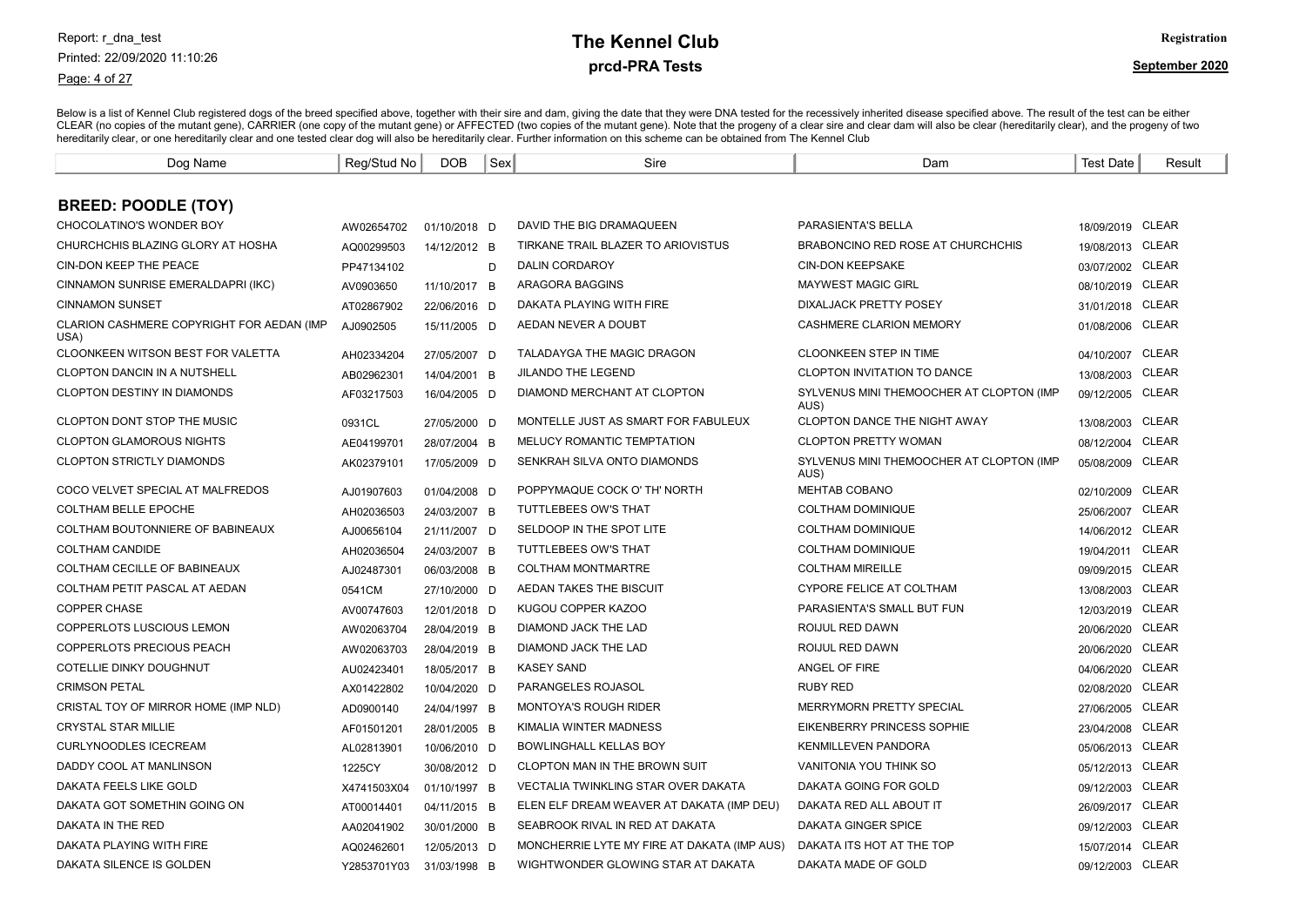# The Kennel Club

## prcd-PRA Tests

Report: r_dna_test
Printed: 22/09/2020 11:10:26

Registration
September 2020

Below is a list of Kennel Club registered dogs of the breed specified above, together with their sire and dam, giving the date that they were DNA tested for the recessively inherited disease specified above. The result of the test can be either CLEAR (no copies of the mutant gene), CARRIER (one copy of the mutant gene) or AFFECTED (two copies of the mutant gene). Note that the progeny of a clear sire and clear dam will also be clear (hereditarily clear), and the progeny of two hereditarily clear, or one hereditarily clear and one tested clear dog will also be hereditarily clear. Further information on this scheme can be obtained from The Kennel Club

### BREED: POODLE (TOY)

| Dog Name | Reg/Stud No | DOB | Sex | Sire | Dam | Test Date | Result |
|---|---|---|---|---|---|---|---|
| CHOCOLATINO'S WONDER BOY | AW02654702 | 01/10/2018 | D | DAVID THE BIG DRAMAQUEEN | PARASIENTA'S BELLA | 18/09/2019 | CLEAR |
| CHURCHCHIS BLAZING GLORY AT HOSHA | AQ00299503 | 14/12/2012 | B | TIRKANE TRAIL BLAZER TO ARIOVISTUS | BRABONCINO RED ROSE AT CHURCHCHIS | 19/08/2013 | CLEAR |
| CIN-DON KEEP THE PEACE | PP47134102 | | D | DALIN CORDAROY | CIN-DON KEEPSAKE | 03/07/2002 | CLEAR |
| CINNAMON SUNRISE EMERALDAPRI (IKC) | AV0903650 | 11/10/2017 | B | ARAGORA BAGGINS | MAYWEST MAGIC GIRL | 08/10/2019 | CLEAR |
| CINNAMON SUNSET | AT02867902 | 22/06/2016 | D | DAKATA PLAYING WITH FIRE | DIXALJACK PRETTY POSEY | 31/01/2018 | CLEAR |
| CLARION CASHMERE COPYRIGHT FOR AEDAN (IMP USA) | AJ0902505 | 15/11/2005 | D | AEDAN NEVER A DOUBT | CASHMERE CLARION MEMORY | 01/08/2006 | CLEAR |
| CLOONKEEN WITSON BEST FOR VALETTA | AH02334204 | 27/05/2007 | D | TALADAYGA THE MAGIC DRAGON | CLOONKEEN STEP IN TIME | 04/10/2007 | CLEAR |
| CLOPTON DANCIN IN A NUTSHELL | AB02962301 | 14/04/2001 | B | JILANDO THE LEGEND | CLOPTON INVITATION TO DANCE | 13/08/2003 | CLEAR |
| CLOPTON DESTINY IN DIAMONDS | AF03217503 | 16/04/2005 | D | DIAMOND MERCHANT AT CLOPTON | SYLVENUS MINI THEMOOCHER AT CLOPTON (IMP AUS) | 09/12/2005 | CLEAR |
| CLOPTON DONT STOP THE MUSIC | 0931CL | 27/05/2000 | D | MONTELLE JUST AS SMART FOR FABULEUX | CLOPTON DANCE THE NIGHT AWAY | 13/08/2003 | CLEAR |
| CLOPTON GLAMOROUS NIGHTS | AE04199701 | 28/07/2004 | B | MELUCY ROMANTIC TEMPTATION | CLOPTON PRETTY WOMAN | 08/12/2004 | CLEAR |
| CLOPTON STRICTLY DIAMONDS | AK02379101 | 17/05/2009 | D | SENKRAH SILVA ONTO DIAMONDS | SYLVENUS MINI THEMOOCHER AT CLOPTON (IMP AUS) | 05/08/2009 | CLEAR |
| COCO VELVET SPECIAL AT MALFREDOS | AJ01907603 | 01/04/2008 | D | POPPYMAQUE COCK O' TH' NORTH | MEHTAB COBANO | 02/10/2009 | CLEAR |
| COLTHAM BELLE EPOCHE | AH02036503 | 24/03/2007 | B | TUTTLEBEES OW'S THAT | COLTHAM DOMINIQUE | 25/06/2007 | CLEAR |
| COLTHAM BOUTONNIERE OF BABINEAUX | AJ00656104 | 21/11/2007 | D | SELDOOP IN THE SPOT LITE | COLTHAM DOMINIQUE | 14/06/2012 | CLEAR |
| COLTHAM CANDIDE | AH02036504 | 24/03/2007 | B | TUTTLEBEES OW'S THAT | COLTHAM DOMINIQUE | 19/04/2011 | CLEAR |
| COLTHAM CECILLE OF BABINEAUX | AJ02487301 | 06/03/2008 | B | COLTHAM MONTMARTRE | COLTHAM MIREILLE | 09/09/2015 | CLEAR |
| COLTHAM PETIT PASCAL AT AEDAN | 0541CM | 27/10/2000 | D | AEDAN TAKES THE BISCUIT | CYPORE FELICE AT COLTHAM | 13/08/2003 | CLEAR |
| COPPER CHASE | AV00747603 | 12/01/2018 | D | KUGOU COPPER KAZOO | PARASIENTA'S SMALL BUT FUN | 12/03/2019 | CLEAR |
| COPPERLOTS LUSCIOUS LEMON | AW02063704 | 28/04/2019 | B | DIAMOND JACK THE LAD | ROIJUL RED DAWN | 20/06/2020 | CLEAR |
| COPPERLOTS PRECIOUS PEACH | AW02063703 | 28/04/2019 | B | DIAMOND JACK THE LAD | ROIJUL RED DAWN | 20/06/2020 | CLEAR |
| COTELLIE DINKY DOUGHNUT | AU02423401 | 18/05/2017 | B | KASEY SAND | ANGEL OF FIRE | 04/06/2020 | CLEAR |
| CRIMSON PETAL | AX01422802 | 10/04/2020 | D | PARANGELES ROJASOL | RUBY RED | 02/08/2020 | CLEAR |
| CRISTAL TOY OF MIRROR HOME (IMP NLD) | AD0900140 | 24/04/1997 | B | MONTOYA'S ROUGH RIDER | MERRYMORN PRETTY SPECIAL | 27/06/2005 | CLEAR |
| CRYSTAL STAR MILLIE | AF01501201 | 28/01/2005 | B | KIMALIA WINTER MADNESS | EIKENBERRY PRINCESS SOPHIE | 23/04/2008 | CLEAR |
| CURLYNOODLES ICECREAM | AL02813901 | 10/06/2010 | D | BOWLINGHALL KELLAS BOY | KENMILLEVEN PANDORA | 05/06/2013 | CLEAR |
| DADDY COOL AT MANLINSON | 1225CY | 30/08/2012 | D | CLOPTON MAN IN THE BROWN SUIT | VANITONIA YOU THINK SO | 05/12/2013 | CLEAR |
| DAKATA FEELS LIKE GOLD | X4741503X04 | 01/10/1997 | B | VECTALIA TWINKLING STAR OVER DAKATA | DAKATA GOING FOR GOLD | 09/12/2003 | CLEAR |
| DAKATA GOT SOMETHIN GOING ON | AT00014401 | 04/11/2015 | B | ELEN ELF DREAM WEAVER AT DAKATA (IMP DEU) | DAKATA RED ALL ABOUT IT | 26/09/2017 | CLEAR |
| DAKATA IN THE RED | AA02041902 | 30/01/2000 | B | SEABROOK RIVAL IN RED AT DAKATA | DAKATA GINGER SPICE | 09/12/2003 | CLEAR |
| DAKATA PLAYING WITH FIRE | AQ02462601 | 12/05/2013 | D | MONCHERRIE LYTE MY FIRE AT DAKATA (IMP AUS) | DAKATA ITS HOT AT THE TOP | 15/07/2014 | CLEAR |
| DAKATA SILENCE IS GOLDEN | Y2853701Y03 | 31/03/1998 | B | WIGHTWONDER GLOWING STAR AT DAKATA | DAKATA MADE OF GOLD | 09/12/2003 | CLEAR |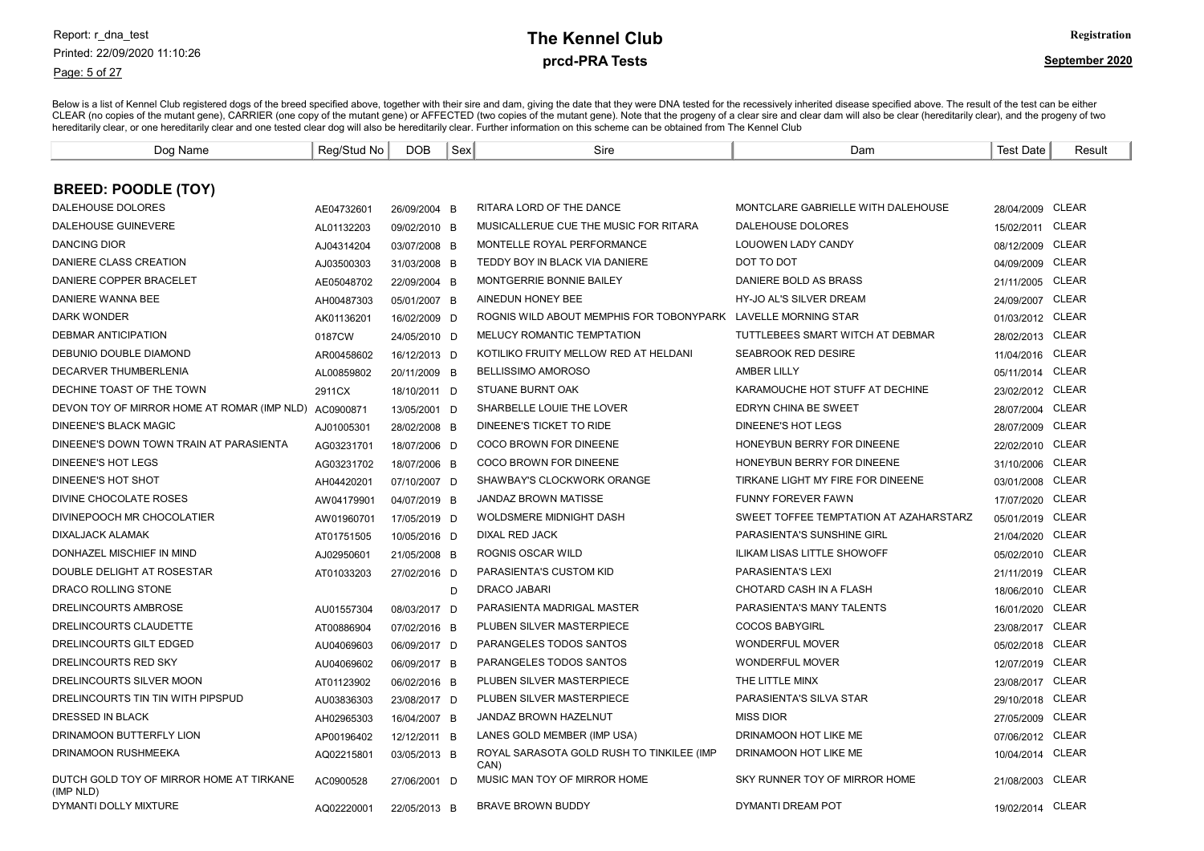# The Kennel Club

## prcd-PRA Tests

Below is a list of Kennel Club registered dogs of the breed specified above, together with their sire and dam, giving the date that they were DNA tested for the recessively inherited disease specified above. The result of the test can be either CLEAR (no copies of the mutant gene), CARRIER (one copy of the mutant gene) or AFFECTED (two copies of the mutant gene). Note that the progeny of a clear sire and clear dam will also be clear (hereditarily clear), and the progeny of two hereditarily clear, or one hereditarily clear and one tested clear dog will also be hereditarily clear. Further information on this scheme can be obtained from The Kennel Club

### BREED: POODLE (TOY)

| Dog Name | Reg/Stud No | DOB | Sex | Sire | Dam | Test Date | Result |
|---|---|---|---|---|---|---|---|
| DALEHOUSE DOLORES | AE04732601 | 26/09/2004 | B | RITARA LORD OF THE DANCE | MONTCLARE GABRIELLE WITH DALEHOUSE | 28/04/2009 | CLEAR |
| DALEHOUSE GUINEVERE | AL01132203 | 09/02/2010 | B | MUSICALLERUE CUE THE MUSIC FOR RITARA | DALEHOUSE DOLORES | 15/02/2011 | CLEAR |
| DANCING DIOR | AJ04314204 | 03/07/2008 | B | MONTELLE ROYAL PERFORMANCE | LOUOWEN LADY CANDY | 08/12/2009 | CLEAR |
| DANIERE CLASS CREATION | AJ03500303 | 31/03/2008 | B | TEDDY BOY IN BLACK VIA DANIERE | DOT TO DOT | 04/09/2009 | CLEAR |
| DANIERE COPPER BRACELET | AE05048702 | 22/09/2004 | B | MONTGERRIE BONNIE BAILEY | DANIERE BOLD AS BRASS | 21/11/2005 | CLEAR |
| DANIERE WANNA BEE | AH00487303 | 05/01/2007 | B | AINEDUN HONEY BEE | HY-JO AL'S SILVER DREAM | 24/09/2007 | CLEAR |
| DARK WONDER | AK01136201 | 16/02/2009 | D | ROGNIS WILD ABOUT MEMPHIS FOR TOBONYPARK | LAVELLE MORNING STAR | 01/03/2012 | CLEAR |
| DEBMAR ANTICIPATION | 0187CW | 24/05/2010 | D | MELUCY ROMANTIC TEMPTATION | TUTTLEBEES SMART WITCH AT DEBMAR | 28/02/2013 | CLEAR |
| DEBUNIO DOUBLE DIAMOND | AR00458602 | 16/12/2013 | D | KOTILIKO FRUITY MELLOW RED AT HELDANI | SEABROOK RED DESIRE | 11/04/2016 | CLEAR |
| DECARVER THUMBERLENIA | AL00859802 | 20/11/2009 | B | BELLISSIMO AMOROSO | AMBER LILLY | 05/11/2014 | CLEAR |
| DECHINE TOAST OF THE TOWN | 2911CX | 18/10/2011 | D | STUANE BURNT OAK | KARAMOUCHE HOT STUFF AT DECHINE | 23/02/2012 | CLEAR |
| DEVON TOY OF MIRROR HOME AT ROMAR (IMP NLD) | AC0900871 | 13/05/2001 | D | SHARBELLE LOUIE THE LOVER | EDRYN CHINA BE SWEET | 28/07/2004 | CLEAR |
| DINEENE'S BLACK MAGIC | AJ01005301 | 28/02/2008 | B | DINEENE'S TICKET TO RIDE | DINEENE'S HOT LEGS | 28/07/2009 | CLEAR |
| DINEENE'S DOWN TOWN TRAIN AT PARASIENTA | AG03231701 | 18/07/2006 | D | COCO BROWN FOR DINEENE | HONEYBUN BERRY FOR DINEENE | 22/02/2010 | CLEAR |
| DINEENE'S HOT LEGS | AG03231702 | 18/07/2006 | B | COCO BROWN FOR DINEENE | HONEYBUN BERRY FOR DINEENE | 31/10/2006 | CLEAR |
| DINEENE'S HOT SHOT | AH04420201 | 07/10/2007 | D | SHAWBAY'S CLOCKWORK ORANGE | TIRKANE LIGHT MY FIRE FOR DINEENE | 03/01/2008 | CLEAR |
| DIVINE CHOCOLATE ROSES | AW04179901 | 04/07/2019 | B | JANDAZ BROWN MATISSE | FUNNY FOREVER FAWN | 17/07/2020 | CLEAR |
| DIVINEPOOCH MR CHOCOLATIER | AW01960701 | 17/05/2019 | D | WOLDSMERE MIDNIGHT DASH | SWEET TOFFEE TEMPTATION AT AZAHARSTARZ | 05/01/2019 | CLEAR |
| DIXALJACK ALAMAK | AT01751505 | 10/05/2016 | D | DIXAL RED JACK | PARASIENTA'S SUNSHINE GIRL | 21/04/2020 | CLEAR |
| DONHAZEL MISCHIEF IN MIND | AJ02950601 | 21/05/2008 | B | ROGNIS OSCAR WILD | ILIKAM LISAS LITTLE SHOWOFF | 05/02/2010 | CLEAR |
| DOUBLE DELIGHT AT ROSESTAR | AT01033203 | 27/02/2016 | D | PARASIENTA'S CUSTOM KID | PARASIENTA'S LEXI | 21/11/2019 | CLEAR |
| DRACO ROLLING STONE | | | D | DRACO JABARI | CHOTARD CASH IN A FLASH | 18/06/2010 | CLEAR |
| DRELINCOURTS AMBROSE | AU01557304 | 08/03/2017 | D | PARASIENTA MADRIGAL MASTER | PARASIENTA'S MANY TALENTS | 16/01/2020 | CLEAR |
| DRELINCOURTS CLAUDETTE | AT00886904 | 07/02/2016 | B | PLUBEN SILVER MASTERPIECE | COCOS BABYGIRL | 23/08/2017 | CLEAR |
| DRELINCOURTS GILT EDGED | AU04069603 | 06/09/2017 | D | PARANGELES TODOS SANTOS | WONDERFUL MOVER | 05/02/2018 | CLEAR |
| DRELINCOURTS RED SKY | AU04069602 | 06/09/2017 | B | PARANGELES TODOS SANTOS | WONDERFUL MOVER | 12/07/2019 | CLEAR |
| DRELINCOURTS SILVER MOON | AT01123902 | 06/02/2016 | B | PLUBEN SILVER MASTERPIECE | THE LITTLE MINX | 23/08/2017 | CLEAR |
| DRELINCOURTS TIN TIN WITH PIPSPUD | AU03836303 | 23/08/2017 | D | PLUBEN SILVER MASTERPIECE | PARASIENTA'S SILVA STAR | 29/10/2018 | CLEAR |
| DRESSED IN BLACK | AH02965303 | 16/04/2007 | B | JANDAZ BROWN HAZELNUT | MISS DIOR | 27/05/2009 | CLEAR |
| DRINAMOON BUTTERFLY LION | AP00196402 | 12/12/2011 | B | LANES GOLD MEMBER (IMP USA) | DRINAMOON HOT LIKE ME | 07/06/2012 | CLEAR |
| DRINAMOON RUSHMEEKA | AQ02215801 | 03/05/2013 | B | ROYAL SARASOTA GOLD RUSH TO TINKILEE (IMP CAN) | DRINAMOON HOT LIKE ME | 10/04/2014 | CLEAR |
| DUTCH GOLD TOY OF MIRROR HOME AT TIRKANE (IMP NLD) | AC0900528 | 27/06/2001 | D | MUSIC MAN TOY OF MIRROR HOME | SKY RUNNER TOY OF MIRROR HOME | 21/08/2003 | CLEAR |
| DYMANTI DOLLY MIXTURE | AQ02220001 | 22/05/2013 | B | BRAVE BROWN BUDDY | DYMANTI DREAM POT | 19/02/2014 | CLEAR |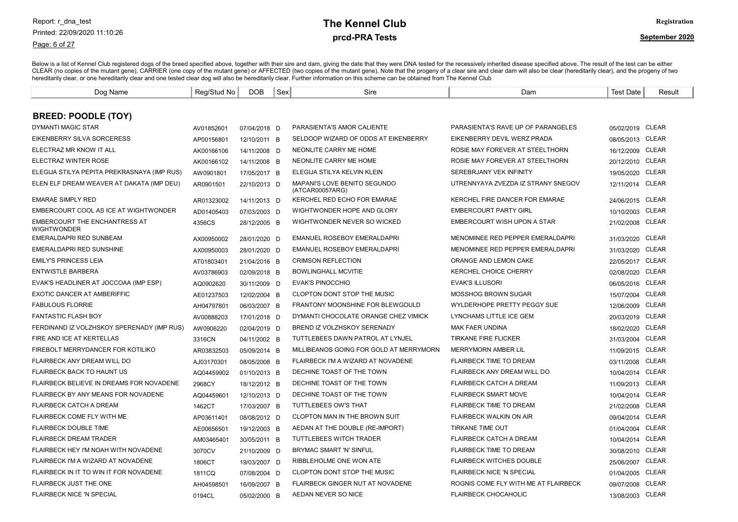**The Kennel Club**

**prcd-PRA Tests**

**Registration**

**September 2020**

Below is a list of Kennel Club registered dogs of the breed specified above, together with their sire and dam, giving the date that they were DNA tested for the recessively inherited disease specified above. The result of the test can be either CLEAR (no copies of the mutant gene), CARRIER (one copy of the mutant gene) or AFFECTED (two copies of the mutant gene). Note that the progeny of a clear sire and clear dam will also be clear (hereditarily clear), and the progeny of two hereditarily clear, or one hereditarily clear and one tested clear dog will also be hereditarily clear. Further information on this scheme can be obtained from The Kennel Club

## BREED: POODLE (TOY)

| Dog Name | Reg/Stud No | DOB | Sex | Sire | Dam | Test Date | Result |
|---|---|---|---|---|---|---|---|
| DYMANTI MAGIC STAR | AV01852601 | 07/04/2018 | D | PARASIENTA'S AMOR CALIENTE | PARASIENTA'S RAVE UP OF PARANGELES | 05/02/2019 | CLEAR |
| EIKENBERRY SILVA SORCERESS | AP00156801 | 12/10/2011 | B | SELDOOP WIZARD OF ODDS AT EIKENBERRY | EIKENBERRY DEVIL WERZ PRADA | 08/05/2013 | CLEAR |
| ELECTRAZ MR KNOW IT ALL | AK00166106 | 14/11/2008 | D | NEONLITE CARRY ME HOME | ROSIE MAY FOREVER AT STEELTHORN | 16/12/2009 | CLEAR |
| ELECTRAZ WINTER ROSE | AK00166102 | 14/11/2008 | B | NEONLITE CARRY ME HOME | ROSIE MAY FOREVER AT STEELTHORN | 20/12/2010 | CLEAR |
| ELEGIJA STILYA PEPITA PREKRASNAYA (IMP RUS) | AW0901801 | 17/05/2017 | B | ELEGIJA STILYA KELVIN KLEIN | SEREBRJANY VEK INFINITY | 19/05/2020 | CLEAR |
| ELEN ELF DREAM WEAVER AT DAKATA (IMP DEU) | AR0901501 | 22/10/2013 | D | MAPANI'S LOVE BENITO SEGUNDO (ATCAR00057ARG) | UTRENNYAYA ZVEZDA IZ STRANY SNEGOV | 12/11/2014 | CLEAR |
| EMARAE SIMPLY RED | AR01323002 | 14/11/2013 | D | KERCHEL RED ECHO FOR EMARAE | KERCHEL FIRE DANCER FOR EMARAE | 24/06/2015 | CLEAR |
| EMBERCOURT COOL AS ICE AT WIGHTWONDER | AD01405403 | 07/03/2003 | D | WIGHTWONDER HOPE AND GLORY | EMBERCOURT PARTY GIRL | 10/10/2003 | CLEAR |
| EMBERCOURT THE ENCHANTRESS AT WIGHTWONDER | 4356CS | 28/12/2005 | B | WIGHTWONDER NEVER SO WICKED | EMBERCOURT WISH UPON A STAR | 21/02/2008 | CLEAR |
| EMERALDAPRI RED SUNBEAM | AX00950002 | 28/01/2020 | D | EMANUEL ROSEBOY EMERALDAPRI | MENOMINEE RED PEPPER EMERALDAPRI | 31/03/2020 | CLEAR |
| EMERALDAPRI RED SUNSHINE | AX00950003 | 28/01/2020 | D | EMANUEL ROSEBOY EMERALDAPRI | MENOMINEE RED PEPPER EMERALDAPRI | 31/03/2020 | CLEAR |
| EMILY'S PRINCESS LEIA | AT01803401 | 21/04/2016 | B | CRIMSON REFLECTION | ORANGE AND LEMON CAKE | 22/05/2017 | CLEAR |
| ENTWISTLE BARBERA | AV03786903 | 02/09/2018 | B | BOWLINGHALL MCVITIE | KERCHEL CHOICE CHERRY | 02/08/2020 | CLEAR |
| EVAK'S HEADLINER AT JOCCOAA (IMP ESP) | AQ0902620 | 30/11/2009 | D | EVAK'S PINOCCHIO | EVAK'S ILLUSORI | 06/05/2016 | CLEAR |
| EXOTIC DANCER AT AMBERIFFIC | AE01237503 | 12/02/2004 | B | CLOPTON DONT STOP THE MUSIC | MOSSHOG BROWN SUGAR | 15/07/2004 | CLEAR |
| FABULOUS FLORRIE | AH04797801 | 06/03/2007 | B | FRANTONY MOONSHINE FOR BLEWGOULD | WYLDERHOPE PRETTY PEGGY SUE | 12/06/2009 | CLEAR |
| FANTASTIC FLASH BOY | AV00888203 | 17/01/2018 | D | DYMANTI CHOCOLATE ORANGE CHEZ VIMICK | LYNCHAMS LITTLE ICE GEM | 20/03/2019 | CLEAR |
| FERDINAND IZ VOLZHSKOY SPERENADY (IMP RUS) | AW0906220 | 02/04/2019 | D | BREND IZ VOLZHSKOY SERENADY | MAK FAER UNDINA | 18/02/2020 | CLEAR |
| FIRE AND ICE AT KERTELLAS | 3316CN | 04/11/2002 | B | TUTTLEBEES DAWN PATROL AT LYNJEL | TIRKANE FIRE FLICKER | 31/03/2004 | CLEAR |
| FIREBOLT MERRYDANCER FOR KOTILIKO | AR03832503 | 05/09/2014 | B | MILLIBEANOS GOING FOR GOLD AT MERRYMORN | MERRYMORN AMBER LIL | 11/09/2015 | CLEAR |
| FLAIRBECK ANY DREAM WILL DO | AJ03170301 | 08/05/2008 | B | FLAIRBECK I'M A WIZARD AT NOVADENE | FLAIRBECK TIME TO DREAM | 03/11/2008 | CLEAR |
| FLAIRBECK BACK TO HAUNT US | AQ04459902 | 01/10/2013 | B | DECHINE TOAST OF THE TOWN | FLAIRBECK ANY DREAM WILL DO | 10/04/2014 | CLEAR |
| FLAIRBECK BELIEVE IN DREAMS FOR NOVADENE | 2968CY | 18/12/2012 | B | DECHINE TOAST OF THE TOWN | FLAIRBECK CATCH A DREAM | 11/09/2013 | CLEAR |
| FLAIRBECK BY ANY MEANS FOR NOVADENE | AQ04459601 | 12/10/2013 | D | DECHINE TOAST OF THE TOWN | FLAIRBECK SMART MOVE | 10/04/2014 | CLEAR |
| FLAIRBECK CATCH A DREAM | 1462CT | 17/03/2007 | B | TUTTLEBEES OW'S THAT | FLAIRBECK TIME TO DREAM | 21/02/2008 | CLEAR |
| FLAIRBECK COME FLY WITH ME | AP03611401 | 08/08/2012 | D | CLOPTON MAN IN THE BROWN SUIT | FLAIRBECK WALKIN ON AIR | 09/04/2014 | CLEAR |
| FLAIRBECK DOUBLE TIME | AE00656501 | 19/12/2003 | B | AEDAN AT THE DOUBLE (RE-IMPORT) | TIRKANE TIME OUT | 01/04/2004 | CLEAR |
| FLAIRBECK DREAM TRADER | AM03465401 | 30/05/2011 | B | TUTTLEBEES WITCH TRADER | FLAIRBECK CATCH A DREAM | 10/04/2014 | CLEAR |
| FLAIRBECK HEY I'M NOAH WITH NOVADENE | 3070CV | 21/10/2009 | D | BRYMAC SMART 'N' SINFUL | FLAIRBECK TIME TO DREAM | 30/08/2010 | CLEAR |
| FLAIRBECK I'M A WIZARD AT NOVADENE | 1806CT | 19/03/2007 | D | RIBBLEHOLME ONE WON ATE | FLAIRBECK WITCHES DOUBLE | 25/06/2007 | CLEAR |
| FLAIRBECK IN IT TO WIN IT FOR NOVADENE | 1811CQ | 07/08/2004 | D | CLOPTON DONT STOP THE MUSIC | FLAIRBECK NICE 'N SPECIAL | 01/04/2005 | CLEAR |
| FLAIRBECK JUST THE ONE | AH04598501 | 16/09/2007 | B | FLAIRBECK GINGER NUT AT NOVADENE | ROGNIS COME FLY WITH ME AT FLAIRBECK | 09/07/2008 | CLEAR |
| FLAIRBECK NICE 'N SPECIAL | 0194CL | 05/02/2000 | B | AEDAN NEVER SO NICE | FLAIRBECK CHOCAHOLIC | 13/08/2003 | CLEAR |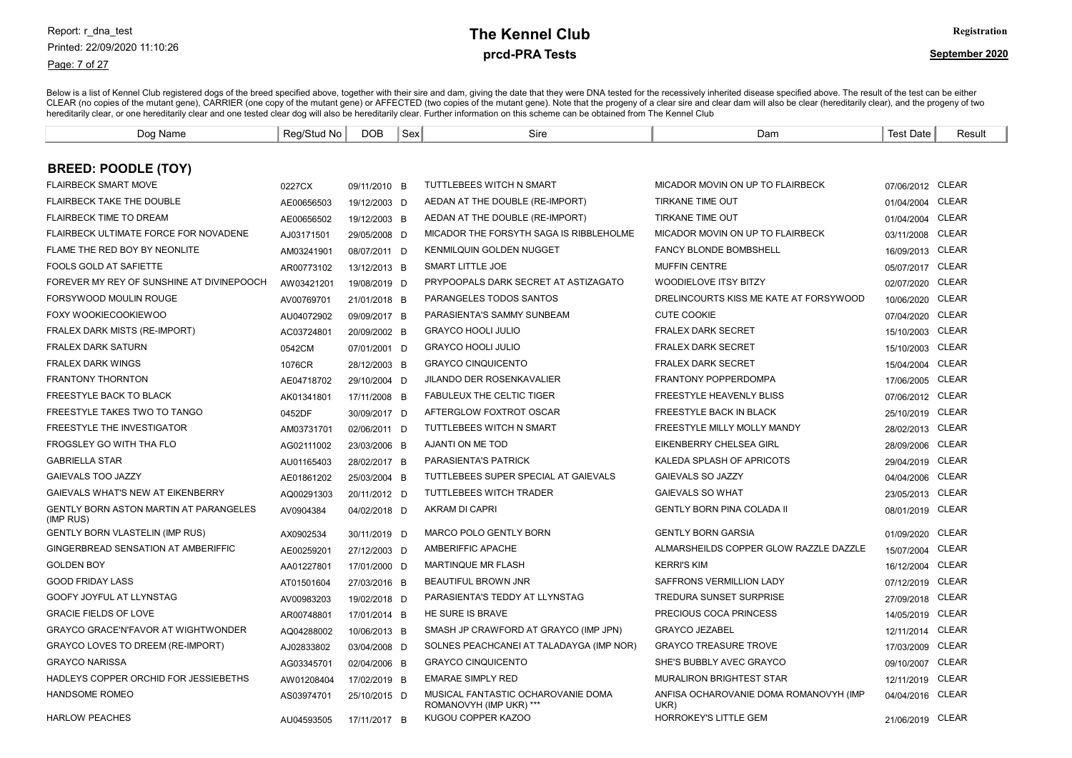# The Kennel Club

## prcd-PRA Tests

Below is a list of Kennel Club registered dogs of the breed specified above, together with their sire and dam, giving the date that they were DNA tested for the recessively inherited disease specified above. The result of the test can be either CLEAR (no copies of the mutant gene), CARRIER (one copy of the mutant gene) or AFFECTED (two copies of the mutant gene). Note that the progeny of a clear sire and clear dam will also be clear (hereditarily clear), and the progeny of two hereditarily clear, or one hereditarily clear and one tested clear dog will also be hereditarily clear. Further information on this scheme can be obtained from The Kennel Club

### BREED: POODLE (TOY)

| Dog Name | Reg/Stud No | DOB | Sex | Sire | Dam | Test Date | Result |
|---|---|---|---|---|---|---|---|
| FLAIRBECK SMART MOVE | 0227CX | 09/11/2010 | B | TUTTLEBEES WITCH N SMART | MICADOR MOVIN ON UP TO FLAIRBECK | 07/06/2012 | CLEAR |
| FLAIRBECK TAKE THE DOUBLE | AE00656503 | 19/12/2003 | D | AEDAN AT THE DOUBLE (RE-IMPORT) | TIRKANE TIME OUT | 01/04/2004 | CLEAR |
| FLAIRBECK TIME TO DREAM | AE00656502 | 19/12/2003 | B | AEDAN AT THE DOUBLE (RE-IMPORT) | TIRKANE TIME OUT | 01/04/2004 | CLEAR |
| FLAIRBECK ULTIMATE FORCE FOR NOVADENE | AJ03171501 | 29/05/2008 | D | MICADOR THE FORSYTH SAGA IS RIBBLEHOLME | MICADOR MOVIN ON UP TO FLAIRBECK | 03/11/2008 | CLEAR |
| FLAME THE RED BOY BY NEONLITE | AM03241901 | 08/07/2011 | D | KENMILQUIN GOLDEN NUGGET | FANCY BLONDE BOMBSHELL | 16/09/2013 | CLEAR |
| FOOLS GOLD AT SAFIETTE | AR00773102 | 13/12/2013 | B | SMART LITTLE JOE | MUFFIN CENTRE | 05/07/2017 | CLEAR |
| FOREVER MY REY OF SUNSHINE AT DIVINEPOOCH | AW03421201 | 19/08/2019 | D | PRYPOOPALS DARK SECRET AT ASTIZAGATO | WOODIELOVE ITSY BITZY | 02/07/2020 | CLEAR |
| FORSYWOOD MOULIN ROUGE | AV00769701 | 21/01/2018 | B | PARANGELES TODOS SANTOS | DRELINCOURTS KISS ME KATE AT FORSYWOOD | 10/06/2020 | CLEAR |
| FOXY WOOKIECOOKIEWOO | AU04072902 | 09/09/2017 | B | PARASIENTA'S SAMMY SUNBEAM | CUTE COOKIE | 07/04/2020 | CLEAR |
| FRALEX DARK MISTS (RE-IMPORT) | AC03724801 | 20/09/2002 | B | GRAYCO HOOLI JULIO | FRALEX DARK SECRET | 15/10/2003 | CLEAR |
| FRALEX DARK SATURN | 0542CM | 07/01/2001 | D | GRAYCO HOOLI JULIO | FRALEX DARK SECRET | 15/10/2003 | CLEAR |
| FRALEX DARK WINGS | 1076CR | 28/12/2003 | B | GRAYCO CINQUICENTO | FRALEX DARK SECRET | 15/04/2004 | CLEAR |
| FRANTONY THORNTON | AE04718702 | 29/10/2004 | D | JILANDO DER ROSENKAVALIER | FRANTONY POPPERDOMPA | 17/06/2005 | CLEAR |
| FREESTYLE BACK TO BLACK | AK01341801 | 17/11/2008 | B | FABULEUX THE CELTIC TIGER | FREESTYLE HEAVENLY BLISS | 07/06/2012 | CLEAR |
| FREESTYLE TAKES TWO TO TANGO | 0452DF | 30/09/2017 | D | AFTERGLOW FOXTROT OSCAR | FREESTYLE BACK IN BLACK | 25/10/2019 | CLEAR |
| FREESTYLE THE INVESTIGATOR | AM03731701 | 02/06/2011 | D | TUTTLEBEES WITCH N SMART | FREESTYLE MILLY MOLLY MANDY | 28/02/2013 | CLEAR |
| FROGSLEY GO WITH THA FLO | AG02111002 | 23/03/2006 | B | AJANTI ON ME TOD | EIKENBERRY CHELSEA GIRL | 28/09/2006 | CLEAR |
| GABRIELLA STAR | AU01165403 | 28/02/2017 | B | PARASIENTA'S PATRICK | KALEDA SPLASH OF APRICOTS | 29/04/2019 | CLEAR |
| GAIEVALS TOO JAZZY | AE01861202 | 25/03/2004 | B | TUTTLEBEES SUPER SPECIAL AT GAIEVALS | GAIEVALS SO JAZZY | 04/04/2006 | CLEAR |
| GAIEVALS WHAT'S NEW AT EIKENBERRY | AQ00291303 | 20/11/2012 | D | TUTTLEBEES WITCH TRADER | GAIEVALS SO WHAT | 23/05/2013 | CLEAR |
| GENTLY BORN ASTON MARTIN AT PARANGELES (IMP RUS) | AV0904384 | 04/02/2018 | D | AKRAM DI CAPRI | GENTLY BORN PINA COLADA II | 08/01/2019 | CLEAR |
| GENTLY BORN VLASTELIN (IMP RUS) | AX0902534 | 30/11/2019 | D | MARCO POLO GENTLY BORN | GENTLY BORN GARSIA | 01/09/2020 | CLEAR |
| GINGERBREAD SENSATION AT AMBERIFFIC | AE00259201 | 27/12/2003 | D | AMBERIFFIC APACHE | ALMARSHEILDS COPPER GLOW RAZZLE DAZZLE | 15/07/2004 | CLEAR |
| GOLDEN BOY | AA01227801 | 17/01/2000 | D | MARTINQUE MR FLASH | KERRI'S KIM | 16/12/2004 | CLEAR |
| GOOD FRIDAY LASS | AT01501604 | 27/03/2016 | B | BEAUTIFUL BROWN JNR | SAFFRONS VERMILLION LADY | 07/12/2019 | CLEAR |
| GOOFY JOYFUL AT LLYNSTAG | AV00983203 | 19/02/2018 | D | PARASIENTA'S TEDDY AT LLYNSTAG | TREDURA SUNSET SURPRISE | 27/09/2018 | CLEAR |
| GRACIE FIELDS OF LOVE | AR00748801 | 17/01/2014 | B | HE SURE IS BRAVE | PRECIOUS COCA PRINCESS | 14/05/2019 | CLEAR |
| GRAYCO GRACE'N'FAVOR AT WIGHTWONDER | AQ04288002 | 10/06/2013 | B | SMASH JP CRAWFORD AT GRAYCO (IMP JPN) | GRAYCO JEZABEL | 12/11/2014 | CLEAR |
| GRAYCO LOVES TO DREEM (RE-IMPORT) | AJ02833802 | 03/04/2008 | D | SOLNES PEACHCANEI AT TALADAYGA (IMP NOR) | GRAYCO TREASURE TROVE | 17/03/2009 | CLEAR |
| GRAYCO NARISSA | AG03345701 | 02/04/2006 | B | GRAYCO CINQUICENTO | SHE'S BUBBLY AVEC GRAYCO | 09/10/2007 | CLEAR |
| HADLEYS COPPER ORCHID FOR JESSIEBETHS | AW01208404 | 17/02/2019 | B | EMARAE SIMPLY RED | MURALIRON BRIGHTEST STAR | 12/11/2019 | CLEAR |
| HANDSOME ROMEO | AS03974701 | 25/10/2015 | D | MUSICAL FANTASTIC OCHAROVANIE DOMA ROMANOVYH (IMP UKR) *** | ANFISA OCHAROVANIE DOMA ROMANOVYH (IMP UKR) | 04/04/2016 | CLEAR |
| HARLOW PEACHES | AU04593505 | 17/11/2017 | B | KUGOU COPPER KAZOO | HORROKEY'S LITTLE GEM | 21/06/2019 | CLEAR |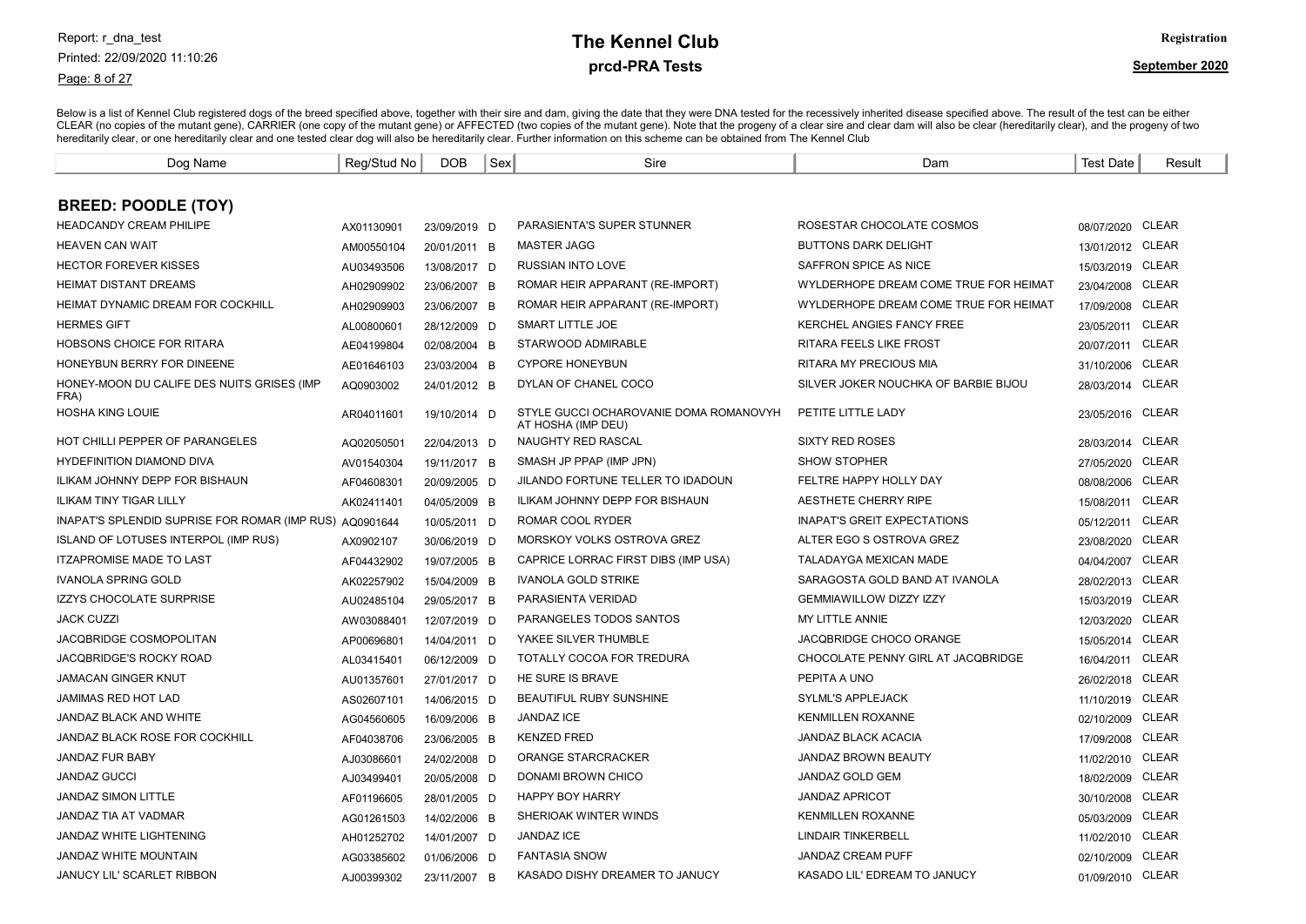# The Kennel Club

## prcd-PRA Tests

Below is a list of Kennel Club registered dogs of the breed specified above, together with their sire and dam, giving the date that they were DNA tested for the recessively inherited disease specified above. The result of the test can be either CLEAR (no copies of the mutant gene), CARRIER (one copy of the mutant gene) or AFFECTED (two copies of the mutant gene). Note that the progeny of a clear sire and clear dam will also be clear (hereditarily clear), and the progeny of two hereditarily clear, or one hereditarily clear and one tested clear dog will also be hereditarily clear. Further information on this scheme can be obtained from The Kennel Club

| Dog Name | Reg/Stud No | DOB | Sex | Sire | Dam | Test Date | Result |
|---|---|---|---|---|---|---|---|
| **BREED: POODLE (TOY)** | | | | | | | |
| HEADCANDY CREAM PHILIPE | AX01130901 | 23/09/2019 | D | PARASIENTA'S SUPER STUNNER | ROSESTAR CHOCOLATE COSMOS | 08/07/2020 | CLEAR |
| HEAVEN CAN WAIT | AM00550104 | 20/01/2011 | B | MASTER JAGG | BUTTONS DARK DELIGHT | 13/01/2012 | CLEAR |
| HECTOR FOREVER KISSES | AU03493506 | 13/08/2017 | D | RUSSIAN INTO LOVE | SAFFRON SPICE AS NICE | 15/03/2019 | CLEAR |
| HEIMAT DISTANT DREAMS | AH02909902 | 23/06/2007 | B | ROMAR HEIR APPARANT (RE-IMPORT) | WYLDERHOPE DREAM COME TRUE FOR HEIMAT | 23/04/2008 | CLEAR |
| HEIMAT DYNAMIC DREAM FOR COCKHILL | AH02909903 | 23/06/2007 | B | ROMAR HEIR APPARANT (RE-IMPORT) | WYLDERHOPE DREAM COME TRUE FOR HEIMAT | 17/09/2008 | CLEAR |
| HERMES GIFT | AL00800601 | 28/12/2009 | D | SMART LITTLE JOE | KERCHEL ANGIES FANCY FREE | 23/05/2011 | CLEAR |
| HOBSONS CHOICE FOR RITARA | AE04199804 | 02/08/2004 | B | STARWOOD ADMIRABLE | RITARA FEELS LIKE FROST | 20/07/2011 | CLEAR |
| HONEYBUN BERRY FOR DINEENE | AE01646103 | 23/03/2004 | B | CYPORE HONEYBUN | RITARA MY PRECIOUS MIA | 31/10/2006 | CLEAR |
| HONEY-MOON DU CALIFE DES NUITS GRISES (IMP FRA) | AQ0903002 | 24/01/2012 | B | DYLAN OF CHANEL COCO | SILVER JOKER NOUCHKA OF BARBIE BIJOU | 28/03/2014 | CLEAR |
| HOSHA KING LOUIE | AR04011601 | 19/10/2014 | D | STYLE GUCCI OCHAROVANIE DOMA ROMANOVYH AT HOSHA (IMP DEU) | PETITE LITTLE LADY | 23/05/2016 | CLEAR |
| HOT CHILLI PEPPER OF PARANGELES | AQ02050501 | 22/04/2013 | D | NAUGHTY RED RASCAL | SIXTY RED ROSES | 28/03/2014 | CLEAR |
| HYDEFINITION DIAMOND DIVA | AV01540304 | 19/11/2017 | B | SMASH JP PPAP (IMP JPN) | SHOW STOPHER | 27/05/2020 | CLEAR |
| ILIKAM JOHNNY DEPP FOR BISHAUN | AF04608301 | 20/09/2005 | D | JILANDO FORTUNE TELLER TO IDADOUN | FELTRE HAPPY HOLLY DAY | 08/08/2006 | CLEAR |
| ILIKAM TINY TIGAR LILLY | AK02411401 | 04/05/2009 | B | ILIKAM JOHNNY DEPP FOR BISHAUN | AESTHETE CHERRY RIPE | 15/08/2011 | CLEAR |
| INAPAT'S SPLENDID SUPRISE FOR ROMAR (IMP RUS) | AQ0901644 | 10/05/2011 | D | ROMAR COOL RYDER | INAPAT'S GREIT EXPECTATIONS | 05/12/2011 | CLEAR |
| ISLAND OF LOTUSES INTERPOL (IMP RUS) | AX0902107 | 30/06/2019 | D | MORSKOY VOLKS OSTROVA GREZ | ALTER EGO S OSTROVA GREZ | 23/08/2020 | CLEAR |
| ITZAPROMISE MADE TO LAST | AF04432902 | 19/07/2005 | B | CAPRICE LORRAC FIRST DIBS (IMP USA) | TALADAYGA MEXICAN MADE | 04/04/2007 | CLEAR |
| IVANOLA SPRING GOLD | AK02257902 | 15/04/2009 | B | IVANOLA GOLD STRIKE | SARAGOSTA GOLD BAND AT IVANOLA | 28/02/2013 | CLEAR |
| IZZYS CHOCOLATE SURPRISE | AU02485104 | 29/05/2017 | B | PARASIENTA VERIDAD | GEMMIAWILLOW DIZZY IZZY | 15/03/2019 | CLEAR |
| JACK CUZZI | AW03088401 | 12/07/2019 | D | PARANGELES TODOS SANTOS | MY LITTLE ANNIE | 12/03/2020 | CLEAR |
| JACQBRIDGE COSMOPOLITAN | AP00696801 | 14/04/2011 | D | YAKEE SILVER THUMBLE | JACQBRIDGE CHOCO ORANGE | 15/05/2014 | CLEAR |
| JACQBRIDGE'S ROCKY ROAD | AL03415401 | 06/12/2009 | D | TOTALLY COCOA FOR TREDURA | CHOCOLATE PENNY GIRL AT JACQBRIDGE | 16/04/2011 | CLEAR |
| JAMACAN GINGER KNUT | AU01357601 | 27/01/2017 | D | HE SURE IS BRAVE | PEPITA A UNO | 26/02/2018 | CLEAR |
| JAMIMAS RED HOT LAD | AS02607101 | 14/06/2015 | D | BEAUTIFUL RUBY SUNSHINE | SYLML'S APPLEJACK | 11/10/2019 | CLEAR |
| JANDAZ BLACK AND WHITE | AG04560605 | 16/09/2006 | B | JANDAZ ICE | KENMILLEN ROXANNE | 02/10/2009 | CLEAR |
| JANDAZ BLACK ROSE FOR COCKHILL | AF04038706 | 23/06/2005 | B | KENZED FRED | JANDAZ BLACK ACACIA | 17/09/2008 | CLEAR |
| JANDAZ FUR BABY | AJ03086601 | 24/02/2008 | D | ORANGE STARCRACKER | JANDAZ BROWN BEAUTY | 11/02/2010 | CLEAR |
| JANDAZ GUCCI | AJ03499401 | 20/05/2008 | D | DONAMI BROWN CHICO | JANDAZ GOLD GEM | 18/02/2009 | CLEAR |
| JANDAZ SIMON LITTLE | AF01196605 | 28/01/2005 | D | HAPPY BOY HARRY | JANDAZ APRICOT | 30/10/2008 | CLEAR |
| JANDAZ TIA AT VADMAR | AG01261503 | 14/02/2006 | B | SHERIOAK WINTER WINDS | KENMILLEN ROXANNE | 05/03/2009 | CLEAR |
| JANDAZ WHITE LIGHTENING | AH01252702 | 14/01/2007 | D | JANDAZ ICE | LINDAIR TINKERBELL | 11/02/2010 | CLEAR |
| JANDAZ WHITE MOUNTAIN | AG03385602 | 01/06/2006 | D | FANTASIA SNOW | JANDAZ CREAM PUFF | 02/10/2009 | CLEAR |
| JANUCY LIL' SCARLET RIBBON | AJ00399302 | 23/11/2007 | B | KASADO DISHY DREAMER TO JANUCY | KASADO LIL' EDREAM TO JANUCY | 01/09/2010 | CLEAR |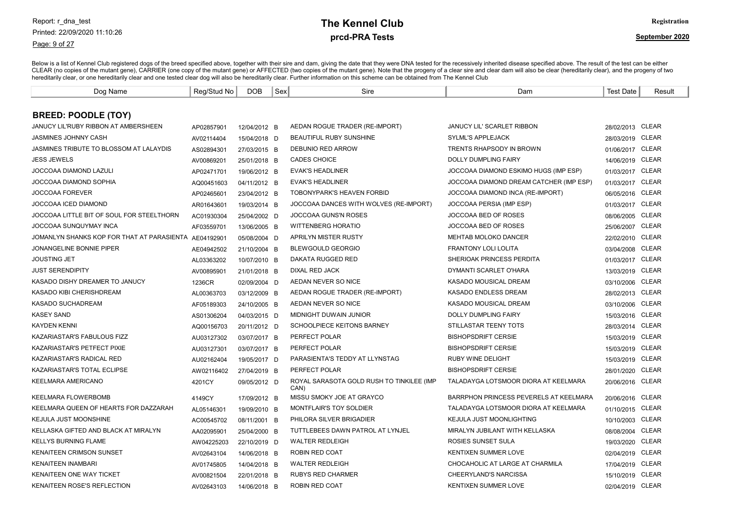# The Kennel Club

## prcd-PRA Tests

Below is a list of Kennel Club registered dogs of the breed specified above, together with their sire and dam, giving the date that they were DNA tested for the recessively inherited disease specified above. The result of the test can be either CLEAR (no copies of the mutant gene), CARRIER (one copy of the mutant gene) or AFFECTED (two copies of the mutant gene). Note that the progeny of a clear sire and clear dam will also be clear (hereditarily clear), and the progeny of two hereditarily clear, or one hereditarily clear and one tested clear dog will also be hereditarily clear. Further information on this scheme can be obtained from The Kennel Club

### BREED: POODLE (TOY)

| Dog Name | Reg/Stud No | DOB | Sex | Sire | Dam | Test Date | Result |
|---|---|---|---|---|---|---|---|
| JANUCY LIL'RUBY RIBBON AT AMBERSHEEN | AP02857901 | 12/04/2012 | B | AEDAN ROGUE TRADER (RE-IMPORT) | JANUCY LIL' SCARLET RIBBON | 28/02/2013 | CLEAR |
| JASMINES JOHNNY CASH | AV02114404 | 15/04/2018 | D | BEAUTIFUL RUBY SUNSHINE | SYLML'S APPLEJACK | 28/03/2019 | CLEAR |
| JASMINES TRIBUTE TO BLOSSOM AT LALAYDIS | AS02894301 | 27/03/2015 | B | DEBUNIO RED ARROW | TRENTS RHAPSODY IN BROWN | 01/06/2017 | CLEAR |
| JESS JEWELS | AV00869201 | 25/01/2018 | B | CADES CHOICE | DOLLY DUMPLING FAIRY | 14/06/2019 | CLEAR |
| JOCCOAA DIAMOND LAZULI | AP02471701 | 19/06/2012 | B | EVAK'S HEADLINER | JOCCOAA DIAMOND ESKIMO HUGS (IMP ESP) | 01/03/2017 | CLEAR |
| JOCCOAA DIAMOND SOPHIA | AQ00451603 | 04/11/2012 | B | EVAK'S HEADLINER | JOCCOAA DIAMOND DREAM CATCHER (IMP ESP) | 01/03/2017 | CLEAR |
| JOCCOAA FOREVER | AP02465601 | 23/04/2012 | B | TOBONYPARK'S HEAVEN FORBID | JOCCOAA DIAMOND INCA (RE-IMPORT) | 06/05/2016 | CLEAR |
| JOCCOAA ICED DIAMOND | AR01643601 | 19/03/2014 | B | JOCCOAA DANCES WITH WOLVES (RE-IMPORT) | JOCCOAA PERSIA (IMP ESP) | 01/03/2017 | CLEAR |
| JOCCOAA LITTLE BIT OF SOUL FOR STEELTHORN | AC01930304 | 25/04/2002 | D | JOCCOAA GUNS'N ROSES | JOCCOAA BED OF ROSES | 08/06/2005 | CLEAR |
| JOCCOAA SUNQUYMAY INCA | AF03559701 | 13/06/2005 | B | WITTENBERG HORATIO | JOCCOAA BED OF ROSES | 25/06/2007 | CLEAR |
| JOMANLYN SHANKS KOP FOR THAT AT PARASIENTA | AE04192901 | 05/08/2004 | D | APRILYN MISTER RUSTY | MEHTAB MOLOKO DANCER | 22/02/2010 | CLEAR |
| JONANGELINE BONNIE PIPER | AE04942502 | 21/10/2004 | B | BLEWGOULD GEORGIO | FRANTONY LOLI LOLITA | 03/04/2008 | CLEAR |
| JOUSTING JET | AL03363202 | 10/07/2010 | B | DAKATA RUGGED RED | SHERIOAK PRINCESS PERDITA | 01/03/2017 | CLEAR |
| JUST SERENDIPITY | AV00895901 | 21/01/2018 | B | DIXAL RED JACK | DYMANTI SCARLET O'HARA | 13/03/2019 | CLEAR |
| KASADO DISHY DREAMER TO JANUCY | 1236CR | 02/09/2004 | D | AEDAN NEVER SO NICE | KASADO MOUSICAL DREAM | 03/10/2006 | CLEAR |
| KASADO KIBI CHERISHDREAM | AL00363703 | 03/12/2009 | B | AEDAN ROGUE TRADER (RE-IMPORT) | KASADO ENDLESS DREAM | 28/02/2013 | CLEAR |
| KASADO SUCHADREAM | AF05189303 | 24/10/2005 | B | AEDAN NEVER SO NICE | KASADO MOUSICAL DREAM | 03/10/2006 | CLEAR |
| KASEY SAND | AS01306204 | 04/03/2015 | D | MIDNIGHT DUWAIN JUNIOR | DOLLY DUMPLING FAIRY | 15/03/2016 | CLEAR |
| KAYDEN KENNI | AQ00156703 | 20/11/2012 | D | SCHOOLPIECE KEITONS BARNEY | STILLASTAR TEENY TOTS | 28/03/2014 | CLEAR |
| KAZARIASTAR'S FABULOUS FIZZ | AU03127302 | 03/07/2017 | B | PERFECT POLAR | BISHOPSDRIFT CERSIE | 15/03/2019 | CLEAR |
| KAZARIASTAR'S PETFECT PIXIE | AU03127301 | 03/07/2017 | B | PERFECT POLAR | BISHOPSDRIFT CERSIE | 15/03/2019 | CLEAR |
| KAZARIASTAR'S RADICAL RED | AU02162404 | 19/05/2017 | D | PARASIENTA'S TEDDY AT LLYNSTAG | RUBY WINE DELIGHT | 15/03/2019 | CLEAR |
| KAZARIASTAR'S TOTAL ECLIPSE | AW02116402 | 27/04/2019 | B | PERFECT POLAR | BISHOPSDRIFT CERSIE | 28/01/2020 | CLEAR |
| KEELMARA AMERICANO | 4201CY | 09/05/2012 | D | ROYAL SARASOTA GOLD RUSH TO TINKILEE (IMP CAN) | TALADAYGA LOTSMOOR DIORA AT KEELMARA | 20/06/2016 | CLEAR |
| KEELMARA FLOWERBOMB | 4149CY | 17/09/2012 | B | MISSU SMOKY JOE AT GRAYCO | BARRPHON PRINCESS PEVERELS AT KEELMARA | 20/06/2016 | CLEAR |
| KEELMARA QUEEN OF HEARTS FOR DAZZARAH | AL05146301 | 19/09/2010 | B | MONTFLAIR'S TOY SOLDIER | TALADAYGA LOTSMOOR DIORA AT KEELMARA | 01/10/2015 | CLEAR |
| KEJULA JUST MOONSHINE | AC00545702 | 08/11/2001 | B | PHILORA SILVER BRIGADIER | KEJULA JUST MOONLIGHTING | 10/10/2003 | CLEAR |
| KELLASKA GIFTED AND BLACK AT MIRALYN | AA02095901 | 25/04/2000 | B | TUTTLEBEES DAWN PATROL AT LYNJEL | MIRALYN JUBILANT WITH KELLASKA | 08/08/2004 | CLEAR |
| KELLYS BURNING FLAME | AW04225203 | 22/10/2019 | D | WALTER REDLEIGH | ROSIES SUNSET SULA | 19/03/2020 | CLEAR |
| KENAITEEN CRIMSON SUNSET | AV02643104 | 14/06/2018 | B | ROBIN RED COAT | KENTIXEN SUMMER LOVE | 02/04/2019 | CLEAR |
| KENAITEEN INAMBARI | AV01745805 | 14/04/2018 | B | WALTER REDLEIGH | CHOCAHOLIC AT LARGE AT CHARMILA | 17/04/2019 | CLEAR |
| KENAITEEN ONE WAY TICKET | AV00821504 | 22/01/2018 | B | RUBYS RED CHARMER | CHEERYLAND'S NARCISSA | 15/10/2019 | CLEAR |
| KENAITEEN ROSE'S REFLECTION | AV02643103 | 14/06/2018 | B | ROBIN RED COAT | KENTIXEN SUMMER LOVE | 02/04/2019 | CLEAR |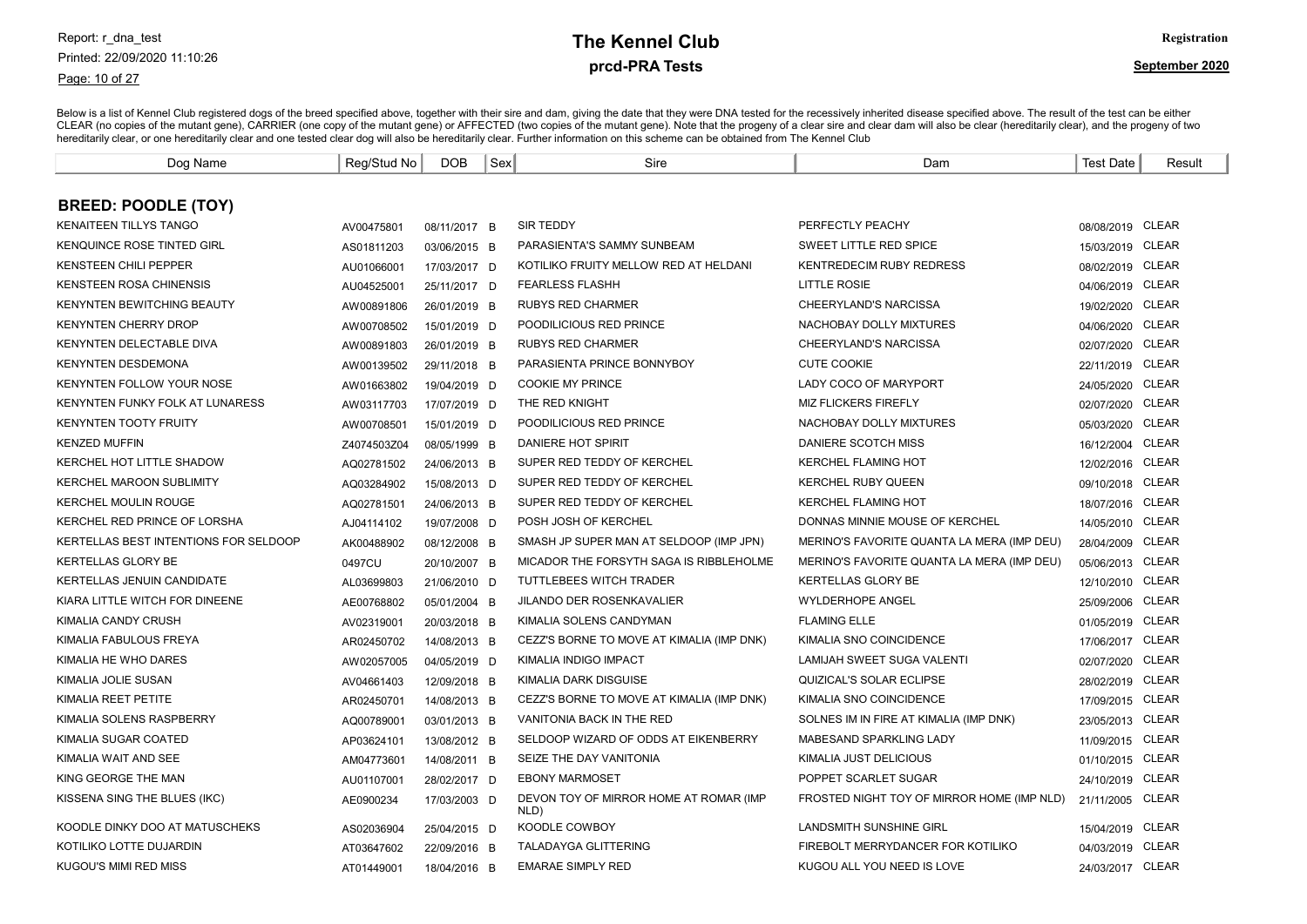# The Kennel Club

## prcd-PRA Tests

Registration

September 2020

Below is a list of Kennel Club registered dogs of the breed specified above, together with their sire and dam, giving the date that they were DNA tested for the recessively inherited disease specified above. The result of the test can be either CLEAR (no copies of the mutant gene), CARRIER (one copy of the mutant gene) or AFFECTED (two copies of the mutant gene). Note that the progeny of a clear sire and clear dam will also be clear (hereditarily clear), and the progeny of two hereditarily clear, or one hereditarily clear and one tested clear dog will also be hereditarily clear. Further information on this scheme can be obtained from The Kennel Club

### BREED: POODLE (TOY)

| Dog Name | Reg/Stud No | DOB | Sex | Sire | Dam | Test Date | Result |
|---|---|---|---|---|---|---|---|
| KENAITEEN TILLYS TANGO | AV00475801 | 08/11/2017 | B | SIR TEDDY | PERFECTLY PEACHY | 08/08/2019 | CLEAR |
| KENQUINCE ROSE TINTED GIRL | AS01811203 | 03/06/2015 | B | PARASIENTA'S SAMMY SUNBEAM | SWEET LITTLE RED SPICE | 15/03/2019 | CLEAR |
| KENSTEEN CHILI PEPPER | AU01066001 | 17/03/2017 | D | KOTILIKO FRUITY MELLOW RED AT HELDANI | KENTREDECIM RUBY REDRESS | 08/02/2019 | CLEAR |
| KENSTEEN ROSA CHINENSIS | AU04525001 | 25/11/2017 | D | FEARLESS FLASHH | LITTLE ROSIE | 04/06/2019 | CLEAR |
| KENYNTEN BEWITCHING BEAUTY | AW00891806 | 26/01/2019 | B | RUBYS RED CHARMER | CHEERYLAND'S NARCISSA | 19/02/2020 | CLEAR |
| KENYNTEN CHERRY DROP | AW00708502 | 15/01/2019 | D | POODILICIOUS RED PRINCE | NACHOBAY DOLLY MIXTURES | 04/06/2020 | CLEAR |
| KENYNTEN DELECTABLE DIVA | AW00891803 | 26/01/2019 | B | RUBYS RED CHARMER | CHEERYLAND'S NARCISSA | 02/07/2020 | CLEAR |
| KENYNTEN DESDEMONA | AW00139502 | 29/11/2018 | B | PARASIENTA PRINCE BONNYBOY | CUTE COOKIE | 22/11/2019 | CLEAR |
| KENYNTEN FOLLOW YOUR NOSE | AW01663802 | 19/04/2019 | D | COOKIE MY PRINCE | LADY COCO OF MARYPORT | 24/05/2020 | CLEAR |
| KENYNTEN FUNKY FOLK AT LUNARESS | AW03117703 | 17/07/2019 | D | THE RED KNIGHT | MIZ FLICKERS FIREFLY | 02/07/2020 | CLEAR |
| KENYNTEN TOOTY FRUITY | AW00708501 | 15/01/2019 | D | POODILICIOUS RED PRINCE | NACHOBAY DOLLY MIXTURES | 05/03/2020 | CLEAR |
| KENZED MUFFIN | Z4074503Z04 | 08/05/1999 | B | DANIERE HOT SPIRIT | DANIERE SCOTCH MISS | 16/12/2004 | CLEAR |
| KERCHEL HOT LITTLE SHADOW | AQ02781502 | 24/06/2013 | B | SUPER RED TEDDY OF KERCHEL | KERCHEL FLAMING HOT | 12/02/2016 | CLEAR |
| KERCHEL MAROON SUBLIMITY | AQ03284902 | 15/08/2013 | D | SUPER RED TEDDY OF KERCHEL | KERCHEL RUBY QUEEN | 09/10/2018 | CLEAR |
| KERCHEL MOULIN ROUGE | AQ02781501 | 24/06/2013 | B | SUPER RED TEDDY OF KERCHEL | KERCHEL FLAMING HOT | 18/07/2016 | CLEAR |
| KERCHEL RED PRINCE OF LORSHA | AJ04114102 | 19/07/2008 | D | POSH JOSH OF KERCHEL | DONNAS MINNIE MOUSE OF KERCHEL | 14/05/2010 | CLEAR |
| KERTELLAS BEST INTENTIONS FOR SELDOOP | AK00488902 | 08/12/2008 | B | SMASH JP SUPER MAN AT SELDOOP (IMP JPN) | MERINO'S FAVORITE QUANTA LA MERA (IMP DEU) | 28/04/2009 | CLEAR |
| KERTELLAS GLORY BE | 0497CU | 20/10/2007 | B | MICADOR THE FORSYTH SAGA IS RIBBLEHOLME | MERINO'S FAVORITE QUANTA LA MERA (IMP DEU) | 05/06/2013 | CLEAR |
| KERTELLAS JENUIN CANDIDATE | AL03699803 | 21/06/2010 | D | TUTTLEBEES WITCH TRADER | KERTELLAS GLORY BE | 12/10/2010 | CLEAR |
| KIARA LITTLE WITCH FOR DINEENE | AE00768802 | 05/01/2004 | B | JILANDO DER ROSENKAVALIER | WYLDERHOPE ANGEL | 25/09/2006 | CLEAR |
| KIMALIA CANDY CRUSH | AV02319001 | 20/03/2018 | B | KIMALIA SOLENS CANDYMAN | FLAMING ELLE | 01/05/2019 | CLEAR |
| KIMALIA FABULOUS FREYA | AR02450702 | 14/08/2013 | B | CEZZ'S BORNE TO MOVE AT KIMALIA (IMP DNK) | KIMALIA SNO COINCIDENCE | 17/06/2017 | CLEAR |
| KIMALIA HE WHO DARES | AW02057005 | 04/05/2019 | D | KIMALIA INDIGO IMPACT | LAMIJAH SWEET SUGA VALENTI | 02/07/2020 | CLEAR |
| KIMALIA JOLIE SUSAN | AV04661403 | 12/09/2018 | B | KIMALIA DARK DISGUISE | QUIZICAL'S SOLAR ECLIPSE | 28/02/2019 | CLEAR |
| KIMALIA REET PETITE | AR02450701 | 14/08/2013 | B | CEZZ'S BORNE TO MOVE AT KIMALIA (IMP DNK) | KIMALIA SNO COINCIDENCE | 17/09/2015 | CLEAR |
| KIMALIA SOLENS RASPBERRY | AQ00789001 | 03/01/2013 | B | VANITONIA BACK IN THE RED | SOLNES IM IN FIRE AT KIMALIA (IMP DNK) | 23/05/2013 | CLEAR |
| KIMALIA SUGAR COATED | AP03624101 | 13/08/2012 | B | SELDOOP WIZARD OF ODDS AT EIKENBERRY | MABESAND SPARKLING LADY | 11/09/2015 | CLEAR |
| KIMALIA WAIT AND SEE | AM04773601 | 14/08/2011 | B | SEIZE THE DAY VANITONIA | KIMALIA JUST DELICIOUS | 01/10/2015 | CLEAR |
| KING GEORGE THE MAN | AU01107001 | 28/02/2017 | D | EBONY MARMOSET | POPPET SCARLET SUGAR | 24/10/2019 | CLEAR |
| KISSENA SING THE BLUES (IKC) | AE0900234 | 17/03/2003 | D | DEVON TOY OF MIRROR HOME AT ROMAR (IMP NLD) | FROSTED NIGHT TOY OF MIRROR HOME (IMP NLD) | 21/11/2005 | CLEAR |
| KOODLE DINKY DOO AT MATUSCHEKS | AS02036904 | 25/04/2015 | D | KOODLE COWBOY | LANDSMITH SUNSHINE GIRL | 15/04/2019 | CLEAR |
| KOTILIKO LOTTE DUJARDIN | AT03647602 | 22/09/2016 | B | TALADAYGA GLITTERING | FIREBOLT MERRYDANCER FOR KOTILIKO | 04/03/2019 | CLEAR |
| KUGOU'S MIMI RED MISS | AT01449001 | 18/04/2016 | B | EMARAE SIMPLY RED | KUGOU ALL YOU NEED IS LOVE | 24/03/2017 | CLEAR |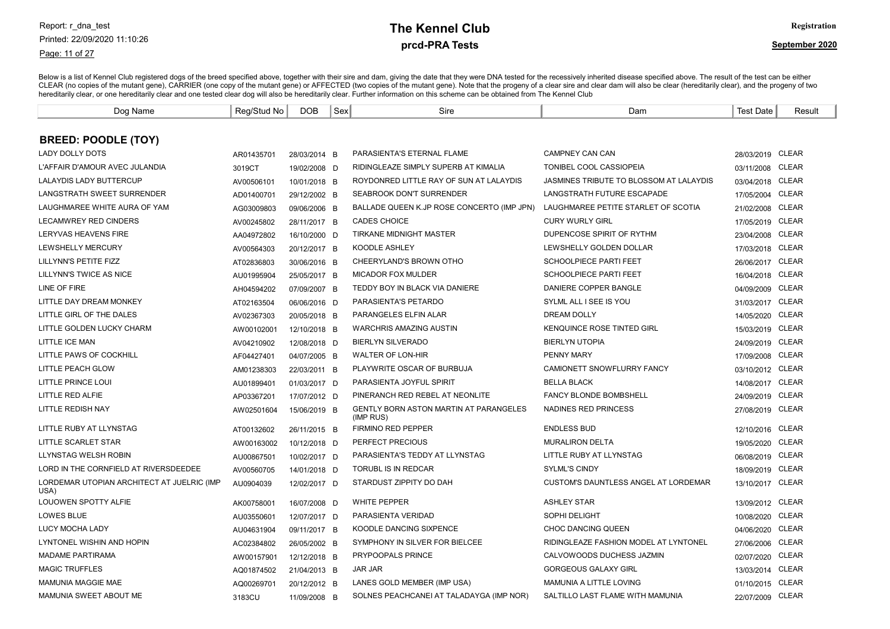# The Kennel Club

## prcd-PRA Tests

**Registration**

**September 2020**

Below is a list of Kennel Club registered dogs of the breed specified above, together with their sire and dam, giving the date that they were DNA tested for the recessively inherited disease specified above. The result of the test can be either CLEAR (no copies of the mutant gene), CARRIER (one copy of the mutant gene) or AFFECTED (two copies of the mutant gene). Note that the progeny of a clear sire and clear dam will also be clear (hereditarily clear), and the progeny of two hereditarily clear, or one hereditarily clear and one tested clear dog will also be hereditarily clear. Further information on this scheme can be obtained from The Kennel Club

### BREED: POODLE (TOY)

| Dog Name | Reg/Stud No | DOB | Sex | Sire | Dam | Test Date | Result |
|---|---|---|---|---|---|---|---|
| LADY DOLLY DOTS | AR01435701 | 28/03/2014 | B | PARASIENTA'S ETERNAL FLAME | CAMPNEY CAN CAN | 28/03/2019 | CLEAR |
| L'AFFAIR D'AMOUR AVEC JULANDIA | 3019CT | 19/02/2008 | D | RIDINGLEAZE SIMPLY SUPERB AT KIMALIA | TONIBEL COOL CASSIOPEIA | 03/11/2008 | CLEAR |
| LALAYDIS LADY BUTTERCUP | AV00506101 | 10/01/2018 | B | ROYDONRED LITTLE RAY OF SUN AT LALAYDIS | JASMINES TRIBUTE TO BLOSSOM AT LALAYDIS | 03/04/2018 | CLEAR |
| LANGSTRATH SWEET SURRENDER | AD01400701 | 29/12/2002 | B | SEABROOK DON'T SURRENDER | LANGSTRATH FUTURE ESCAPADE | 17/05/2004 | CLEAR |
| LAUGHMAREE WHITE AURA OF YAM | AG03009803 | 09/06/2006 | B | BALLADE QUEEN K.JP ROSE CONCERTO (IMP JPN) | LAUGHMAREE PETITE STARLET OF SCOTIA | 21/02/2008 | CLEAR |
| LECAMWREY RED CINDERS | AV00245802 | 28/11/2017 | B | CADES CHOICE | CURY WURLY GIRL | 17/05/2019 | CLEAR |
| LERYVAS HEAVENS FIRE | AA04972802 | 16/10/2000 | D | TIRKANE MIDNIGHT MASTER | DUPENCOSE SPIRIT OF RYTHM | 23/04/2008 | CLEAR |
| LEWSHELLY MERCURY | AV00564303 | 20/12/2017 | B | KOODLE ASHLEY | LEWSHELLY GOLDEN DOLLAR | 17/03/2018 | CLEAR |
| LILLYNN'S PETITE FIZZ | AT02836803 | 30/06/2016 | B | CHEERYLAND'S BROWN OTHO | SCHOOLPIECE PARTI FEET | 26/06/2017 | CLEAR |
| LILLYNN'S TWICE AS NICE | AU01995904 | 25/05/2017 | B | MICADOR FOX MULDER | SCHOOLPIECE PARTI FEET | 16/04/2018 | CLEAR |
| LINE OF FIRE | AH04594202 | 07/09/2007 | B | TEDDY BOY IN BLACK VIA DANIERE | DANIERE COPPER BANGLE | 04/09/2009 | CLEAR |
| LITTLE DAY DREAM MONKEY | AT02163504 | 06/06/2016 | D | PARASIENTA'S PETARDO | SYLML ALL I SEE IS YOU | 31/03/2017 | CLEAR |
| LITTLE GIRL OF THE DALES | AV02367303 | 20/05/2018 | B | PARANGELES ELFIN ALAR | DREAM DOLLY | 14/05/2020 | CLEAR |
| LITTLE GOLDEN LUCKY CHARM | AW00102001 | 12/10/2018 | B | WARCHRIS AMAZING AUSTIN | KENQUINCE ROSE TINTED GIRL | 15/03/2019 | CLEAR |
| LITTLE ICE MAN | AV04210902 | 12/08/2018 | D | BIERLYN SILVERADO | BIERLYN UTOPIA | 24/09/2019 | CLEAR |
| LITTLE PAWS OF COCKHILL | AF04427401 | 04/07/2005 | B | WALTER OF LON-HIR | PENNY MARY | 17/09/2008 | CLEAR |
| LITTLE PEACH GLOW | AM01238303 | 22/03/2011 | B | PLAYWRITE OSCAR OF BURBUJA | CAMIONETT SNOWFLURRY FANCY | 03/10/2012 | CLEAR |
| LITTLE PRINCE LOUI | AU01899401 | 01/03/2017 | D | PARASIENTA JOYFUL SPIRIT | BELLA BLACK | 14/08/2017 | CLEAR |
| LITTLE RED ALFIE | AP03367201 | 17/07/2012 | D | PINERANCH RED REBEL AT NEONLITE | FANCY BLONDE BOMBSHELL | 24/09/2019 | CLEAR |
| LITTLE REDISH NAY | AW02501604 | 15/06/2019 | B | GENTLY BORN ASTON MARTIN AT PARANGELES (IMP RUS) | NADINES RED PRINCESS | 27/08/2019 | CLEAR |
| LITTLE RUBY AT LLYNSTAG | AT00132602 | 26/11/2015 | B | FIRMINO RED PEPPER | ENDLESS BUD | 12/10/2016 | CLEAR |
| LITTLE SCARLET STAR | AW00163002 | 10/12/2018 | D | PERFECT PRECIOUS | MURALIRON DELTA | 19/05/2020 | CLEAR |
| LLYNSTAG WELSH ROBIN | AU00867501 | 10/02/2017 | D | PARASIENTA'S TEDDY AT LLYNSTAG | LITTLE RUBY AT LLYNSTAG | 06/08/2019 | CLEAR |
| LORD IN THE CORNFIELD AT RIVERSDEEDEE | AV00560705 | 14/01/2018 | D | TORUBL IS IN REDCAR | SYLML'S CINDY | 18/09/2019 | CLEAR |
| LORDEMAR UTOPIAN ARCHITECT AT JUELRIC (IMP USA) | AU0904039 | 12/02/2017 | D | STARDUST ZIPPITY DO DAH | CUSTOM'S DAUNTLESS ANGEL AT LORDEMAR | 13/10/2017 | CLEAR |
| LOUOWEN SPOTTY ALFIE | AK00758001 | 16/07/2008 | D | WHITE PEPPER | ASHLEY STAR | 13/09/2012 | CLEAR |
| LOWES BLUE | AU03550601 | 12/07/2017 | D | PARASIENTA VERIDAD | SOPHI DELIGHT | 10/08/2020 | CLEAR |
| LUCY MOCHA LADY | AU04631904 | 09/11/2017 | B | KOODLE DANCING SIXPENCE | CHOC DANCING QUEEN | 04/06/2020 | CLEAR |
| LYNTONEL WISHIN AND HOPIN | AC02384802 | 26/05/2002 | B | SYMPHONY IN SILVER FOR BIELCEE | RIDINGLEAZE FASHION MODEL AT LYNTONEL | 27/06/2006 | CLEAR |
| MADAME PARTIRAMA | AW00157901 | 12/12/2018 | B | PRYPOOPALS PRINCE | CALVOWOODS DUCHESS JAZMIN | 02/07/2020 | CLEAR |
| MAGIC TRUFFLES | AQ01874502 | 21/04/2013 | B | JAR JAR | GORGEOUS GALAXY GIRL | 13/03/2014 | CLEAR |
| MAMUNIA MAGGIE MAE | AQ00269701 | 20/12/2012 | B | LANES GOLD MEMBER (IMP USA) | MAMUNIA A LITTLE LOVING | 01/10/2015 | CLEAR |
| MAMUNIA SWEET ABOUT ME | 3183CU | 11/09/2008 | B | SOLNES PEACHCANEI AT TALADAYGA (IMP NOR) | SALTILLO LAST FLAME WITH MAMUNIA | 22/07/2009 | CLEAR |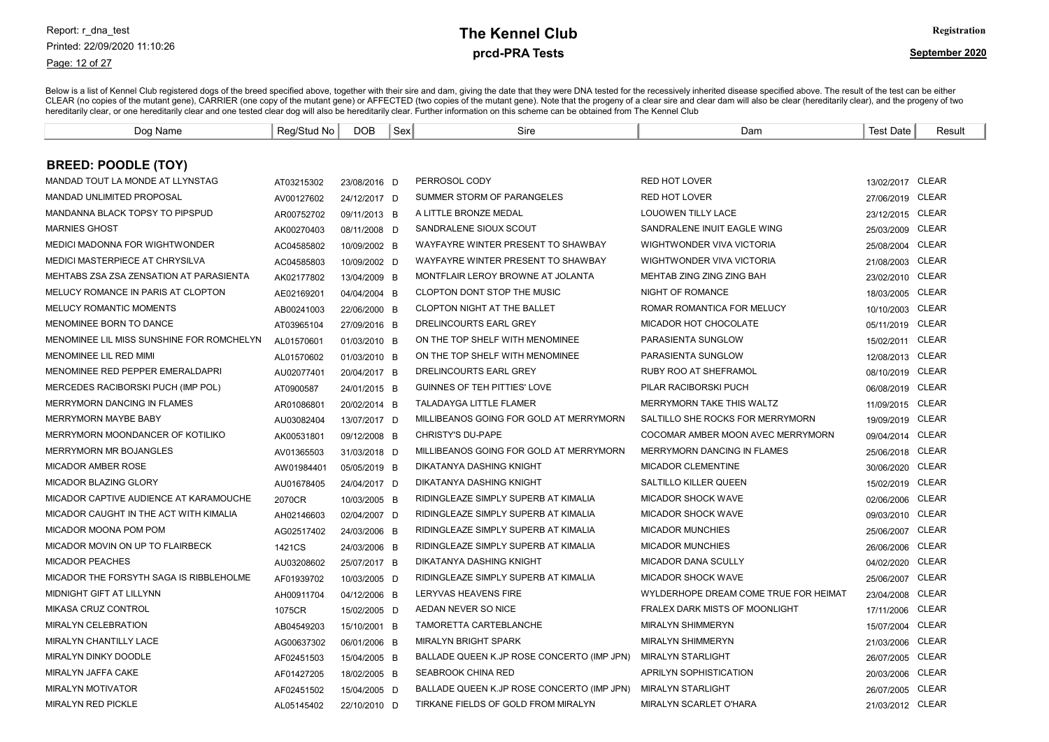# The Kennel Club

## prcd-PRA Tests

Registration

September 2020

Report: r_dna_test
Printed: 22/09/2020 11:10:26

Below is a list of Kennel Club registered dogs of the breed specified above, together with their sire and dam, giving the date that they were DNA tested for the recessively inherited disease specified above. The result of the test can be either CLEAR (no copies of the mutant gene), CARRIER (one copy of the mutant gene) or AFFECTED (two copies of the mutant gene). Note that the progeny of a clear sire and clear dam will also be clear (hereditarily clear), and the progeny of two hereditarily clear, or one hereditarily clear and one tested clear dog will also be hereditarily clear. Further information on this scheme can be obtained from The Kennel Club

### BREED: POODLE (TOY)

| Dog Name | Reg/Stud No | DOB | Sex | Sire | Dam | Test Date | Result |
|---|---|---|---|---|---|---|---|
| MANDAD TOUT LA MONDE AT LLYNSTAG | AT03215302 | 23/08/2016 | D | PERROSOL CODY | RED HOT LOVER | 13/02/2017 | CLEAR |
| MANDAD UNLIMITED PROPOSAL | AV00127602 | 24/12/2017 | D | SUMMER STORM OF PARANGELES | RED HOT LOVER | 27/06/2019 | CLEAR |
| MANDANNA BLACK TOPSY TO PIPSPUD | AR00752702 | 09/11/2013 | B | A LITTLE BRONZE MEDAL | LOUOWEN TILLY LACE | 23/12/2015 | CLEAR |
| MARNIES GHOST | AK00270403 | 08/11/2008 | D | SANDRALENE SIOUX SCOUT | SANDRALENE INUIT EAGLE WING | 25/03/2009 | CLEAR |
| MEDICI MADONNA FOR WIGHTWONDER | AC04585802 | 10/09/2002 | B | WAYFAYRE WINTER PRESENT TO SHAWBAY | WIGHTWONDER VIVA VICTORIA | 25/08/2004 | CLEAR |
| MEDICI MASTERPIECE AT CHRYSILVA | AC04585803 | 10/09/2002 | D | WAYFAYRE WINTER PRESENT TO SHAWBAY | WIGHTWONDER VIVA VICTORIA | 21/08/2003 | CLEAR |
| MEHTABS ZSA ZSA ZENSATION AT PARASIENTA | AK02177802 | 13/04/2009 | B | MONTFLAIR LEROY BROWNE AT JOLANTA | MEHTAB ZING ZING ZING BAH | 23/02/2010 | CLEAR |
| MELUCY ROMANCE IN PARIS AT CLOPTON | AE02169201 | 04/04/2004 | B | CLOPTON DONT STOP THE MUSIC | NIGHT OF ROMANCE | 18/03/2005 | CLEAR |
| MELUCY ROMANTIC MOMENTS | AB00241003 | 22/06/2000 | B | CLOPTON NIGHT AT THE BALLET | ROMAR ROMANTICA FOR MELUCY | 10/10/2003 | CLEAR |
| MENOMINEE BORN TO DANCE | AT03965104 | 27/09/2016 | B | DRELINCOURTS EARL GREY | MICADOR HOT CHOCOLATE | 05/11/2019 | CLEAR |
| MENOMINEE LIL MISS SUNSHINE FOR ROMCHELYN | AL01570601 | 01/03/2010 | B | ON THE TOP SHELF WITH MENOMINEE | PARASIENTA SUNGLOW | 15/02/2011 | CLEAR |
| MENOMINEE LIL RED MIMI | AL01570602 | 01/03/2010 | B | ON THE TOP SHELF WITH MENOMINEE | PARASIENTA SUNGLOW | 12/08/2013 | CLEAR |
| MENOMINEE RED PEPPER EMERALDAPRI | AU02077401 | 20/04/2017 | B | DRELINCOURTS EARL GREY | RUBY ROO AT SHEFRAMOL | 08/10/2019 | CLEAR |
| MERCEDES RACIBORSKI PUCH (IMP POL) | AT0900587 | 24/01/2015 | B | GUINNES OF TEH PITTIES' LOVE | PILAR RACIBORSKI PUCH | 06/08/2019 | CLEAR |
| MERRYMORN DANCING IN FLAMES | AR01086801 | 20/02/2014 | B | TALADAYGA LITTLE FLAMER | MERRYMORN TAKE THIS WALTZ | 11/09/2015 | CLEAR |
| MERRYMORN MAYBE BABY | AU03082404 | 13/07/2017 | D | MILLIBEANOS GOING FOR GOLD AT MERRYMORN | SALTILLO SHE ROCKS FOR MERRYMORN | 19/09/2019 | CLEAR |
| MERRYMORN MOONDANCER OF KOTILIKO | AK00531801 | 09/12/2008 | B | CHRISTY'S DU-PAPE | COCOMAR AMBER MOON AVEC MERRYMORN | 09/04/2014 | CLEAR |
| MERRYMORN MR BOJANGLES | AV01365503 | 31/03/2018 | D | MILLIBEANOS GOING FOR GOLD AT MERRYMORN | MERRYMORN DANCING IN FLAMES | 25/06/2018 | CLEAR |
| MICADOR AMBER ROSE | AW01984401 | 05/05/2019 | B | DIKATANYA DASHING KNIGHT | MICADOR CLEMENTINE | 30/06/2020 | CLEAR |
| MICADOR BLAZING GLORY | AU01678405 | 24/04/2017 | D | DIKATANYA DASHING KNIGHT | SALTILLO KILLER QUEEN | 15/02/2019 | CLEAR |
| MICADOR CAPTIVE AUDIENCE AT KARAMOUCHE | 2070CR | 10/03/2005 | B | RIDINGLEAZE SIMPLY SUPERB AT KIMALIA | MICADOR SHOCK WAVE | 02/06/2006 | CLEAR |
| MICADOR CAUGHT IN THE ACT WITH KIMALIA | AH02146603 | 02/04/2007 | D | RIDINGLEAZE SIMPLY SUPERB AT KIMALIA | MICADOR SHOCK WAVE | 09/03/2010 | CLEAR |
| MICADOR MOONA POM POM | AG02517402 | 24/03/2006 | B | RIDINGLEAZE SIMPLY SUPERB AT KIMALIA | MICADOR MUNCHIES | 25/06/2007 | CLEAR |
| MICADOR MOVIN ON UP TO FLAIRBECK | 1421CS | 24/03/2006 | B | RIDINGLEAZE SIMPLY SUPERB AT KIMALIA | MICADOR MUNCHIES | 26/06/2006 | CLEAR |
| MICADOR PEACHES | AU03208602 | 25/07/2017 | B | DIKATANYA DASHING KNIGHT | MICADOR DANA SCULLY | 04/02/2020 | CLEAR |
| MICADOR THE FORSYTH SAGA IS RIBBLEHOLME | AF01939702 | 10/03/2005 | D | RIDINGLEAZE SIMPLY SUPERB AT KIMALIA | MICADOR SHOCK WAVE | 25/06/2007 | CLEAR |
| MIDNIGHT GIFT AT LILLYNN | AH00911704 | 04/12/2006 | B | LERYVAS HEAVENS FIRE | WYLDERHOPE DREAM COME TRUE FOR HEIMAT | 23/04/2008 | CLEAR |
| MIKASA CRUZ CONTROL | 1075CR | 15/02/2005 | D | AEDAN NEVER SO NICE | FRALEX DARK MISTS OF MOONLIGHT | 17/11/2006 | CLEAR |
| MIRALYN CELEBRATION | AB04549203 | 15/10/2001 | B | TAMORETTA CARTEBLANCHE | MIRALYN SHIMMERYN | 15/07/2004 | CLEAR |
| MIRALYN CHANTILLY LACE | AG00637302 | 06/01/2006 | B | MIRALYN BRIGHT SPARK | MIRALYN SHIMMERYN | 21/03/2006 | CLEAR |
| MIRALYN DINKY DOODLE | AF02451503 | 15/04/2005 | B | BALLADE QUEEN K.JP ROSE CONCERTO (IMP JPN) | MIRALYN STARLIGHT | 26/07/2005 | CLEAR |
| MIRALYN JAFFA CAKE | AF01427205 | 18/02/2005 | B | SEABROOK CHINA RED | APRILYN SOPHISTICATION | 20/03/2006 | CLEAR |
| MIRALYN MOTIVATOR | AF02451502 | 15/04/2005 | D | BALLADE QUEEN K.JP ROSE CONCERTO (IMP JPN) | MIRALYN STARLIGHT | 26/07/2005 | CLEAR |
| MIRALYN RED PICKLE | AL05145402 | 22/10/2010 | D | TIRKANE FIELDS OF GOLD FROM MIRALYN | MIRALYN SCARLET O'HARA | 21/03/2012 | CLEAR |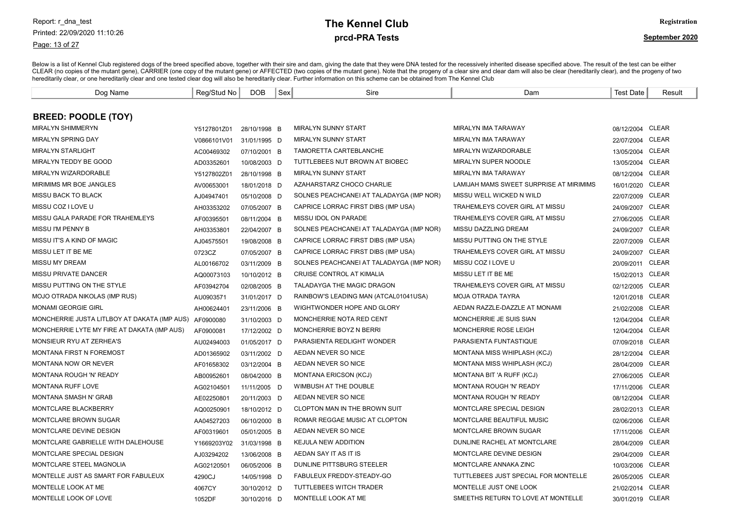# The Kennel Club

## prcd-PRA Tests

Below is a list of Kennel Club registered dogs of the breed specified above, together with their sire and dam, giving the date that they were DNA tested for the recessively inherited disease specified above. The result of the test can be either CLEAR (no copies of the mutant gene), CARRIER (one copy of the mutant gene) or AFFECTED (two copies of the mutant gene). Note that the progeny of a clear sire and clear dam will also be clear (hereditarily clear), and the progeny of two hereditarily clear, or one hereditarily clear and one tested clear dog will also be hereditarily clear. Further information on this scheme can be obtained from The Kennel Club

### BREED: POODLE (TOY)

| Dog Name | Reg/Stud No | DOB | Sex | Sire | Dam | Test Date | Result |
|---|---|---|---|---|---|---|---|
| MIRALYN SHIMMERYN | Y5127801Z01 | 28/10/1998 | B | MIRALYN SUNNY START | MIRALYN IMA TARAWAY | 08/12/2004 | CLEAR |
| MIRALYN SPRING DAY | V0866101V01 | 31/01/1995 | D | MIRALYN SUNNY START | MIRALYN IMA TARAWAY | 22/07/2004 | CLEAR |
| MIRALYN STARLIGHT | AC00469302 | 07/10/2001 | B | TAMORETTA CARTEBLANCHE | MIRALYN WIZARDORABLE | 13/05/2004 | CLEAR |
| MIRALYN TEDDY BE GOOD | AD03352601 | 10/08/2003 | D | TUTTLEBEES NUT BROWN AT BIOBEC | MIRALYN SUPER NOODLE | 13/05/2004 | CLEAR |
| MIRALYN WIZARDORABLE | Y5127802Z01 | 28/10/1998 | B | MIRALYN SUNNY START | MIRALYN IMA TARAWAY | 08/12/2004 | CLEAR |
| MIRIMIMS MR BOE JANGLES | AV00653001 | 18/01/2018 | D | AZAHARSTARZ CHOCO CHARLIE | LAMIJAH MAMS SWEET SURPRISE AT MIRIMIMS | 16/01/2020 | CLEAR |
| MISSU BACK TO BLACK | AJ04947401 | 05/10/2008 | D | SOLNES PEACHCANEI AT TALADAYGA (IMP NOR) | MISSU WELL WICKED N WILD | 22/07/2009 | CLEAR |
| MISSU COZ I LOVE U | AH03353202 | 07/05/2007 | B | CAPRICE LORRAC FIRST DIBS (IMP USA) | TRAHEMLEYS COVER GIRL AT MISSU | 24/09/2007 | CLEAR |
| MISSU GALA PARADE FOR TRAHEMLEYS | AF00395501 | 08/11/2004 | B | MISSU IDOL ON PARADE | TRAHEMLEYS COVER GIRL AT MISSU | 27/06/2005 | CLEAR |
| MISSU I'M PENNY B | AH03353801 | 22/04/2007 | B | SOLNES PEACHCANEI AT TALADAYGA (IMP NOR) | MISSU DAZZLING DREAM | 24/09/2007 | CLEAR |
| MISSU IT'S A KIND OF MAGIC | AJ04575501 | 19/08/2008 | B | CAPRICE LORRAC FIRST DIBS (IMP USA) | MISSU PUTTING ON THE STYLE | 22/07/2009 | CLEAR |
| MISSU LET IT BE ME | 0723CZ | 07/05/2007 | B | CAPRICE LORRAC FIRST DIBS (IMP USA) | TRAHEMLEYS COVER GIRL AT MISSU | 24/09/2007 | CLEAR |
| MISSU MY DREAM | AL00166702 | 03/11/2009 | B | SOLNES PEACHCANEI AT TALADAYGA (IMP NOR) | MISSU COZ I LOVE U | 20/09/2011 | CLEAR |
| MISSU PRIVATE DANCER | AQ00073103 | 10/10/2012 | B | CRUISE CONTROL AT KIMALIA | MISSU LET IT BE ME | 15/02/2013 | CLEAR |
| MISSU PUTTING ON THE STYLE | AF03942704 | 02/08/2005 | B | TALADAYGA THE MAGIC DRAGON | TRAHEMLEYS COVER GIRL AT MISSU | 02/12/2005 | CLEAR |
| MOJO OTRADA NIKOLAS (IMP RUS) | AU0903571 | 31/01/2017 | D | RAINBOW'S LEADING MAN (ATCAL01041USA) | MOJA OTRADA TAYRA | 12/01/2018 | CLEAR |
| MONAMI GEORGIE GIRL | AH00624401 | 23/11/2006 | B | WIGHTWONDER HOPE AND GLORY | AEDAN RAZZLE-DAZZLE AT MONAMI | 21/02/2008 | CLEAR |
| MONCHERRIE JUSTA LITLBOY AT DAKATA (IMP AUS) | AF0900080 | 31/10/2003 | D | MONCHERRIE NOTA RED CENT | MONCHERRIE JE SUIS SIAN | 12/04/2004 | CLEAR |
| MONCHERRIE LYTE MY FIRE AT DAKATA (IMP AUS) | AF0900081 | 17/12/2002 | D | MONCHERRIE BOYZ N BERRI | MONCHERRIE ROSE LEIGH | 12/04/2004 | CLEAR |
| MONSIEUR RYU AT ZERHEA'S | AU02494003 | 01/05/2017 | D | PARASIENTA REDLIGHT WONDER | PARASIENTA FUNTASTIQUE | 07/09/2018 | CLEAR |
| MONTANA FIRST N FOREMOST | AD01365902 | 03/11/2002 | D | AEDAN NEVER SO NICE | MONTANA MISS WHIPLASH (KCJ) | 28/12/2004 | CLEAR |
| MONTANA NOW OR NEVER | AF01658302 | 03/12/2004 | B | AEDAN NEVER SO NICE | MONTANA MISS WHIPLASH (KCJ) | 28/04/2009 | CLEAR |
| MONTANA ROUGH 'N' READY | AB00952601 | 08/04/2000 | B | MONTANA ERICSON (KCJ) | MONTANA BIT 'A RUFF (KCJ) | 27/06/2005 | CLEAR |
| MONTANA RUFF LOVE | AG02104501 | 11/11/2005 | D | WIMBUSH AT THE DOUBLE | MONTANA ROUGH 'N' READY | 17/11/2006 | CLEAR |
| MONTANA SMASH N' GRAB | AE02250801 | 20/11/2003 | D | AEDAN NEVER SO NICE | MONTANA ROUGH 'N' READY | 08/12/2004 | CLEAR |
| MONTCLARE BLACKBERRY | AQ00250901 | 18/10/2012 | D | CLOPTON MAN IN THE BROWN SUIT | MONTCLARE SPECIAL DESIGN | 28/02/2013 | CLEAR |
| MONTCLARE BROWN SUGAR | AA04527203 | 06/10/2000 | B | ROMAR REGGAE MUSIC AT CLOPTON | MONTCLARE BEAUTIFUL MUSIC | 02/06/2006 | CLEAR |
| MONTCLARE DEVINE DESIGN | AF00319601 | 05/01/2005 | B | AEDAN NEVER SO NICE | MONTCLARE BROWN SUGAR | 17/11/2006 | CLEAR |
| MONTCLARE GABRIELLE WITH DALEHOUSE | Y1669203Y02 | 31/03/1998 | B | KEJULA NEW ADDITION | DUNLINE RACHEL AT MONTCLARE | 28/04/2009 | CLEAR |
| MONTCLARE SPECIAL DESIGN | AJ03294202 | 13/06/2008 | B | AEDAN SAY IT AS IT IS | MONTCLARE DEVINE DESIGN | 29/04/2009 | CLEAR |
| MONTCLARE STEEL MAGNOLIA | AG02120501 | 06/05/2006 | B | DUNLINE PITTSBURG STEELER | MONTCLARE ANNAKA ZINC | 10/03/2006 | CLEAR |
| MONTELLE JUST AS SMART FOR FABULEUX | 4290CJ | 14/05/1998 | D | FABULEUX FREDDY-STEADY-GO | TUTTLEBEES JUST SPECIAL FOR MONTELLE | 26/05/2005 | CLEAR |
| MONTELLE LOOK AT ME | 4067CY | 30/10/2012 | D | TUTTLEBEES WITCH TRADER | MONTELLE JUST ONE LOOK | 21/02/2014 | CLEAR |
| MONTELLE LOOK OF LOVE | 1052DF | 30/10/2016 | D | MONTELLE LOOK AT ME | SMEETHS RETURN TO LOVE AT MONTELLE | 30/01/2019 | CLEAR |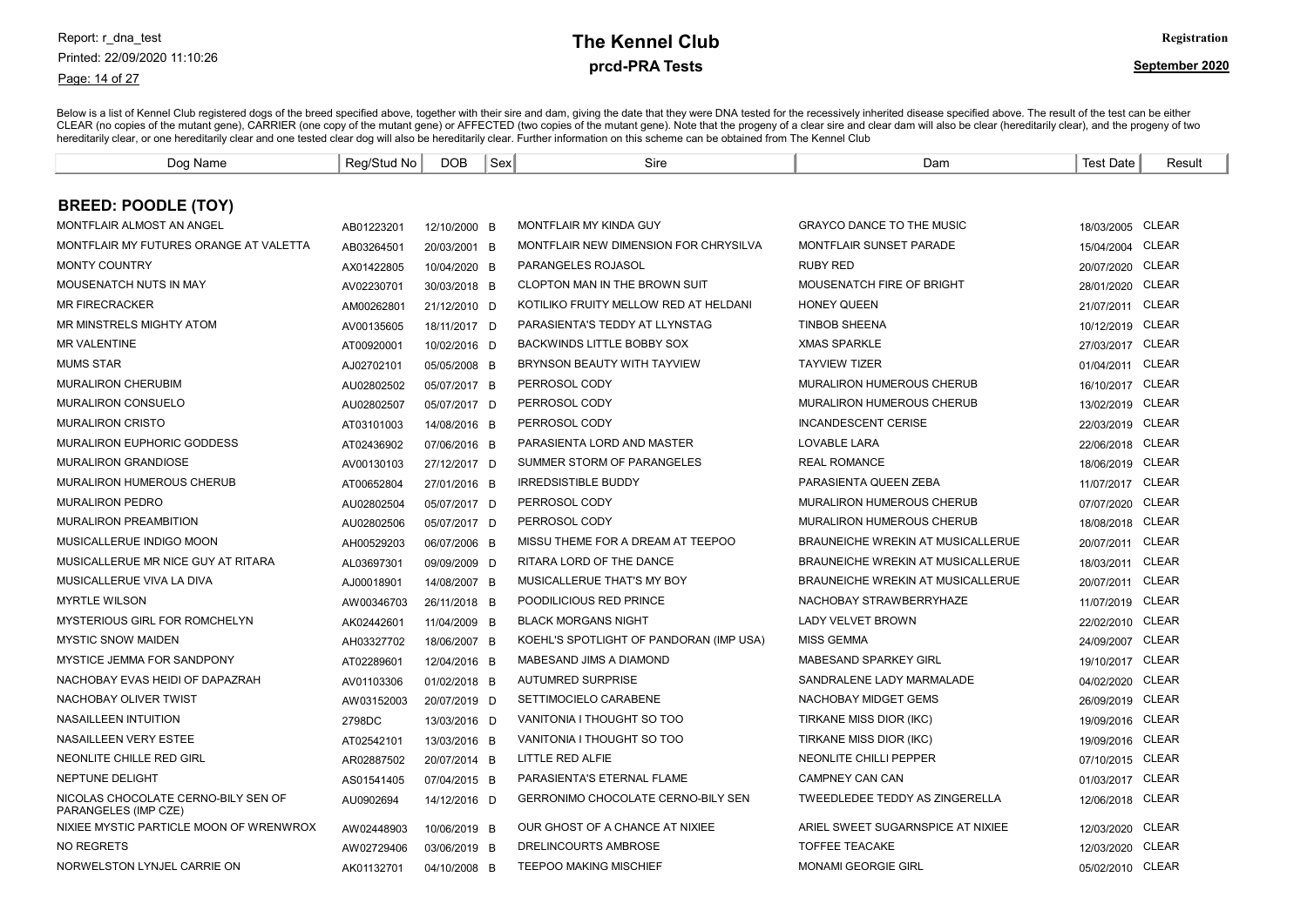# The Kennel Club

## prcd-PRA Tests

Registration

September 2020

Report: r_dna_test

Printed: 22/09/2020 11:10:26

Below is a list of Kennel Club registered dogs of the breed specified above, together with their sire and dam, giving the date that they were DNA tested for the recessively inherited disease specified above. The result of the test can be either CLEAR (no copies of the mutant gene), CARRIER (one copy of the mutant gene) or AFFECTED (two copies of the mutant gene). Note that the progeny of a clear sire and clear dam will also be clear (hereditarily clear), and the progeny of two hereditarily clear, or one hereditarily clear and one tested clear dog will also be hereditarily clear. Further information on this scheme can be obtained from The Kennel Club

### BREED: POODLE (TOY)

| Dog Name | Reg/Stud No | DOB | Sex | Sire | Dam | Test Date | Result |
|---|---|---|---|---|---|---|---|
| MONTFLAIR ALMOST AN ANGEL | AB01223201 | 12/10/2000 | B | MONTFLAIR MY KINDA GUY | GRAYCO DANCE TO THE MUSIC | 18/03/2005 | CLEAR |
| MONTFLAIR MY FUTURES ORANGE AT VALETTA | AB03264501 | 20/03/2001 | B | MONTFLAIR NEW DIMENSION FOR CHRYSILVA | MONTFLAIR SUNSET PARADE | 15/04/2004 | CLEAR |
| MONTY COUNTRY | AX01422805 | 10/04/2020 | B | PARANGELES ROJASOL | RUBY RED | 20/07/2020 | CLEAR |
| MOUSENATCH NUTS IN MAY | AV02230701 | 30/03/2018 | B | CLOPTON MAN IN THE BROWN SUIT | MOUSENATCH FIRE OF BRIGHT | 28/01/2020 | CLEAR |
| MR FIRECRACKER | AM00262801 | 21/12/2010 | D | KOTILIKO FRUITY MELLOW RED AT HELDANI | HONEY QUEEN | 21/07/2011 | CLEAR |
| MR MINSTRELS MIGHTY ATOM | AV00135605 | 18/11/2017 | D | PARASIENTA'S TEDDY AT LLYNSTAG | TINBOB SHEENA | 10/12/2019 | CLEAR |
| MR VALENTINE | AT00920001 | 10/02/2016 | D | BACKWINDS LITTLE BOBBY SOX | XMAS SPARKLE | 27/03/2017 | CLEAR |
| MUMS STAR | AJ02702101 | 05/05/2008 | B | BRYNSON BEAUTY WITH TAYVIEW | TAYVIEW TIZER | 01/04/2011 | CLEAR |
| MURALIRON CHERUBIM | AU02802502 | 05/07/2017 | B | PERROSOL CODY | MURALIRON HUMEROUS CHERUB | 16/10/2017 | CLEAR |
| MURALIRON CONSUELO | AU02802507 | 05/07/2017 | D | PERROSOL CODY | MURALIRON HUMEROUS CHERUB | 13/02/2019 | CLEAR |
| MURALIRON CRISTO | AT03101003 | 14/08/2016 | B | PERROSOL CODY | INCANDESCENT CERISE | 22/03/2019 | CLEAR |
| MURALIRON EUPHORIC GODDESS | AT02436902 | 07/06/2016 | B | PARASIENTA LORD AND MASTER | LOVABLE LARA | 22/06/2018 | CLEAR |
| MURALIRON GRANDIOSE | AV00130103 | 27/12/2017 | D | SUMMER STORM OF PARANGELES | REAL ROMANCE | 18/06/2019 | CLEAR |
| MURALIRON HUMEROUS CHERUB | AT00652804 | 27/01/2016 | B | IRREDSISTIBLE BUDDY | PARASIENTA QUEEN ZEBA | 11/07/2017 | CLEAR |
| MURALIRON PEDRO | AU02802504 | 05/07/2017 | D | PERROSOL CODY | MURALIRON HUMEROUS CHERUB | 07/07/2020 | CLEAR |
| MURALIRON PREAMBITION | AU02802506 | 05/07/2017 | D | PERROSOL CODY | MURALIRON HUMEROUS CHERUB | 18/08/2018 | CLEAR |
| MUSICALLERUE INDIGO MOON | AH00529203 | 06/07/2006 | B | MISSU THEME FOR A DREAM AT TEEPOO | BRAUNEICHE WREKIN AT MUSICALLERUE | 20/07/2011 | CLEAR |
| MUSICALLERUE MR NICE GUY AT RITARA | AL03697301 | 09/09/2009 | D | RITARA LORD OF THE DANCE | BRAUNEICHE WREKIN AT MUSICALLERUE | 18/03/2011 | CLEAR |
| MUSICALLERUE VIVA LA DIVA | AJ00018901 | 14/08/2007 | B | MUSICALLERUE THAT'S MY BOY | BRAUNEICHE WREKIN AT MUSICALLERUE | 20/07/2011 | CLEAR |
| MYRTLE WILSON | AW00346703 | 26/11/2018 | B | POODILICIOUS RED PRINCE | NACHOBAY STRAWBERRYHAZE | 11/07/2019 | CLEAR |
| MYSTERIOUS GIRL FOR ROMCHELYN | AK02442601 | 11/04/2009 | B | BLACK MORGANS NIGHT | LADY VELVET BROWN | 22/02/2010 | CLEAR |
| MYSTIC SNOW MAIDEN | AH03327702 | 18/06/2007 | B | KOEHL'S SPOTLIGHT OF PANDORAN (IMP USA) | MISS GEMMA | 24/09/2007 | CLEAR |
| MYSTICE JEMMA FOR SANDPONY | AT02289601 | 12/04/2016 | B | MABESAND JIMS A DIAMOND | MABESAND SPARKEY GIRL | 19/10/2017 | CLEAR |
| NACHOBAY EVAS HEIDI OF DAPAZRAH | AV01103306 | 01/02/2018 | B | AUTUMRED SURPRISE | SANDRALENE LADY MARMALADE | 04/02/2020 | CLEAR |
| NACHOBAY OLIVER TWIST | AW03152003 | 20/07/2019 | D | SETTIMOCIELO CARABENE | NACHOBAY MIDGET GEMS | 26/09/2019 | CLEAR |
| NASAILLEEN INTUITION | 2798DC | 13/03/2016 | D | VANITONIA I THOUGHT SO TOO | TIRKANE MISS DIOR (IKC) | 19/09/2016 | CLEAR |
| NASAILLEEN VERY ESTEE | AT02542101 | 13/03/2016 | B | VANITONIA I THOUGHT SO TOO | TIRKANE MISS DIOR (IKC) | 19/09/2016 | CLEAR |
| NEONLITE CHILLE RED GIRL | AR02887502 | 20/07/2014 | B | LITTLE RED ALFIE | NEONLITE CHILLI PEPPER | 07/10/2015 | CLEAR |
| NEPTUNE DELIGHT | AS01541405 | 07/04/2015 | B | PARASIENTA'S ETERNAL FLAME | CAMPNEY CAN CAN | 01/03/2017 | CLEAR |
| NICOLAS CHOCOLATE CERNO-BILY SEN OF PARANGELES (IMP CZE) | AU0902694 | 14/12/2016 | D | GERRONIMO CHOCOLATE CERNO-BILY SEN | TWEEDLEDEE TEDDY AS ZINGERELLA | 12/06/2018 | CLEAR |
| NIXIEE MYSTIC PARTICLE MOON OF WRENWROX | AW02448903 | 10/06/2019 | B | OUR GHOST OF A CHANCE AT NIXIEE | ARIEL SWEET SUGARNSPICE AT NIXIEE | 12/03/2020 | CLEAR |
| NO REGRETS | AW02729406 | 03/06/2019 | B | DRELINCOURTS AMBROSE | TOFFEE TEACAKE | 12/03/2020 | CLEAR |
| NORWELSTON LYNJEL CARRIE ON | AK01132701 | 04/10/2008 | B | TEEPOO MAKING MISCHIEF | MONAMI GEORGIE GIRL | 05/02/2010 | CLEAR |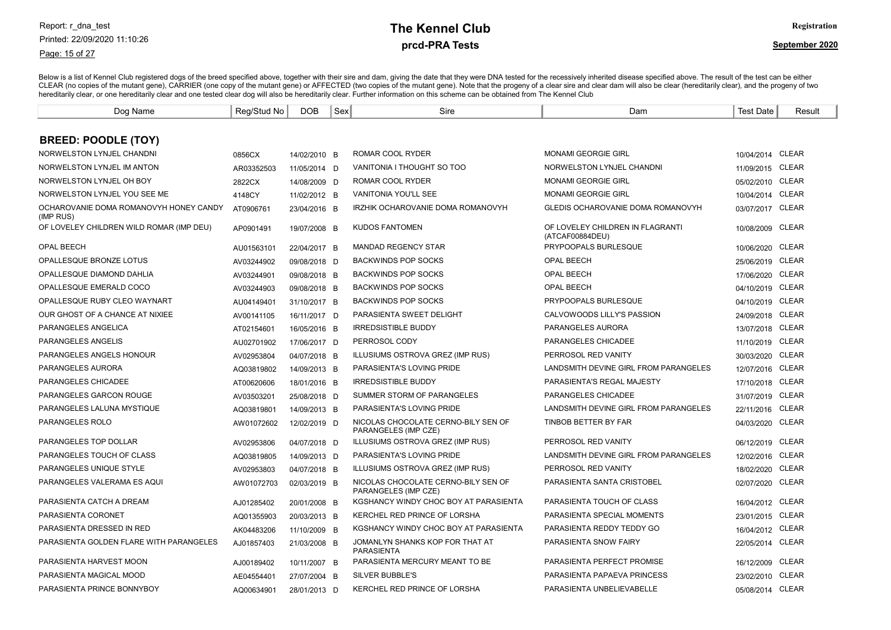# The Kennel Club

## prcd-PRA Tests

Registration

September 2020

Below is a list of Kennel Club registered dogs of the breed specified above, together with their sire and dam, giving the date that they were DNA tested for the recessively inherited disease specified above. The result of the test can be either CLEAR (no copies of the mutant gene), CARRIER (one copy of the mutant gene) or AFFECTED (two copies of the mutant gene). Note that the progeny of a clear sire and clear dam will also be clear (hereditarily clear), and the progeny of two hereditarily clear, or one hereditarily clear and one tested clear dog will also be hereditarily clear. Further information on this scheme can be obtained from The Kennel Club

### BREED: POODLE (TOY)

| Dog Name | Reg/Stud No | DOB | Sex | Sire | Dam | Test Date | Result |
|---|---|---|---|---|---|---|---|
| NORWELSTON LYNJEL CHANDNI | 0856CX | 14/02/2010 | B | ROMAR COOL RYDER | MONAMI GEORGIE GIRL | 10/04/2014 | CLEAR |
| NORWELSTON LYNJEL IM ANTON | AR03352503 | 11/05/2014 | D | VANITONIA I THOUGHT SO TOO | NORWELSTON LYNJEL CHANDNI | 11/09/2015 | CLEAR |
| NORWELSTON LYNJEL OH BOY | 2822CX | 14/08/2009 | D | ROMAR COOL RYDER | MONAMI GEORGIE GIRL | 05/02/2010 | CLEAR |
| NORWELSTON LYNJEL YOU SEE ME | 4148CY | 11/02/2012 | B | VANITONIA YOU'LL SEE | MONAMI GEORGIE GIRL | 10/04/2014 | CLEAR |
| OCHAROVANIE DOMA ROMANOVYH HONEY CANDY (IMP RUS) | AT0906761 | 23/04/2016 | B | IRZHIK OCHAROVANIE DOMA ROMANOVYH | GLEDIS OCHAROVANIE DOMA ROMANOVYH | 03/07/2017 | CLEAR |
| OF LOVELEY CHILDREN WILD ROMAR (IMP DEU) | AP0901491 | 19/07/2008 | B | KUDOS FANTOMEN | OF LOVELEY CHILDREN IN FLAGRANTI (ATCAF00884DEU) | 10/08/2009 | CLEAR |
| OPAL BEECH | AU01563101 | 22/04/2017 | B | MANDAD REGENCY STAR | PRYPOOPALS BURLESQUE | 10/06/2020 | CLEAR |
| OPALLESQUE BRONZE LOTUS | AV03244902 | 09/08/2018 | D | BACKWINDS POP SOCKS | OPAL BEECH | 25/06/2019 | CLEAR |
| OPALLESQUE DIAMOND DAHLIA | AV03244901 | 09/08/2018 | B | BACKWINDS POP SOCKS | OPAL BEECH | 17/06/2020 | CLEAR |
| OPALLESQUE EMERALD COCO | AV03244903 | 09/08/2018 | B | BACKWINDS POP SOCKS | OPAL BEECH | 04/10/2019 | CLEAR |
| OPALLESQUE RUBY CLEO WAYNART | AU04149401 | 31/10/2017 | B | BACKWINDS POP SOCKS | PRYPOOPALS BURLESQUE | 04/10/2019 | CLEAR |
| OUR GHOST OF A CHANCE AT NIXIEE | AV00141105 | 16/11/2017 | D | PARASIENTA SWEET DELIGHT | CALVOWOODS LILLY'S PASSION | 24/09/2018 | CLEAR |
| PARANGELES ANGELICA | AT02154601 | 16/05/2016 | B | IRREDSISTIBLE BUDDY | PARANGELES AURORA | 13/07/2018 | CLEAR |
| PARANGELES ANGELIS | AU02701902 | 17/06/2017 | D | PERROSOL CODY | PARANGELES CHICADEE | 11/10/2019 | CLEAR |
| PARANGELES ANGELS HONOUR | AV02953804 | 04/07/2018 | B | ILLUSIUMS OSTROVA GREZ (IMP RUS) | PERROSOL RED VANITY | 30/03/2020 | CLEAR |
| PARANGELES AURORA | AQ03819802 | 14/09/2013 | B | PARASIENTA'S LOVING PRIDE | LANDSMITH DEVINE GIRL FROM PARANGELES | 12/07/2016 | CLEAR |
| PARANGELES CHICADEE | AT00620606 | 18/01/2016 | B | IRREDSISTIBLE BUDDY | PARASIENTA'S REGAL MAJESTY | 17/10/2018 | CLEAR |
| PARANGELES GARCON ROUGE | AV03503201 | 25/08/2018 | D | SUMMER STORM OF PARANGELES | PARANGELES CHICADEE | 31/07/2019 | CLEAR |
| PARANGELES LALUNA MYSTIQUE | AQ03819801 | 14/09/2013 | B | PARASIENTA'S LOVING PRIDE | LANDSMITH DEVINE GIRL FROM PARANGELES | 22/11/2016 | CLEAR |
| PARANGELES ROLO | AW01072602 | 12/02/2019 | D | NICOLAS CHOCOLATE CERNO-BILY SEN OF PARANGELES (IMP CZE) | TINBOB BETTER BY FAR | 04/03/2020 | CLEAR |
| PARANGELES TOP DOLLAR | AV02953806 | 04/07/2018 | D | ILLUSIUMS OSTROVA GREZ (IMP RUS) | PERROSOL RED VANITY | 06/12/2019 | CLEAR |
| PARANGELES TOUCH OF CLASS | AQ03819805 | 14/09/2013 | D | PARASIENTA'S LOVING PRIDE | LANDSMITH DEVINE GIRL FROM PARANGELES | 12/02/2016 | CLEAR |
| PARANGELES UNIQUE STYLE | AV02953803 | 04/07/2018 | B | ILLUSIUMS OSTROVA GREZ (IMP RUS) | PERROSOL RED VANITY | 18/02/2020 | CLEAR |
| PARANGELES VALERAMA ES AQUI | AW01072703 | 02/03/2019 | B | NICOLAS CHOCOLATE CERNO-BILY SEN OF PARANGELES (IMP CZE) | PARASIENTA SANTA CRISTOBEL | 02/07/2020 | CLEAR |
| PARASIENTA CATCH A DREAM | AJ01285402 | 20/01/2008 | B | KGSHANCY WINDY CHOC BOY AT PARASIENTA | PARASIENTA TOUCH OF CLASS | 16/04/2012 | CLEAR |
| PARASIENTA CORONET | AQ01355903 | 20/03/2013 | B | KERCHEL RED PRINCE OF LORSHA | PARASIENTA SPECIAL MOMENTS | 23/01/2015 | CLEAR |
| PARASIENTA DRESSED IN RED | AK04483206 | 11/10/2009 | B | KGSHANCY WINDY CHOC BOY AT PARASIENTA | PARASIENTA REDDY TEDDY GO | 16/04/2012 | CLEAR |
| PARASIENTA GOLDEN FLARE WITH PARANGELES | AJ01857403 | 21/03/2008 | B | JOMANLYN SHANKS KOP FOR THAT AT PARASIENTA | PARASIENTA SNOW FAIRY | 22/05/2014 | CLEAR |
| PARASIENTA HARVEST MOON | AJ00189402 | 10/11/2007 | B | PARASIENTA MERCURY MEANT TO BE | PARASIENTA PERFECT PROMISE | 16/12/2009 | CLEAR |
| PARASIENTA MAGICAL MOOD | AE04554401 | 27/07/2004 | B | SILVER BUBBLE'S | PARASIENTA PAPAEVA PRINCESS | 23/02/2010 | CLEAR |
| PARASIENTA PRINCE BONNYBOY | AQ00634901 | 28/01/2013 | D | KERCHEL RED PRINCE OF LORSHA | PARASIENTA UNBELIEVABELLE | 05/08/2014 | CLEAR |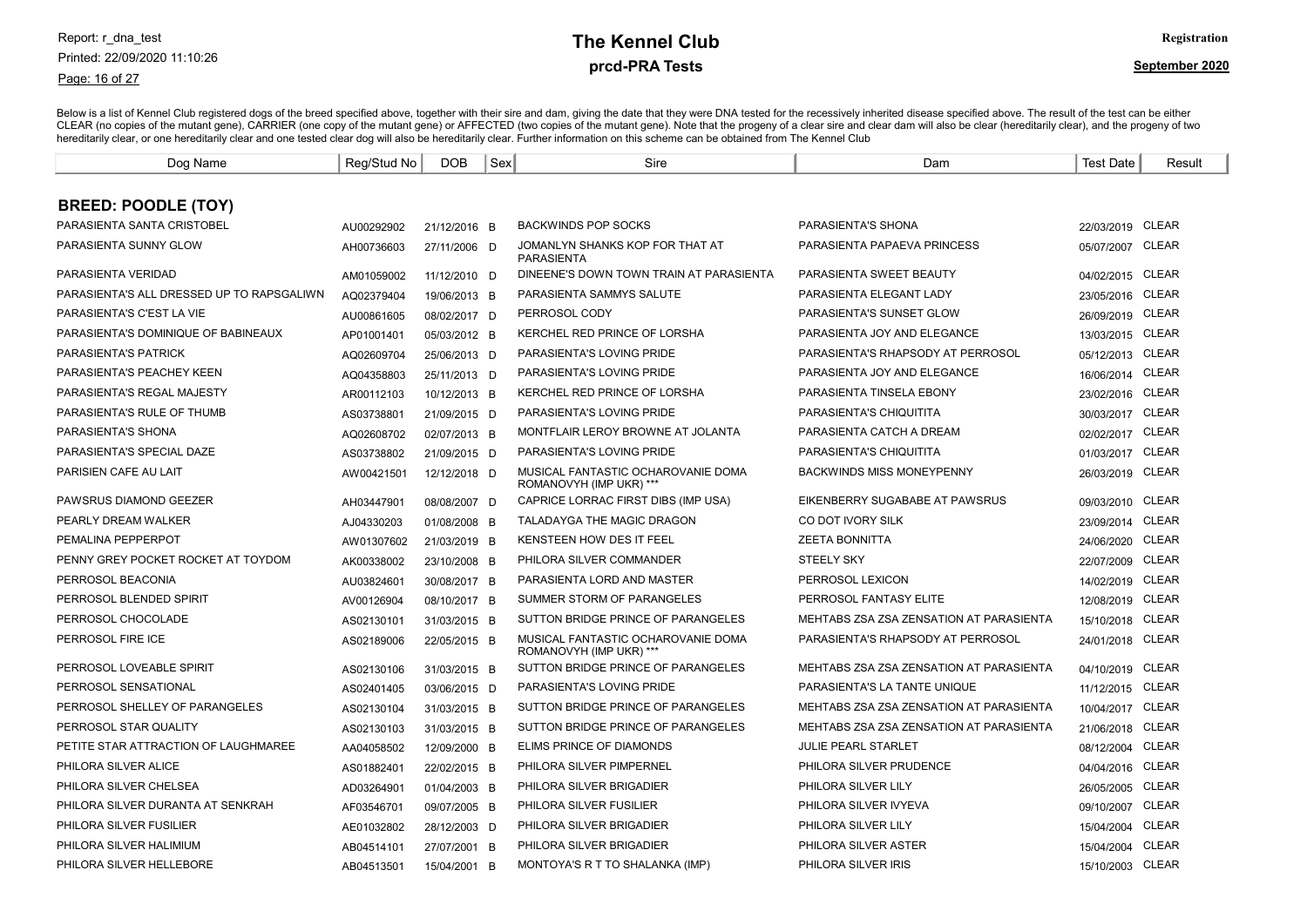# The Kennel Club

## prcd-PRA Tests

Registration

September 2020

Below is a list of Kennel Club registered dogs of the breed specified above, together with their sire and dam, giving the date that they were DNA tested for the recessively inherited disease specified above. The result of the test can be either CLEAR (no copies of the mutant gene), CARRIER (one copy of the mutant gene) or AFFECTED (two copies of the mutant gene). Note that the progeny of a clear sire and clear dam will also be clear (hereditarily clear), and the progeny of two hereditarily clear, or one hereditarily clear and one tested clear dog will also be hereditarily clear. Further information on this scheme can be obtained from The Kennel Club

### BREED: POODLE (TOY)

| Dog Name | Reg/Stud No | DOB | Sex | Sire | Dam | Test Date | Result |
|---|---|---|---|---|---|---|---|
| PARASIENTA SANTA CRISTOBEL | AU00292902 | 21/12/2016 | B | BACKWINDS POP SOCKS | PARASIENTA'S SHONA | 22/03/2019 | CLEAR |
| PARASIENTA SUNNY GLOW | AH00736603 | 27/11/2006 | D | JOMANLYN SHANKS KOP FOR THAT AT PARASIENTA | PARASIENTA PAPAEVA PRINCESS | 05/07/2007 | CLEAR |
| PARASIENTA VERIDAD | AM01059002 | 11/12/2010 | D | DINEENE'S DOWN TOWN TRAIN AT PARASIENTA | PARASIENTA SWEET BEAUTY | 04/02/2015 | CLEAR |
| PARASIENTA'S ALL DRESSED UP TO RAPSGALIWN | AQ02379404 | 19/06/2013 | B | PARASIENTA SAMMYS SALUTE | PARASIENTA ELEGANT LADY | 23/05/2016 | CLEAR |
| PARASIENTA'S C'EST LA VIE | AU00861605 | 08/02/2017 | D | PERROSOL CODY | PARASIENTA'S SUNSET GLOW | 26/09/2019 | CLEAR |
| PARASIENTA'S DOMINIQUE OF BABINEAUX | AP01001401 | 05/03/2012 | B | KERCHEL RED PRINCE OF LORSHA | PARASIENTA JOY AND ELEGANCE | 13/03/2015 | CLEAR |
| PARASIENTA'S PATRICK | AQ02609704 | 25/06/2013 | D | PARASIENTA'S LOVING PRIDE | PARASIENTA'S RHAPSODY AT PERROSOL | 05/12/2013 | CLEAR |
| PARASIENTA'S PEACHEY KEEN | AQ04358803 | 25/11/2013 | D | PARASIENTA'S LOVING PRIDE | PARASIENTA JOY AND ELEGANCE | 16/06/2014 | CLEAR |
| PARASIENTA'S REGAL MAJESTY | AR00112103 | 10/12/2013 | B | KERCHEL RED PRINCE OF LORSHA | PARASIENTA TINSELA EBONY | 23/02/2016 | CLEAR |
| PARASIENTA'S RULE OF THUMB | AS03738801 | 21/09/2015 | D | PARASIENTA'S LOVING PRIDE | PARASIENTA'S CHIQUITITA | 30/03/2017 | CLEAR |
| PARASIENTA'S SHONA | AQ02608702 | 02/07/2013 | B | MONTFLAIR LEROY BROWNE AT JOLANTA | PARASIENTA CATCH A DREAM | 02/02/2017 | CLEAR |
| PARASIENTA'S SPECIAL DAZE | AS03738802 | 21/09/2015 | D | PARASIENTA'S LOVING PRIDE | PARASIENTA'S CHIQUITITA | 01/03/2017 | CLEAR |
| PARISIEN CAFE AU LAIT | AW00421501 | 12/12/2018 | D | MUSICAL FANTASTIC OCHAROVANIE DOMA ROMANOVYH (IMP UKR) *** | BACKWINDS MISS MONEYPENNY | 26/03/2019 | CLEAR |
| PAWSRUS DIAMOND GEEZER | AH03447901 | 08/08/2007 | D | CAPRICE LORRAC FIRST DIBS (IMP USA) | EIKENBERRY SUGABABE AT PAWSRUS | 09/03/2010 | CLEAR |
| PEARLY DREAM WALKER | AJ04330203 | 01/08/2008 | B | TALADAYGA THE MAGIC DRAGON | CO DOT IVORY SILK | 23/09/2014 | CLEAR |
| PEMALINA PEPPERPOT | AW01307602 | 21/03/2019 | B | KENSTEEN HOW DES IT FEEL | ZEETA BONNITTA | 24/06/2020 | CLEAR |
| PENNY GREY POCKET ROCKET AT TOYDOM | AK00338002 | 23/10/2008 | B | PHILORA SILVER COMMANDER | STEELY SKY | 22/07/2009 | CLEAR |
| PERROSOL BEACONIA | AU03824601 | 30/08/2017 | B | PARASIENTA LORD AND MASTER | PERROSOL LEXICON | 14/02/2019 | CLEAR |
| PERROSOL BLENDED SPIRIT | AV00126904 | 08/10/2017 | B | SUMMER STORM OF PARANGELES | PERROSOL FANTASY ELITE | 12/08/2019 | CLEAR |
| PERROSOL CHOCOLADE | AS02130101 | 31/03/2015 | B | SUTTON BRIDGE PRINCE OF PARANGELES | MEHTABS ZSA ZSA ZENSATION AT PARASIENTA | 15/10/2018 | CLEAR |
| PERROSOL FIRE ICE | AS02189006 | 22/05/2015 | B | MUSICAL FANTASTIC OCHAROVANIE DOMA ROMANOVYH (IMP UKR) *** | PARASIENTA'S RHAPSODY AT PERROSOL | 24/01/2018 | CLEAR |
| PERROSOL LOVEABLE SPIRIT | AS02130106 | 31/03/2015 | B | SUTTON BRIDGE PRINCE OF PARANGELES | MEHTABS ZSA ZSA ZENSATION AT PARASIENTA | 04/10/2019 | CLEAR |
| PERROSOL SENSATIONAL | AS02401405 | 03/06/2015 | D | PARASIENTA'S LOVING PRIDE | PARASIENTA'S LA TANTE UNIQUE | 11/12/2015 | CLEAR |
| PERROSOL SHELLEY OF PARANGELES | AS02130104 | 31/03/2015 | B | SUTTON BRIDGE PRINCE OF PARANGELES | MEHTABS ZSA ZSA ZENSATION AT PARASIENTA | 10/04/2017 | CLEAR |
| PERROSOL STAR QUALITY | AS02130103 | 31/03/2015 | B | SUTTON BRIDGE PRINCE OF PARANGELES | MEHTABS ZSA ZSA ZENSATION AT PARASIENTA | 21/06/2018 | CLEAR |
| PETITE STAR ATTRACTION OF LAUGHMAREE | AA04058502 | 12/09/2000 | B | ELIMS PRINCE OF DIAMONDS | JULIE PEARL STARLET | 08/12/2004 | CLEAR |
| PHILORA SILVER ALICE | AS01882401 | 22/02/2015 | B | PHILORA SILVER PIMPERNEL | PHILORA SILVER PRUDENCE | 04/04/2016 | CLEAR |
| PHILORA SILVER CHELSEA | AD03264901 | 01/04/2003 | B | PHILORA SILVER BRIGADIER | PHILORA SILVER LILY | 26/05/2005 | CLEAR |
| PHILORA SILVER DURANTA AT SENKRAH | AF03546701 | 09/07/2005 | B | PHILORA SILVER FUSILIER | PHILORA SILVER IVYEVA | 09/10/2007 | CLEAR |
| PHILORA SILVER FUSILIER | AE01032802 | 28/12/2003 | D | PHILORA SILVER BRIGADIER | PHILORA SILVER LILY | 15/04/2004 | CLEAR |
| PHILORA SILVER HALIMIUM | AB04514101 | 27/07/2001 | B | PHILORA SILVER BRIGADIER | PHILORA SILVER ASTER | 15/04/2004 | CLEAR |
| PHILORA SILVER HELLEBORE | AB04513501 | 15/04/2001 | B | MONTOYA'S R T TO SHALANKA (IMP) | PHILORA SILVER IRIS | 15/10/2003 | CLEAR |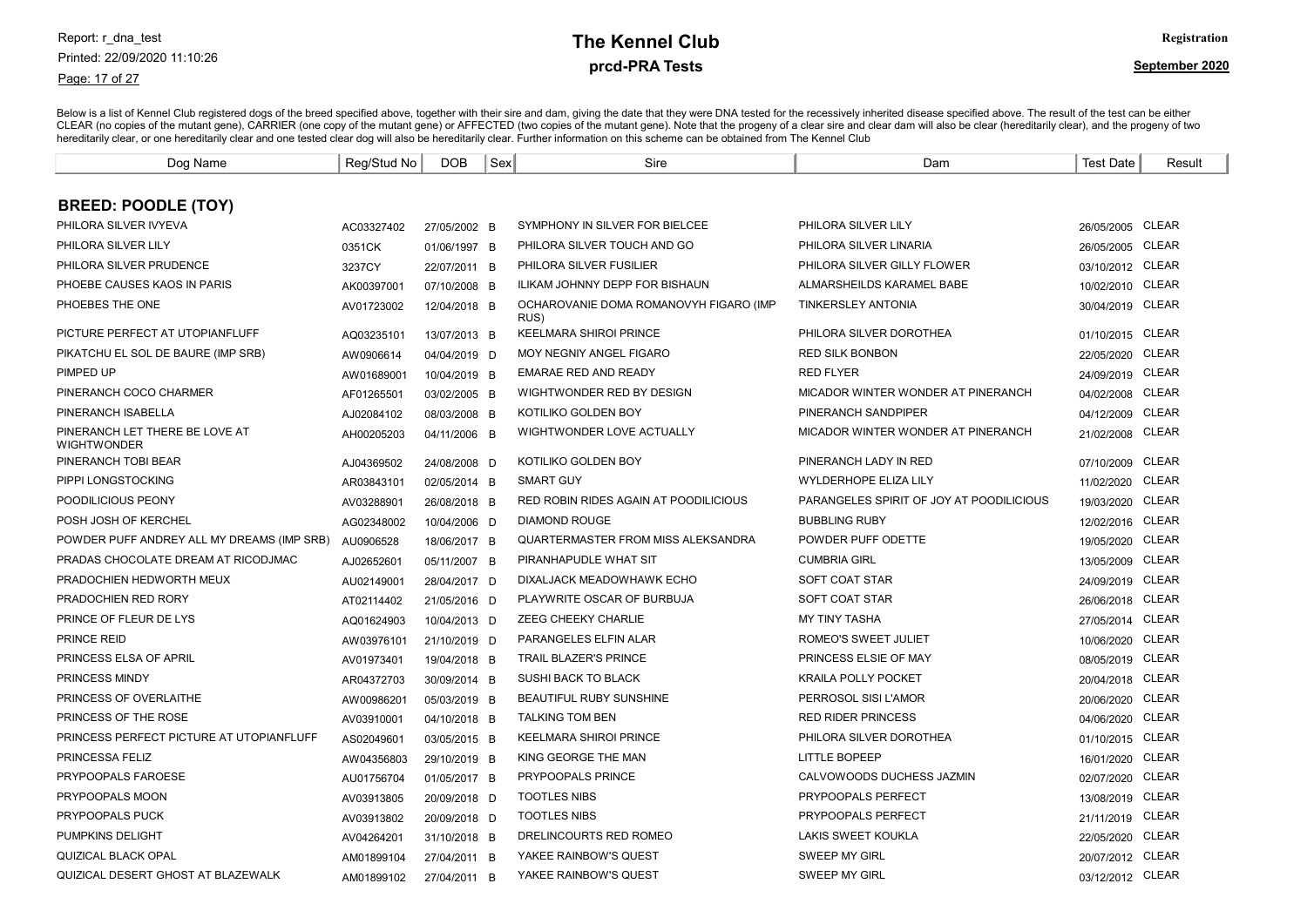# The Kennel Club

## prcd-PRA Tests

Registration

September 2020

Below is a list of Kennel Club registered dogs of the breed specified above, together with their sire and dam, giving the date that they were DNA tested for the recessively inherited disease specified above. The result of the test can be either CLEAR (no copies of the mutant gene), CARRIER (one copy of the mutant gene) or AFFECTED (two copies of the mutant gene). Note that the progeny of a clear sire and clear dam will also be clear (hereditarily clear), and the progeny of two hereditarily clear, or one hereditarily clear and one tested clear dog will also be hereditarily clear. Further information on this scheme can be obtained from The Kennel Club

### BREED: POODLE (TOY)

| Dog Name | Reg/Stud No | DOB | Sex | Sire | Dam | Test Date | Result |
|---|---|---|---|---|---|---|---|
| PHILORA SILVER IVYEVA | AC03327402 | 27/05/2002 | B | SYMPHONY IN SILVER FOR BIELCEE | PHILORA SILVER LILY | 26/05/2005 | CLEAR |
| PHILORA SILVER LILY | 0351CK | 01/06/1997 | B | PHILORA SILVER TOUCH AND GO | PHILORA SILVER LINARIA | 26/05/2005 | CLEAR |
| PHILORA SILVER PRUDENCE | 3237CY | 22/07/2011 | B | PHILORA SILVER FUSILIER | PHILORA SILVER GILLY FLOWER | 03/10/2012 | CLEAR |
| PHOEBE CAUSES KAOS IN PARIS | AK00397001 | 07/10/2008 | B | ILIKAM JOHNNY DEPP FOR BISHAUN | ALMARSHEILDS KARAMEL BABE | 10/02/2010 | CLEAR |
| PHOEBES THE ONE | AV01723002 | 12/04/2018 | B | OCHAROVANIE DOMA ROMANOVYH FIGARO (IMP RUS) | TINKERSLEY ANTONIA | 30/04/2019 | CLEAR |
| PICTURE PERFECT AT UTOPIANFLUFF | AQ03235101 | 13/07/2013 | B | KEELMARA SHIROI PRINCE | PHILORA SILVER DOROTHEA | 01/10/2015 | CLEAR |
| PIKATCHU EL SOL DE BAURE (IMP SRB) | AW0906614 | 04/04/2019 | D | MOY NEGNIY ANGEL FIGARO | RED SILK BONBON | 22/05/2020 | CLEAR |
| PIMPED UP | AW01689001 | 10/04/2019 | B | EMARAE RED AND READY | RED FLYER | 24/09/2019 | CLEAR |
| PINERANCH COCO CHARMER | AF01265501 | 03/02/2005 | B | WIGHTWONDER RED BY DESIGN | MICADOR WINTER WONDER AT PINERANCH | 04/02/2008 | CLEAR |
| PINERANCH ISABELLA | AJ02084102 | 08/03/2008 | B | KOTILIKO GOLDEN BOY | PINERANCH SANDPIPER | 04/12/2009 | CLEAR |
| PINERANCH LET THERE BE LOVE AT WIGHTWONDER | AH00205203 | 04/11/2006 | B | WIGHTWONDER LOVE ACTUALLY | MICADOR WINTER WONDER AT PINERANCH | 21/02/2008 | CLEAR |
| PINERANCH TOBI BEAR | AJ04369502 | 24/08/2008 | D | KOTILIKO GOLDEN BOY | PINERANCH LADY IN RED | 07/10/2009 | CLEAR |
| PIPPI LONGSTOCKING | AR03843101 | 02/05/2014 | B | SMART GUY | WYLDERHOPE ELIZA LILY | 11/02/2020 | CLEAR |
| POODILICIOUS PEONY | AV03288901 | 26/08/2018 | B | RED ROBIN RIDES AGAIN AT POODILICIOUS | PARANGELES SPIRIT OF JOY AT POODILICIOUS | 19/03/2020 | CLEAR |
| POSH JOSH OF KERCHEL | AG02348002 | 10/04/2006 | D | DIAMOND ROUGE | BUBBLING RUBY | 12/02/2016 | CLEAR |
| POWDER PUFF ANDREY ALL MY DREAMS (IMP SRB) | AU0906528 | 18/06/2017 | B | QUARTERMASTER FROM MISS ALEKSANDRA | POWDER PUFF ODETTE | 19/05/2020 | CLEAR |
| PRADAS CHOCOLATE DREAM AT RICODJMAC | AJ02652601 | 05/11/2007 | B | PIRANHAPUDLE WHAT SIT | CUMBRIA GIRL | 13/05/2009 | CLEAR |
| PRADOCHIEN HEDWORTH MEUX | AU02149001 | 28/04/2017 | D | DIXALJACK MEADOWHAWK ECHO | SOFT COAT STAR | 24/09/2019 | CLEAR |
| PRADOCHIEN RED RORY | AT02114402 | 21/05/2016 | D | PLAYWRITE OSCAR OF BURBUJA | SOFT COAT STAR | 26/06/2018 | CLEAR |
| PRINCE OF FLEUR DE LYS | AQ01624903 | 10/04/2013 | D | ZEEG CHEEKY CHARLIE | MY TINY TASHA | 27/05/2014 | CLEAR |
| PRINCE REID | AW03976101 | 21/10/2019 | D | PARANGELES ELFIN ALAR | ROMEO'S SWEET JULIET | 10/06/2020 | CLEAR |
| PRINCESS ELSA OF APRIL | AV01973401 | 19/04/2018 | B | TRAIL BLAZER'S PRINCE | PRINCESS ELSIE OF MAY | 08/05/2019 | CLEAR |
| PRINCESS MINDY | AR04372703 | 30/09/2014 | B | SUSHI BACK TO BLACK | KRAILA POLLY POCKET | 20/04/2018 | CLEAR |
| PRINCESS OF OVERLAITHE | AW00986201 | 05/03/2019 | B | BEAUTIFUL RUBY SUNSHINE | PERROSOL SISI L'AMOR | 20/06/2020 | CLEAR |
| PRINCESS OF THE ROSE | AV03910001 | 04/10/2018 | B | TALKING TOM BEN | RED RIDER PRINCESS | 04/06/2020 | CLEAR |
| PRINCESS PERFECT PICTURE AT UTOPIANFLUFF | AS02049601 | 03/05/2015 | B | KEELMARA SHIROI PRINCE | PHILORA SILVER DOROTHEA | 01/10/2015 | CLEAR |
| PRINCESSA FELIZ | AW04356803 | 29/10/2019 | B | KING GEORGE THE MAN | LITTLE BOPEEP | 16/01/2020 | CLEAR |
| PRYPOOPALS FAROESE | AU01756704 | 01/05/2017 | B | PRYPOOPALS PRINCE | CALVOWOODS DUCHESS JAZMIN | 02/07/2020 | CLEAR |
| PRYPOOPALS MOON | AV03913805 | 20/09/2018 | D | TOOTLES NIBS | PRYPOOPALS PERFECT | 13/08/2019 | CLEAR |
| PRYPOOPALS PUCK | AV03913802 | 20/09/2018 | D | TOOTLES NIBS | PRYPOOPALS PERFECT | 21/11/2019 | CLEAR |
| PUMPKINS DELIGHT | AV04264201 | 31/10/2018 | B | DRELINCOURTS RED ROMEO | LAKIS SWEET KOUKLA | 22/05/2020 | CLEAR |
| QUIZICAL BLACK OPAL | AM01899104 | 27/04/2011 | B | YAKEE RAINBOW'S QUEST | SWEEP MY GIRL | 20/07/2012 | CLEAR |
| QUIZICAL DESERT GHOST AT BLAZEWALK | AM01899102 | 27/04/2011 | B | YAKEE RAINBOW'S QUEST | SWEEP MY GIRL | 03/12/2012 | CLEAR |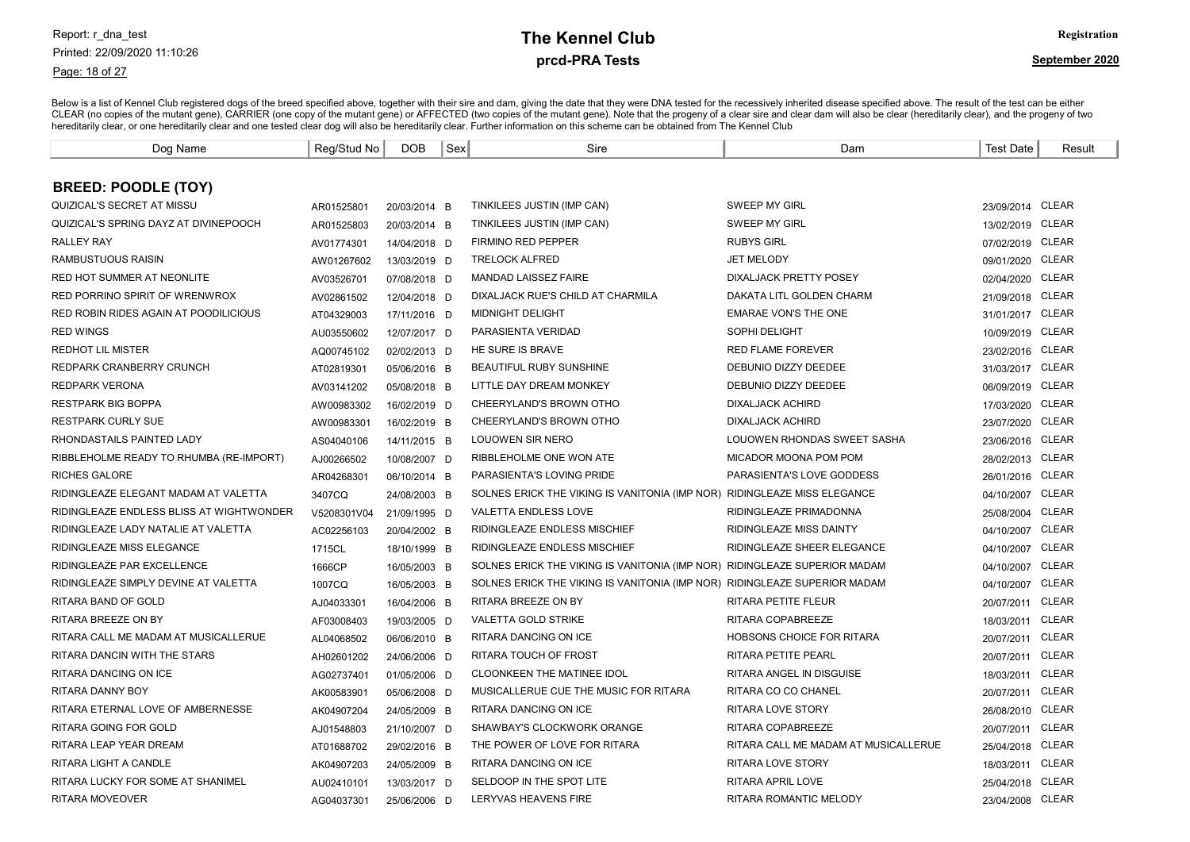# The Kennel Club

## prcd-PRA Tests

Below is a list of Kennel Club registered dogs of the breed specified above, together with their sire and dam, giving the date that they were DNA tested for the recessively inherited disease specified above. The result of the test can be either CLEAR (no copies of the mutant gene), CARRIER (one copy of the mutant gene) or AFFECTED (two copies of the mutant gene). Note that the progeny of a clear sire and clear dam will also be clear (hereditarily clear), and the progeny of two hereditarily clear, or one hereditarily clear and one tested clear dog will also be hereditarily clear. Further information on this scheme can be obtained from The Kennel Club

### BREED: POODLE (TOY)

| Dog Name | Reg/Stud No | DOB | Sex | Sire | Dam | Test Date | Result |
|---|---|---|---|---|---|---|---|
| QUIZICAL'S SECRET AT MISSU | AR01525801 | 20/03/2014 | B | TINKILEES JUSTIN (IMP CAN) | SWEEP MY GIRL | 23/09/2014 | CLEAR |
| QUIZICAL'S SPRING DAYZ AT DIVINEPOOCH | AR01525803 | 20/03/2014 | B | TINKILEES JUSTIN (IMP CAN) | SWEEP MY GIRL | 13/02/2019 | CLEAR |
| RALLEY RAY | AV01774301 | 14/04/2018 | D | FIRMINO RED PEPPER | RUBYS GIRL | 07/02/2019 | CLEAR |
| RAMBUSTUOUS RAISIN | AW01267602 | 13/03/2019 | D | TRELOCK ALFRED | JET MELODY | 09/01/2020 | CLEAR |
| RED HOT SUMMER AT NEONLITE | AV03526701 | 07/08/2018 | D | MANDAD LAISSEZ FAIRE | DIXALJACK PRETTY POSEY | 02/04/2020 | CLEAR |
| RED PORRINO SPIRIT OF WRENWROX | AV02861502 | 12/04/2018 | D | DIXALJACK RUE'S CHILD AT CHARMILA | DAKATA LITL GOLDEN CHARM | 21/09/2018 | CLEAR |
| RED ROBIN RIDES AGAIN AT POODILICIOUS | AT04329003 | 17/11/2016 | D | MIDNIGHT DELIGHT | EMARAE VON'S THE ONE | 31/01/2017 | CLEAR |
| RED WINGS | AU03550602 | 12/07/2017 | D | PARASIENTA VERIDAD | SOPHI DELIGHT | 10/09/2019 | CLEAR |
| REDHOT LIL MISTER | AQ00745102 | 02/02/2013 | D | HE SURE IS BRAVE | RED FLAME FOREVER | 23/02/2016 | CLEAR |
| REDPARK CRANBERRY CRUNCH | AT02819301 | 05/06/2016 | B | BEAUTIFUL RUBY SUNSHINE | DEBUNIO DIZZY DEEDEE | 31/03/2017 | CLEAR |
| REDPARK VERONA | AV03141202 | 05/08/2018 | B | LITTLE DAY DREAM MONKEY | DEBUNIO DIZZY DEEDEE | 06/09/2019 | CLEAR |
| RESTPARK BIG BOPPA | AW00983302 | 16/02/2019 | D | CHEERYLAND'S BROWN OTHO | DIXALJACK ACHIRD | 17/03/2020 | CLEAR |
| RESTPARK CURLY SUE | AW00983301 | 16/02/2019 | B | CHEERYLAND'S BROWN OTHO | DIXALJACK ACHIRD | 23/07/2020 | CLEAR |
| RHONDASTAILS PAINTED LADY | AS04040106 | 14/11/2015 | B | LOUOWEN SIR NERO | LOUOWEN RHONDAS SWEET SASHA | 23/06/2016 | CLEAR |
| RIBBLEHOLME READY TO RHUMBA (RE-IMPORT) | AJ00266502 | 10/08/2007 | D | RIBBLEHOLME ONE WON ATE | MICADOR MOONA POM POM | 28/02/2013 | CLEAR |
| RICHES GALORE | AR04268301 | 06/10/2014 | B | PARASIENTA'S LOVING PRIDE | PARASIENTA'S LOVE GODDESS | 26/01/2016 | CLEAR |
| RIDINGLEAZE ELEGANT MADAM AT VALETTA | 3407CQ | 24/08/2003 | B | SOLNES ERICK THE VIKING IS VANITONIA (IMP NOR) | RIDINGLEAZE MISS ELEGANCE | 04/10/2007 | CLEAR |
| RIDINGLEAZE ENDLESS BLISS AT WIGHTWONDER | V5208301V04 | 21/09/1995 | D | VALETTA ENDLESS LOVE | RIDINGLEAZE PRIMADONNA | 25/08/2004 | CLEAR |
| RIDINGLEAZE LADY NATALIE AT VALETTA | AC02256103 | 20/04/2002 | B | RIDINGLEAZE ENDLESS MISCHIEF | RIDINGLEAZE MISS DAINTY | 04/10/2007 | CLEAR |
| RIDINGLEAZE MISS ELEGANCE | 1715CL | 18/10/1999 | B | RIDINGLEAZE ENDLESS MISCHIEF | RIDINGLEAZE SHEER ELEGANCE | 04/10/2007 | CLEAR |
| RIDINGLEAZE PAR EXCELLENCE | 1666CP | 16/05/2003 | B | SOLNES ERICK THE VIKING IS VANITONIA (IMP NOR) | RIDINGLEAZE SUPERIOR MADAM | 04/10/2007 | CLEAR |
| RIDINGLEAZE SIMPLY DEVINE AT VALETTA | 1007CQ | 16/05/2003 | B | SOLNES ERICK THE VIKING IS VANITONIA (IMP NOR) | RIDINGLEAZE SUPERIOR MADAM | 04/10/2007 | CLEAR |
| RITARA BAND OF GOLD | AJ04033301 | 16/04/2006 | B | RITARA BREEZE ON BY | RITARA PETITE FLEUR | 20/07/2011 | CLEAR |
| RITARA BREEZE ON BY | AF03008403 | 19/03/2005 | D | VALETTA GOLD STRIKE | RITARA COPABREEZE | 18/03/2011 | CLEAR |
| RITARA CALL ME MADAM AT MUSICALLERUE | AL04068502 | 06/06/2010 | B | RITARA DANCING ON ICE | HOBSONS CHOICE FOR RITARA | 20/07/2011 | CLEAR |
| RITARA DANCIN WITH THE STARS | AH02601202 | 24/06/2006 | D | RITARA TOUCH OF FROST | RITARA PETITE PEARL | 20/07/2011 | CLEAR |
| RITARA DANCING ON ICE | AG02737401 | 01/05/2006 | D | CLOONKEEN THE MATINEE IDOL | RITARA ANGEL IN DISGUISE | 18/03/2011 | CLEAR |
| RITARA DANNY BOY | AK00583901 | 05/06/2008 | D | MUSICALLERUE CUE THE MUSIC FOR RITARA | RITARA CO CO CHANEL | 20/07/2011 | CLEAR |
| RITARA ETERNAL LOVE OF AMBERNESSE | AK04907204 | 24/05/2009 | B | RITARA DANCING ON ICE | RITARA LOVE STORY | 26/08/2010 | CLEAR |
| RITARA GOING FOR GOLD | AJ01548803 | 21/10/2007 | D | SHAWBAY'S CLOCKWORK ORANGE | RITARA COPABREEZE | 20/07/2011 | CLEAR |
| RITARA LEAP YEAR DREAM | AT01688702 | 29/02/2016 | B | THE POWER OF LOVE FOR RITARA | RITARA CALL ME MADAM AT MUSICALLERUE | 25/04/2018 | CLEAR |
| RITARA LIGHT A CANDLE | AK04907203 | 24/05/2009 | B | RITARA DANCING ON ICE | RITARA LOVE STORY | 18/03/2011 | CLEAR |
| RITARA LUCKY FOR SOME AT SHANIMEL | AU02410101 | 13/03/2017 | D | SELDOOP IN THE SPOT LITE | RITARA APRIL LOVE | 25/04/2018 | CLEAR |
| RITARA MOVEOVER | AG04037301 | 25/06/2006 | D | LERYVAS HEAVENS FIRE | RITARA ROMANTIC MELODY | 23/04/2008 | CLEAR |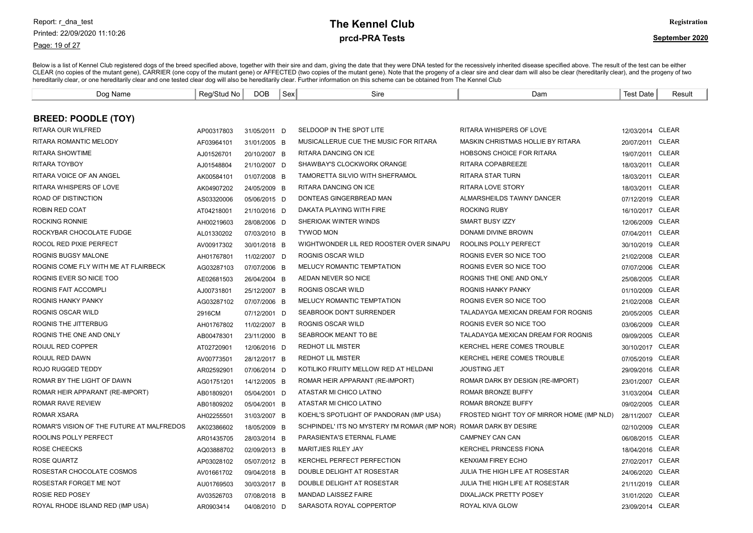# The Kennel Club

## prcd-PRA Tests

Registration

September 2020

Below is a list of Kennel Club registered dogs of the breed specified above, together with their sire and dam, giving the date that they were DNA tested for the recessively inherited disease specified above. The result of the test can be either CLEAR (no copies of the mutant gene), CARRIER (one copy of the mutant gene) or AFFECTED (two copies of the mutant gene). Note that the progeny of a clear sire and clear dam will also be clear (hereditarily clear), and the progeny of two hereditarily clear, or one hereditarily clear and one tested clear dog will also be hereditarily clear. Further information on this scheme can be obtained from The Kennel Club

### BREED: POODLE (TOY)

| Dog Name | Reg/Stud No | DOB | Sex | Sire | Dam | Test Date | Result |
|---|---|---|---|---|---|---|---|
| RITARA OUR WILFRED | AP00317803 | 31/05/2011 | D | SELDOOP IN THE SPOT LITE | RITARA WHISPERS OF LOVE | 12/03/2014 | CLEAR |
| RITARA ROMANTIC MELODY | AF03964101 | 31/01/2005 | B | MUSICALLERUE CUE THE MUSIC FOR RITARA | MASKIN CHRISTMAS HOLLIE BY RITARA | 20/07/2011 | CLEAR |
| RITARA SHOWTIME | AJ01526701 | 20/10/2007 | B | RITARA DANCING ON ICE | HOBSONS CHOICE FOR RITARA | 19/07/2011 | CLEAR |
| RITARA TOYBOY | AJ01548804 | 21/10/2007 | D | SHAWBAY'S CLOCKWORK ORANGE | RITARA COPABREEZE | 18/03/2011 | CLEAR |
| RITARA VOICE OF AN ANGEL | AK00584101 | 01/07/2008 | B | TAMORETTA SILVIO WITH SHEFRAMOL | RITARA STAR TURN | 18/03/2011 | CLEAR |
| RITARA WHISPERS OF LOVE | AK04907202 | 24/05/2009 | B | RITARA DANCING ON ICE | RITARA LOVE STORY | 18/03/2011 | CLEAR |
| ROAD OF DISTINCTION | AS03320006 | 05/06/2015 | D | DONTEAS GINGERBREAD MAN | ALMARSHEILDS TAWNY DANCER | 07/12/2019 | CLEAR |
| ROBIN RED COAT | AT04218001 | 21/10/2016 | D | DAKATA PLAYING WITH FIRE | ROCKING RUBY | 16/10/2017 | CLEAR |
| ROCKING RONNIE | AH00219603 | 28/08/2006 | D | SHERIOAK WINTER WINDS | SMART BUSY IZZY | 12/06/2009 | CLEAR |
| ROCKYBAR CHOCOLATE FUDGE | AL01330202 | 07/03/2010 | B | TYWOD MON | DONAMI DIVINE BROWN | 07/04/2011 | CLEAR |
| ROCOL RED PIXIE PERFECT | AV00917302 | 30/01/2018 | B | WIGHTWONDER LIL RED ROOSTER OVER SINAPU | ROOLINS POLLY PERFECT | 30/10/2019 | CLEAR |
| ROGNIS BUGSY MALONE | AH01767801 | 11/02/2007 | D | ROGNIS OSCAR WILD | ROGNIS EVER SO NICE TOO | 21/02/2008 | CLEAR |
| ROGNIS COME FLY WITH ME AT FLAIRBECK | AG03287103 | 07/07/2006 | B | MELUCY ROMANTIC TEMPTATION | ROGNIS EVER SO NICE TOO | 07/07/2006 | CLEAR |
| ROGNIS EVER SO NICE TOO | AE02681503 | 26/04/2004 | B | AEDAN NEVER SO NICE | ROGNIS THE ONE AND ONLY | 25/08/2005 | CLEAR |
| ROGNIS FAIT ACCOMPLI | AJ00731801 | 25/12/2007 | B | ROGNIS OSCAR WILD | ROGNIS HANKY PANKY | 01/10/2009 | CLEAR |
| ROGNIS HANKY PANKY | AG03287102 | 07/07/2006 | B | MELUCY ROMANTIC TEMPTATION | ROGNIS EVER SO NICE TOO | 21/02/2008 | CLEAR |
| ROGNIS OSCAR WILD | 2916CM | 07/12/2001 | D | SEABROOK DON'T SURRENDER | TALADAYGA MEXICAN DREAM FOR ROGNIS | 20/05/2005 | CLEAR |
| ROGNIS THE JITTERBUG | AH01767802 | 11/02/2007 | B | ROGNIS OSCAR WILD | ROGNIS EVER SO NICE TOO | 03/06/2009 | CLEAR |
| ROGNIS THE ONE AND ONLY | AB00478301 | 23/11/2000 | B | SEABROOK MEANT TO BE | TALADAYGA MEXICAN DREAM FOR ROGNIS | 09/09/2005 | CLEAR |
| ROIJUL RED COPPER | AT02720901 | 12/06/2016 | D | REDHOT LIL MISTER | KERCHEL HERE COMES TROUBLE | 30/10/2017 | CLEAR |
| ROIJUL RED DAWN | AV00773501 | 28/12/2017 | B | REDHOT LIL MISTER | KERCHEL HERE COMES TROUBLE | 07/05/2019 | CLEAR |
| ROJO RUGGED TEDDY | AR02592901 | 07/06/2014 | D | KOTILIKO FRUITY MELLOW RED AT HELDANI | JOUSTING JET | 29/09/2016 | CLEAR |
| ROMAR BY THE LIGHT OF DAWN | AG01751201 | 14/12/2005 | B | ROMAR HEIR APPARANT (RE-IMPORT) | ROMAR DARK BY DESIGN (RE-IMPORT) | 23/01/2007 | CLEAR |
| ROMAR HEIR APPARANT (RE-IMPORT) | AB01809201 | 05/04/2001 | D | ATASTAR MI CHICO LATINO | ROMAR BRONZE BUFFY | 31/03/2004 | CLEAR |
| ROMAR RAVE REVIEW | AB01809202 | 05/04/2001 | B | ATASTAR MI CHICO LATINO | ROMAR BRONZE BUFFY | 09/02/2005 | CLEAR |
| ROMAR XSARA | AH02255501 | 31/03/2007 | B | KOEHL'S SPOTLIGHT OF PANDORAN (IMP USA) | FROSTED NIGHT TOY OF MIRROR HOME (IMP NLD) | 28/11/2007 | CLEAR |
| ROMAR'S VISION OF THE FUTURE AT MALFREDOS | AK02386602 | 18/05/2009 | B | SCHPINDEL' ITS NO MYSTERY I'M ROMAR (IMP NOR) | ROMAR DARK BY DESIRE | 02/10/2009 | CLEAR |
| ROOLINS POLLY PERFECT | AR01435705 | 28/03/2014 | B | PARASIENTA'S ETERNAL FLAME | CAMPNEY CAN CAN | 06/08/2015 | CLEAR |
| ROSE CHEECKS | AQ03888702 | 02/09/2013 | B | MARITJIES RILEY JAY | KERCHEL PRINCESS FIONA | 18/04/2016 | CLEAR |
| ROSE QUARTZ | AP03028102 | 05/07/2012 | B | KERCHEL PERFECT PERFECTION | KENXIAM FIREY ECHO | 27/02/2017 | CLEAR |
| ROSESTAR CHOCOLATE COSMOS | AV01661702 | 09/04/2018 | B | DOUBLE DELIGHT AT ROSESTAR | JULIA THE HIGH LIFE AT ROSESTAR | 24/06/2020 | CLEAR |
| ROSESTAR FORGET ME NOT | AU01769503 | 30/03/2017 | B | DOUBLE DELIGHT AT ROSESTAR | JULIA THE HIGH LIFE AT ROSESTAR | 21/11/2019 | CLEAR |
| ROSIE RED POSEY | AV03526703 | 07/08/2018 | B | MANDAD LAISSEZ FAIRE | DIXALJACK PRETTY POSEY | 31/01/2020 | CLEAR |
| ROYAL RHODE ISLAND RED (IMP USA) | AR0903414 | 04/08/2010 | D | SARASOTA ROYAL COPPERTOP | ROYAL KIVA GLOW | 23/09/2014 | CLEAR |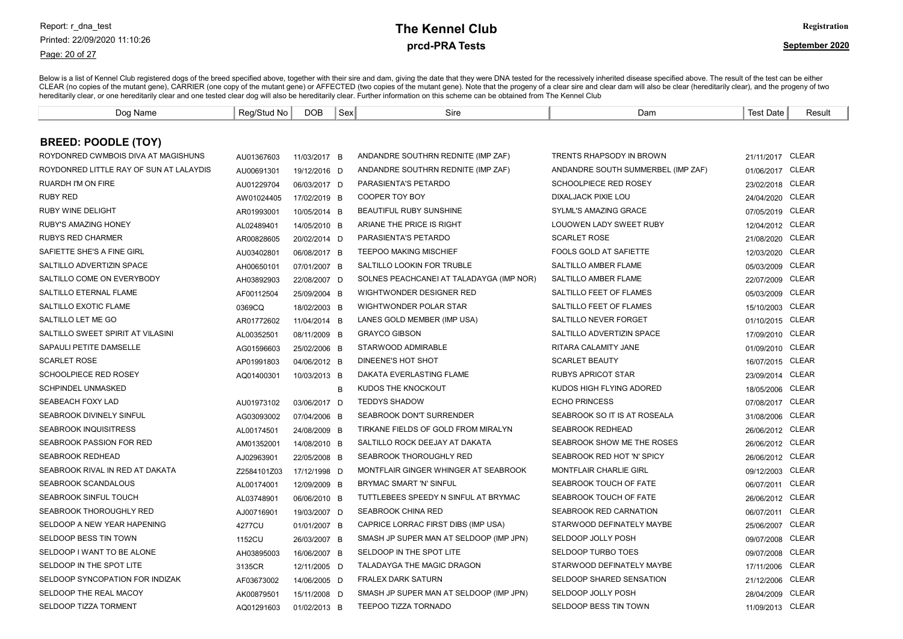## The Kennel Club

### prcd-PRA Tests

Registration

September 2020

Below is a list of Kennel Club registered dogs of the breed specified above, together with their sire and dam, giving the date that they were DNA tested for the recessively inherited disease specified above. The result of the test can be either CLEAR (no copies of the mutant gene), CARRIER (one copy of the mutant gene) or AFFECTED (two copies of the mutant gene). Note that the progeny of a clear sire and clear dam will also be clear (hereditarily clear), and the progeny of two hereditarily clear, or one hereditarily clear and one tested clear dog will also be hereditarily clear. Further information on this scheme can be obtained from The Kennel Club

### BREED: POODLE (TOY)

| Dog Name | Reg/Stud No | DOB | Sex | Sire | Dam | Test Date | Result |
|---|---|---|---|---|---|---|---|
| ROYDONRED CWMBOIS DIVA AT MAGISHUNS | AU01367603 | 11/03/2017 | B | ANDANDRE SOUTHRN REDNITE (IMP ZAF) | TRENTS RHAPSODY IN BROWN | 21/11/2017 | CLEAR |
| ROYDONRED LITTLE RAY OF SUN AT LALAYDIS | AU00691301 | 19/12/2016 | D | ANDANDRE SOUTHRN REDNITE (IMP ZAF) | ANDANDRE SOUTH SUMMERBEL (IMP ZAF) | 01/06/2017 | CLEAR |
| RUARDH I'M ON FIRE | AU01229704 | 06/03/2017 | D | PARASIENTA'S PETARDO | SCHOOLPIECE RED ROSEY | 23/02/2018 | CLEAR |
| RUBY RED | AW01024405 | 17/02/2019 | B | COOPER TOY BOY | DIXALJACK PIXIE LOU | 24/04/2020 | CLEAR |
| RUBY WINE DELIGHT | AR01993001 | 10/05/2014 | B | BEAUTIFUL RUBY SUNSHINE | SYLML'S AMAZING GRACE | 07/05/2019 | CLEAR |
| RUBY'S AMAZING HONEY | AL02489401 | 14/05/2010 | B | ARIANE THE PRICE IS RIGHT | LOUOWEN LADY SWEET RUBY | 12/04/2012 | CLEAR |
| RUBYS RED CHARMER | AR00828605 | 20/02/2014 | D | PARASIENTA'S PETARDO | SCARLET ROSE | 21/08/2020 | CLEAR |
| SAFIETTE SHE'S A FINE GIRL | AU03402801 | 06/08/2017 | B | TEEPOO MAKING MISCHIEF | FOOLS GOLD AT SAFIETTE | 12/03/2020 | CLEAR |
| SALTILLO ADVERTIZIN SPACE | AH00650101 | 07/01/2007 | B | SALTILLO LOOKIN FOR TRUBLE | SALTILLO AMBER FLAME | 05/03/2009 | CLEAR |
| SALTILLO COME ON EVERYBODY | AH03892903 | 22/08/2007 | D | SOLNES PEACHCANEI AT TALADAYGA (IMP NOR) | SALTILLO AMBER FLAME | 22/07/2009 | CLEAR |
| SALTILLO ETERNAL FLAME | AF00112504 | 25/09/2004 | B | WIGHTWONDER DESIGNER RED | SALTILLO FEET OF FLAMES | 05/03/2009 | CLEAR |
| SALTILLO EXOTIC FLAME | 0369CQ | 18/02/2003 | B | WIGHTWONDER POLAR STAR | SALTILLO FEET OF FLAMES | 15/10/2003 | CLEAR |
| SALTILLO LET ME GO | AR01772602 | 11/04/2014 | B | LANES GOLD MEMBER (IMP USA) | SALTILLO NEVER FORGET | 01/10/2015 | CLEAR |
| SALTILLO SWEET SPIRIT AT VILASINI | AL00352501 | 08/11/2009 | B | GRAYCO GIBSON | SALTILLO ADVERTIZIN SPACE | 17/09/2010 | CLEAR |
| SAPAULI PETITE DAMSELLE | AG01596603 | 25/02/2006 | B | STARWOOD ADMIRABLE | RITARA CALAMITY JANE | 01/09/2010 | CLEAR |
| SCARLET ROSE | AP01991803 | 04/06/2012 | B | DINEENE'S HOT SHOT | SCARLET BEAUTY | 16/07/2015 | CLEAR |
| SCHOOLPIECE RED ROSEY | AQ01400301 | 10/03/2013 | B | DAKATA EVERLASTING FLAME | RUBYS APRICOT STAR | 23/09/2014 | CLEAR |
| SCHPINDEL UNMASKED | | | B | KUDOS THE KNOCKOUT | KUDOS HIGH FLYING ADORED | 18/05/2006 | CLEAR |
| SEABEACH FOXY LAD | AU01973102 | 03/06/2017 | D | TEDDYS SHADOW | ECHO PRINCESS | 07/08/2017 | CLEAR |
| SEABROOK DIVINELY SINFUL | AG03093002 | 07/04/2006 | B | SEABROOK DON'T SURRENDER | SEABROOK SO IT IS AT ROSEALA | 31/08/2006 | CLEAR |
| SEABROOK INQUISITRESS | AL00174501 | 24/08/2009 | B | TIRKANE FIELDS OF GOLD FROM MIRALYN | SEABROOK REDHEAD | 26/06/2012 | CLEAR |
| SEABROOK PASSION FOR RED | AM01352001 | 14/08/2010 | B | SALTILLO ROCK DEEJAY AT DAKATA | SEABROOK SHOW ME THE ROSES | 26/06/2012 | CLEAR |
| SEABROOK REDHEAD | AJ02963901 | 22/05/2008 | B | SEABROOK THOROUGHLY RED | SEABROOK RED HOT 'N' SPICY | 26/06/2012 | CLEAR |
| SEABROOK RIVAL IN RED AT DAKATA | Z2584101Z03 | 17/12/1998 | D | MONTFLAIR GINGER WHINGER AT SEABROOK | MONTFLAIR CHARLIE GIRL | 09/12/2003 | CLEAR |
| SEABROOK SCANDALOUS | AL00174001 | 12/09/2009 | B | BRYMAC SMART 'N' SINFUL | SEABROOK TOUCH OF FATE | 06/07/2011 | CLEAR |
| SEABROOK SINFUL TOUCH | AL03748901 | 06/06/2010 | B | TUTTLEBEES SPEEDY N SINFUL AT BRYMAC | SEABROOK TOUCH OF FATE | 26/06/2012 | CLEAR |
| SEABROOK THOROUGHLY RED | AJ00716901 | 19/03/2007 | D | SEABROOK CHINA RED | SEABROOK RED CARNATION | 06/07/2011 | CLEAR |
| SELDOOP A NEW YEAR HAPENING | 4277CU | 01/01/2007 | B | CAPRICE LORRAC FIRST DIBS (IMP USA) | STARWOOD DEFINATELY MAYBE | 25/06/2007 | CLEAR |
| SELDOOP BESS TIN TOWN | 1152CU | 26/03/2007 | B | SMASH JP SUPER MAN AT SELDOOP (IMP JPN) | SELDOOP JOLLY POSH | 09/07/2008 | CLEAR |
| SELDOOP I WANT TO BE ALONE | AH03895003 | 16/06/2007 | B | SELDOOP IN THE SPOT LITE | SELDOOP TURBO TOES | 09/07/2008 | CLEAR |
| SELDOOP IN THE SPOT LITE | 3135CR | 12/11/2005 | D | TALADAYGA THE MAGIC DRAGON | STARWOOD DEFINATELY MAYBE | 17/11/2006 | CLEAR |
| SELDOOP SYNCOPATION FOR INDIZAK | AF03673002 | 14/06/2005 | D | FRALEX DARK SATURN | SELDOOP SHARED SENSATION | 21/12/2006 | CLEAR |
| SELDOOP THE REAL MACOY | AK00879501 | 15/11/2008 | D | SMASH JP SUPER MAN AT SELDOOP (IMP JPN) | SELDOOP JOLLY POSH | 28/04/2009 | CLEAR |
| SELDOOP TIZZA TORMENT | AQ01291603 | 01/02/2013 | B | TEEPOO TIZZA TORNADO | SELDOOP BESS TIN TOWN | 11/09/2013 | CLEAR |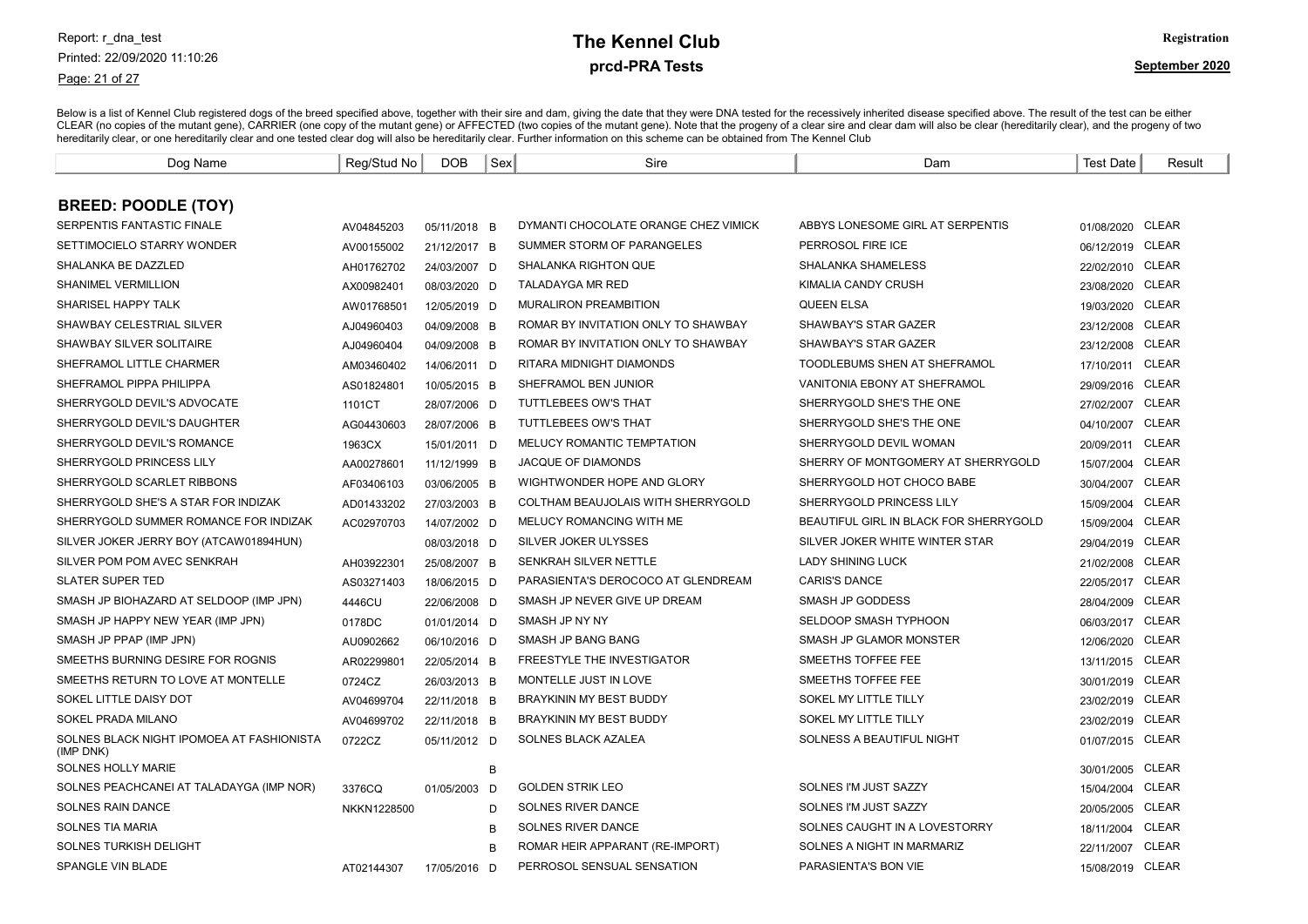# The Kennel Club

## prcd-PRA Tests

Registration

September 2020

Below is a list of Kennel Club registered dogs of the breed specified above, together with their sire and dam, giving the date that they were DNA tested for the recessively inherited disease specified above. The result of the test can be either CLEAR (no copies of the mutant gene), CARRIER (one copy of the mutant gene) or AFFECTED (two copies of the mutant gene). Note that the progeny of a clear sire and clear dam will also be clear (hereditarily clear), and the progeny of two hereditarily clear, or one hereditarily clear and one tested clear dog will also be hereditarily clear. Further information on this scheme can be obtained from The Kennel Club

### BREED: POODLE (TOY)

| Dog Name | Reg/Stud No | DOB | Sex | Sire | Dam | Test Date | Result |
|---|---|---|---|---|---|---|---|
| SERPENTIS FANTASTIC FINALE | AV04845203 | 05/11/2018 | B | DYMANTI CHOCOLATE ORANGE CHEZ VIMICK | ABBYS LONESOME GIRL AT SERPENTIS | 01/08/2020 | CLEAR |
| SETTIMOCIELO STARRY WONDER | AV00155002 | 21/12/2017 | B | SUMMER STORM OF PARANGELES | PERROSOL FIRE ICE | 06/12/2019 | CLEAR |
| SHALANKA BE DAZZLED | AH01762702 | 24/03/2007 | D | SHALANKA RIGHTON QUE | SHALANKA SHAMELESS | 22/02/2010 | CLEAR |
| SHANIMEL VERMILLION | AX00982401 | 08/03/2020 | D | TALADAYGA MR RED | KIMALIA CANDY CRUSH | 23/08/2020 | CLEAR |
| SHARISEL HAPPY TALK | AW01768501 | 12/05/2019 | D | MURALIRON PREAMBITION | QUEEN ELSA | 19/03/2020 | CLEAR |
| SHAWBAY CELESTRIAL SILVER | AJ04960403 | 04/09/2008 | B | ROMAR BY INVITATION ONLY TO SHAWBAY | SHAWBAY'S STAR GAZER | 23/12/2008 | CLEAR |
| SHAWBAY SILVER SOLITAIRE | AJ04960404 | 04/09/2008 | B | ROMAR BY INVITATION ONLY TO SHAWBAY | SHAWBAY'S STAR GAZER | 23/12/2008 | CLEAR |
| SHEFRAMOL LITTLE CHARMER | AM03460402 | 14/06/2011 | D | RITARA MIDNIGHT DIAMONDS | TOODLEBUMS SHEN AT SHEFRAMOL | 17/10/2011 | CLEAR |
| SHEFRAMOL PIPPA PHILIPPA | AS01824801 | 10/05/2015 | B | SHEFRAMOL BEN JUNIOR | VANITONIA EBONY AT SHEFRAMOL | 29/09/2016 | CLEAR |
| SHERRYGOLD DEVIL'S ADVOCATE | 1101CT | 28/07/2006 | D | TUTTLEBEES OW'S THAT | SHERRYGOLD SHE'S THE ONE | 27/02/2007 | CLEAR |
| SHERRYGOLD DEVIL'S DAUGHTER | AG04430603 | 28/07/2006 | B | TUTTLEBEES OW'S THAT | SHERRYGOLD SHE'S THE ONE | 04/10/2007 | CLEAR |
| SHERRYGOLD DEVIL'S ROMANCE | 1963CX | 15/01/2011 | D | MELUCY ROMANTIC TEMPTATION | SHERRYGOLD DEVIL WOMAN | 20/09/2011 | CLEAR |
| SHERRYGOLD PRINCESS LILY | AA00278601 | 11/12/1999 | B | JACQUE OF DIAMONDS | SHERRY OF MONTGOMERY AT SHERRYGOLD | 15/07/2004 | CLEAR |
| SHERRYGOLD SCARLET RIBBONS | AF03406103 | 03/06/2005 | B | WIGHTWONDER HOPE AND GLORY | SHERRYGOLD HOT CHOCO BABE | 30/04/2007 | CLEAR |
| SHERRYGOLD SHE'S A STAR FOR INDIZAK | AD01433202 | 27/03/2003 | B | COLTHAM BEAUJOLAIS WITH SHERRYGOLD | SHERRYGOLD PRINCESS LILY | 15/09/2004 | CLEAR |
| SHERRYGOLD SUMMER ROMANCE FOR INDIZAK | AC02970703 | 14/07/2002 | D | MELUCY ROMANCING WITH ME | BEAUTIFUL GIRL IN BLACK FOR SHERRYGOLD | 15/09/2004 | CLEAR |
| SILVER JOKER JERRY BOY (ATCAW01894HUN) | | 08/03/2018 | D | SILVER JOKER ULYSSES | SILVER JOKER WHITE WINTER STAR | 29/04/2019 | CLEAR |
| SILVER POM POM AVEC SENKRAH | AH03922301 | 25/08/2007 | B | SENKRAH SILVER NETTLE | LADY SHINING LUCK | 21/02/2008 | CLEAR |
| SLATER SUPER TED | AS03271403 | 18/06/2015 | D | PARASIENTA'S DEROCOCO AT GLENDREAM | CARIS'S DANCE | 22/05/2017 | CLEAR |
| SMASH JP BIOHAZARD AT SELDOOP (IMP JPN) | 4446CU | 22/06/2008 | D | SMASH JP NEVER GIVE UP DREAM | SMASH JP GODDESS | 28/04/2009 | CLEAR |
| SMASH JP HAPPY NEW YEAR (IMP JPN) | 0178DC | 01/01/2014 | D | SMASH JP NY NY | SELDOOP SMASH TYPHOON | 06/03/2017 | CLEAR |
| SMASH JP PPAP (IMP JPN) | AU0902662 | 06/10/2016 | D | SMASH JP BANG BANG | SMASH JP GLAMOR MONSTER | 12/06/2020 | CLEAR |
| SMEETHS BURNING DESIRE FOR ROGNIS | AR02299801 | 22/05/2014 | B | FREESTYLE THE INVESTIGATOR | SMEETHS TOFFEE FEE | 13/11/2015 | CLEAR |
| SMEETHS RETURN TO LOVE AT MONTELLE | 0724CZ | 26/03/2013 | B | MONTELLE JUST IN LOVE | SMEETHS TOFFEE FEE | 30/01/2019 | CLEAR |
| SOKEL LITTLE DAISY DOT | AV04699704 | 22/11/2018 | B | BRAYKININ MY BEST BUDDY | SOKEL MY LITTLE TILLY | 23/02/2019 | CLEAR |
| SOKEL PRADA MILANO | AV04699702 | 22/11/2018 | B | BRAYKININ MY BEST BUDDY | SOKEL MY LITTLE TILLY | 23/02/2019 | CLEAR |
| SOLNES BLACK NIGHT IPOMOEA AT FASHIONISTA (IMP DNK) | 0722CZ | 05/11/2012 | D | SOLNES BLACK AZALEA | SOLNESS A BEAUTIFUL NIGHT | 01/07/2015 | CLEAR |
| SOLNES HOLLY MARIE | | | B | | | 30/01/2005 | CLEAR |
| SOLNES PEACHCANEI AT TALADAYGA (IMP NOR) | 3376CQ | 01/05/2003 | D | GOLDEN STRIK LEO | SOLNES I'M JUST SAZZY | 15/04/2004 | CLEAR |
| SOLNES RAIN DANCE | NKKN1228500 | | D | SOLNES RIVER DANCE | SOLNES I'M JUST SAZZY | 20/05/2005 | CLEAR |
| SOLNES TIA MARIA | | | B | SOLNES RIVER DANCE | SOLNES CAUGHT IN A LOVESTORRY | 18/11/2004 | CLEAR |
| SOLNES TURKISH DELIGHT | | | B | ROMAR HEIR APPARANT (RE-IMPORT) | SOLNES A NIGHT IN MARMARIZ | 22/11/2007 | CLEAR |
| SPANGLE VIN BLADE | AT02144307 | 17/05/2016 | D | PERROSOL SENSUAL SENSATION | PARASIENTA'S BON VIE | 15/08/2019 | CLEAR |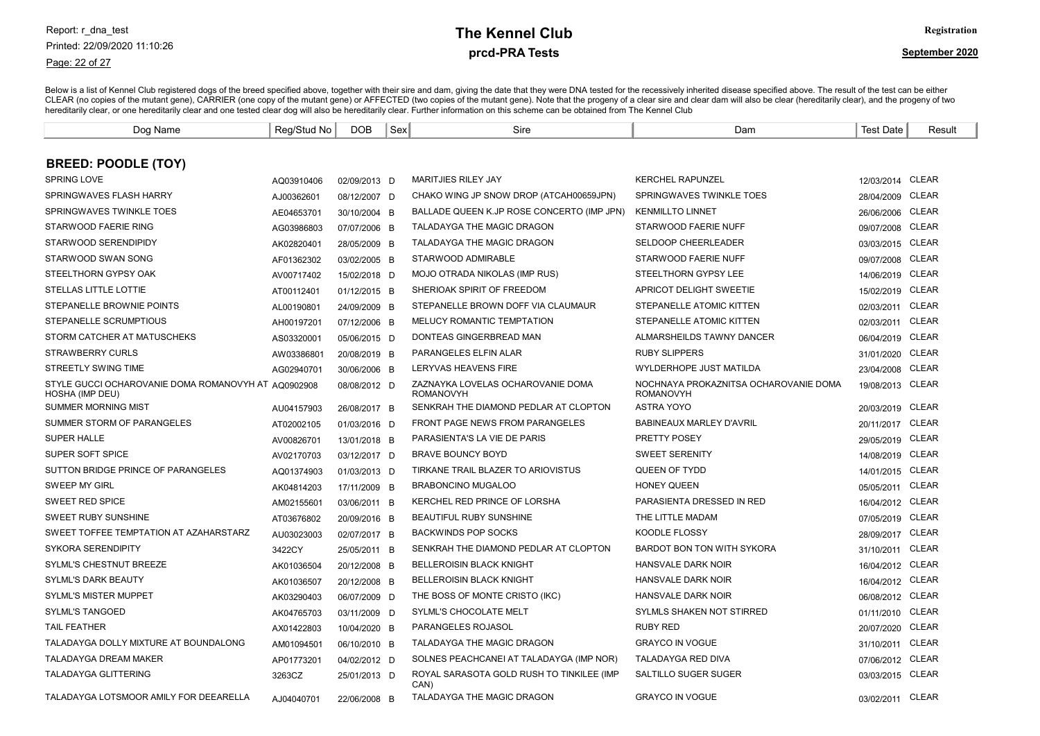# The Kennel Club

## prcd-PRA Tests

**Registration**

**September 2020**

Below is a list of Kennel Club registered dogs of the breed specified above, together with their sire and dam, giving the date that they were DNA tested for the recessively inherited disease specified above. The result of the test can be either CLEAR (no copies of the mutant gene), CARRIER (one copy of the mutant gene) or AFFECTED (two copies of the mutant gene). Note that the progeny of a clear sire and clear dam will also be clear (hereditarily clear), and the progeny of two hereditarily clear, or one hereditarily clear and one tested clear dog will also be hereditarily clear. Further information on this scheme can be obtained from The Kennel Club

### BREED: POODLE (TOY)

| Dog Name | Reg/Stud No | DOB | Sex | Sire | Dam | Test Date | Result |
|---|---|---|---|---|---|---|---|
| SPRING LOVE | AQ03910406 | 02/09/2013 | D | MARITJIES RILEY JAY | KERCHEL RAPUNZEL | 12/03/2014 | CLEAR |
| SPRINGWAVES FLASH HARRY | AJ00362601 | 08/12/2007 | D | CHAKO WING JP SNOW DROP (ATCAH00659JPN) | SPRINGWAVES TWINKLE TOES | 28/04/2009 | CLEAR |
| SPRINGWAVES TWINKLE TOES | AE04653701 | 30/10/2004 | B | BALLADE QUEEN K.JP ROSE CONCERTO (IMP JPN) | KENMILLTO LINNET | 26/06/2006 | CLEAR |
| STARWOOD FAERIE RING | AG03986803 | 07/07/2006 | B | TALADAYGA THE MAGIC DRAGON | STARWOOD FAERIE NUFF | 09/07/2008 | CLEAR |
| STARWOOD SERENDIPIDY | AK02820401 | 28/05/2009 | B | TALADAYGA THE MAGIC DRAGON | SELDOOP CHEERLEADER | 03/03/2015 | CLEAR |
| STARWOOD SWAN SONG | AF01362302 | 03/02/2005 | B | STARWOOD ADMIRABLE | STARWOOD FAERIE NUFF | 09/07/2008 | CLEAR |
| STEELTHORN GYPSY OAK | AV00717402 | 15/02/2018 | D | MOJO OTRADA NIKOLAS (IMP RUS) | STEELTHORN GYPSY LEE | 14/06/2019 | CLEAR |
| STELLAS LITTLE LOTTIE | AT00112401 | 01/12/2015 | B | SHERIOAK SPIRIT OF FREEDOM | APRICOT DELIGHT SWEETIE | 15/02/2019 | CLEAR |
| STEPANELLE BROWNIE POINTS | AL00190801 | 24/09/2009 | B | STEPANELLE BROWN DOFF VIA CLAUMAUR | STEPANELLE ATOMIC KITTEN | 02/03/2011 | CLEAR |
| STEPANELLE SCRUMPTIOUS | AH00197201 | 07/12/2006 | B | MELUCY ROMANTIC TEMPTATION | STEPANELLE ATOMIC KITTEN | 02/03/2011 | CLEAR |
| STORM CATCHER AT MATUSCHEKS | AS03320001 | 05/06/2015 | D | DONTEAS GINGERBREAD MAN | ALMARSHEILDS TAWNY DANCER | 06/04/2019 | CLEAR |
| STRAWBERRY CURLS | AW03386801 | 20/08/2019 | B | PARANGELES ELFIN ALAR | RUBY SLIPPERS | 31/01/2020 | CLEAR |
| STREETLY SWING TIME | AG02940701 | 30/06/2006 | B | LERYVAS HEAVENS FIRE | WYLDERHOPE JUST MATILDA | 23/04/2008 | CLEAR |
| STYLE GUCCI OCHAROVANIE DOMA ROMANOVYH AT HOSHA (IMP DEU) | AQ0902908 | 08/08/2012 | D | ZAZNAYKA LOVELAS OCHAROVANIE DOMA ROMANOVYH | NOCHNAYA PROKAZNITSA OCHAROVANIE DOMA ROMANOVYH | 19/08/2013 | CLEAR |
| SUMMER MORNING MIST | AU04157903 | 26/08/2017 | B | SENKRAH THE DIAMOND PEDLAR AT CLOPTON | ASTRA YOYO | 20/03/2019 | CLEAR |
| SUMMER STORM OF PARANGELES | AT02002105 | 01/03/2016 | D | FRONT PAGE NEWS FROM PARANGELES | BABINEAUX MARLEY D'AVRIL | 20/11/2017 | CLEAR |
| SUPER HALLE | AV00826701 | 13/01/2018 | B | PARASIENTA'S LA VIE DE PARIS | PRETTY POSEY | 29/05/2019 | CLEAR |
| SUPER SOFT SPICE | AV02170703 | 03/12/2017 | D | BRAVE BOUNCY BOYD | SWEET SERENITY | 14/08/2019 | CLEAR |
| SUTTON BRIDGE PRINCE OF PARANGELES | AQ01374903 | 01/03/2013 | D | TIRKANE TRAIL BLAZER TO ARIOVISTUS | QUEEN OF TYDD | 14/01/2015 | CLEAR |
| SWEEP MY GIRL | AK04814203 | 17/11/2009 | B | BRABONCINO MUGALOO | HONEY QUEEN | 05/05/2011 | CLEAR |
| SWEET RED SPICE | AM02155601 | 03/06/2011 | B | KERCHEL RED PRINCE OF LORSHA | PARASIENTA DRESSED IN RED | 16/04/2012 | CLEAR |
| SWEET RUBY SUNSHINE | AT03676802 | 20/09/2016 | B | BEAUTIFUL RUBY SUNSHINE | THE LITTLE MADAM | 07/05/2019 | CLEAR |
| SWEET TOFFEE TEMPTATION AT AZAHARSTARZ | AU03023003 | 02/07/2017 | B | BACKWINDS POP SOCKS | KOODLE FLOSSY | 28/09/2017 | CLEAR |
| SYKORA SERENDIPITY | 3422CY | 25/05/2011 | B | SENKRAH THE DIAMOND PEDLAR AT CLOPTON | BARDOT BON TON WITH SYKORA | 31/10/2011 | CLEAR |
| SYLML'S CHESTNUT BREEZE | AK01036504 | 20/12/2008 | B | BELLEROISIN BLACK KNIGHT | HANSVALE DARK NOIR | 16/04/2012 | CLEAR |
| SYLML'S DARK BEAUTY | AK01036507 | 20/12/2008 | B | BELLEROISIN BLACK KNIGHT | HANSVALE DARK NOIR | 16/04/2012 | CLEAR |
| SYLML'S MISTER MUPPET | AK03290403 | 06/07/2009 | D | THE BOSS OF MONTE CRISTO (IKC) | HANSVALE DARK NOIR | 06/08/2012 | CLEAR |
| SYLML'S TANGOED | AK04765703 | 03/11/2009 | D | SYLML'S CHOCOLATE MELT | SYLMLS SHAKEN NOT STIRRED | 01/11/2010 | CLEAR |
| TAIL FEATHER | AX01422803 | 10/04/2020 | B | PARANGELES ROJASOL | RUBY RED | 20/07/2020 | CLEAR |
| TALADAYGA DOLLY MIXTURE AT BOUNDALONG | AM01094501 | 06/10/2010 | B | TALADAYGA THE MAGIC DRAGON | GRAYCO IN VOGUE | 31/10/2011 | CLEAR |
| TALADAYGA DREAM MAKER | AP01773201 | 04/02/2012 | D | SOLNES PEACHCANEI AT TALADAYGA (IMP NOR) | TALADAYGA RED DIVA | 07/06/2012 | CLEAR |
| TALADAYGA GLITTERING | 3263CZ | 25/01/2013 | D | ROYAL SARASOTA GOLD RUSH TO TINKILEE (IMP CAN) | SALTILLO SUGER SUGER | 03/03/2015 | CLEAR |
| TALADAYGA LOTSMOOR AMILY FOR DEEARELLA | AJ04040701 | 22/06/2008 | B | TALADAYGA THE MAGIC DRAGON | GRAYCO IN VOGUE | 03/02/2011 | CLEAR |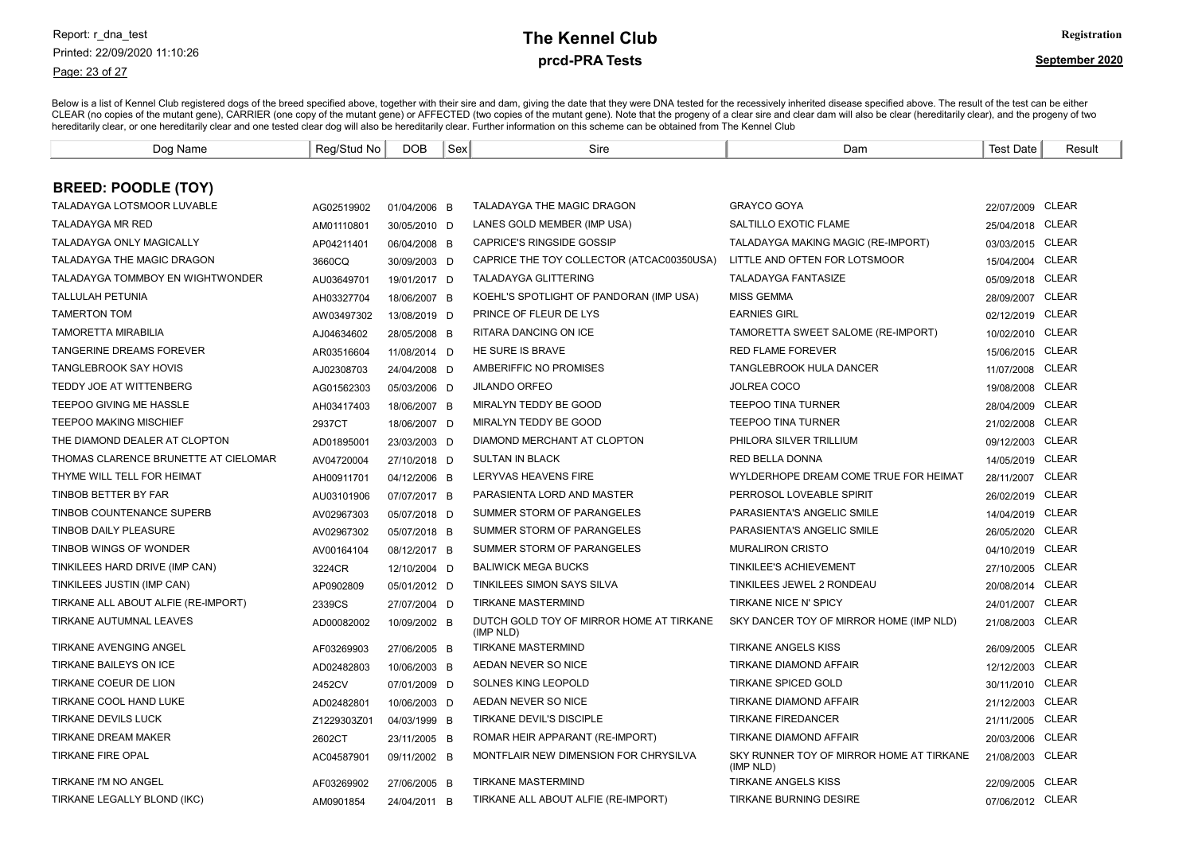# The Kennel Club

## prcd-PRA Tests

Registration

September 2020

Below is a list of Kennel Club registered dogs of the breed specified above, together with their sire and dam, giving the date that they were DNA tested for the recessively inherited disease specified above. The result of the test can be either CLEAR (no copies of the mutant gene), CARRIER (one copy of the mutant gene) or AFFECTED (two copies of the mutant gene). Note that the progeny of a clear sire and clear dam will also be clear (hereditarily clear), and the progeny of two hereditarily clear, or one hereditarily clear and one tested clear dog will also be hereditarily clear. Further information on this scheme can be obtained from The Kennel Club

### BREED: POODLE (TOY)

| Dog Name | Reg/Stud No | DOB | Sex | Sire | Dam | Test Date | Result |
|---|---|---|---|---|---|---|---|
| TALADAYGA LOTSMOOR LUVABLE | AG02519902 | 01/04/2006 | B | TALADAYGA THE MAGIC DRAGON | GRAYCO GOYA | 22/07/2009 | CLEAR |
| TALADAYGA MR RED | AM01110801 | 30/05/2010 | D | LANES GOLD MEMBER (IMP USA) | SALTILLO EXOTIC FLAME | 25/04/2018 | CLEAR |
| TALADAYGA ONLY MAGICALLY | AP04211401 | 06/04/2008 | B | CAPRICE'S RINGSIDE GOSSIP | TALADAYGA MAKING MAGIC (RE-IMPORT) | 03/03/2015 | CLEAR |
| TALADAYGA THE MAGIC DRAGON | 3660CQ | 30/09/2003 | D | CAPRICE THE TOY COLLECTOR (ATCAC00350USA) | LITTLE AND OFTEN FOR LOTSMOOR | 15/04/2004 | CLEAR |
| TALADAYGA TOMMBOY EN WIGHTWONDER | AU03649701 | 19/01/2017 | D | TALADAYGA GLITTERING | TALADAYGA FANTASIZE | 05/09/2018 | CLEAR |
| TALLULAH PETUNIA | AH03327704 | 18/06/2007 | B | KOEHL'S SPOTLIGHT OF PANDORAN (IMP USA) | MISS GEMMA | 28/09/2007 | CLEAR |
| TAMERTON TOM | AW03497302 | 13/08/2019 | D | PRINCE OF FLEUR DE LYS | EARNIES GIRL | 02/12/2019 | CLEAR |
| TAMORETTA MIRABILIA | AJ04634602 | 28/05/2008 | B | RITARA DANCING ON ICE | TAMORETTA SWEET SALOME (RE-IMPORT) | 10/02/2010 | CLEAR |
| TANGERINE DREAMS FOREVER | AR03516604 | 11/08/2014 | D | HE SURE IS BRAVE | RED FLAME FOREVER | 15/06/2015 | CLEAR |
| TANGLEBROOK SAY HOVIS | AJ02308703 | 24/04/2008 | D | AMBERIFFIC NO PROMISES | TANGLEBROOK HULA DANCER | 11/07/2008 | CLEAR |
| TEDDY JOE AT WITTENBERG | AG01562303 | 05/03/2006 | D | JILANDO ORFEO | JOLREA COCO | 19/08/2008 | CLEAR |
| TEEPOO GIVING ME HASSLE | AH03417403 | 18/06/2007 | B | MIRALYN TEDDY BE GOOD | TEEPOO TINA TURNER | 28/04/2009 | CLEAR |
| TEEPOO MAKING MISCHIEF | 2937CT | 18/06/2007 | D | MIRALYN TEDDY BE GOOD | TEEPOO TINA TURNER | 21/02/2008 | CLEAR |
| THE DIAMOND DEALER AT CLOPTON | AD01895001 | 23/03/2003 | D | DIAMOND MERCHANT AT CLOPTON | PHILORA SILVER TRILLIUM | 09/12/2003 | CLEAR |
| THOMAS CLARENCE BRUNETTE AT CIELOMAR | AV04720004 | 27/10/2018 | D | SULTAN IN BLACK | RED BELLA DONNA | 14/05/2019 | CLEAR |
| THYME WILL TELL FOR HEIMAT | AH00911701 | 04/12/2006 | B | LERYVAS HEAVENS FIRE | WYLDERHOPE DREAM COME TRUE FOR HEIMAT | 28/11/2007 | CLEAR |
| TINBOB BETTER BY FAR | AU03101906 | 07/07/2017 | B | PARASIENTA LORD AND MASTER | PERROSOL LOVEABLE SPIRIT | 26/02/2019 | CLEAR |
| TINBOB COUNTENANCE SUPERB | AV02967303 | 05/07/2018 | D | SUMMER STORM OF PARANGELES | PARASIENTA'S ANGELIC SMILE | 14/04/2019 | CLEAR |
| TINBOB DAILY PLEASURE | AV02967302 | 05/07/2018 | B | SUMMER STORM OF PARANGELES | PARASIENTA'S ANGELIC SMILE | 26/05/2020 | CLEAR |
| TINBOB WINGS OF WONDER | AV00164104 | 08/12/2017 | B | SUMMER STORM OF PARANGELES | MURALIRON CRISTO | 04/10/2019 | CLEAR |
| TINKILEES HARD DRIVE (IMP CAN) | 3224CR | 12/10/2004 | D | BALIWICK MEGA BUCKS | TINKILEE'S ACHIEVEMENT | 27/10/2005 | CLEAR |
| TINKILEES JUSTIN (IMP CAN) | AP0902809 | 05/01/2012 | D | TINKILEES SIMON SAYS SILVA | TINKILEES JEWEL 2 RONDEAU | 20/08/2014 | CLEAR |
| TIRKANE ALL ABOUT ALFIE (RE-IMPORT) | 2339CS | 27/07/2004 | D | TIRKANE MASTERMIND | TIRKANE NICE N' SPICY | 24/01/2007 | CLEAR |
| TIRKANE AUTUMNAL LEAVES | AD00082002 | 10/09/2002 | B | DUTCH GOLD TOY OF MIRROR HOME AT TIRKANE (IMP NLD) | SKY DANCER TOY OF MIRROR HOME (IMP NLD) | 21/08/2003 | CLEAR |
| TIRKANE AVENGING ANGEL | AF03269903 | 27/06/2005 | B | TIRKANE MASTERMIND | TIRKANE ANGELS KISS | 26/09/2005 | CLEAR |
| TIRKANE BAILEYS ON ICE | AD02482803 | 10/06/2003 | B | AEDAN NEVER SO NICE | TIRKANE DIAMOND AFFAIR | 12/12/2003 | CLEAR |
| TIRKANE COEUR DE LION | 2452CV | 07/01/2009 | D | SOLNES KING LEOPOLD | TIRKANE SPICED GOLD | 30/11/2010 | CLEAR |
| TIRKANE COOL HAND LUKE | AD02482801 | 10/06/2003 | D | AEDAN NEVER SO NICE | TIRKANE DIAMOND AFFAIR | 21/12/2003 | CLEAR |
| TIRKANE DEVILS LUCK | Z1229303Z01 | 04/03/1999 | B | TIRKANE DEVIL'S DISCIPLE | TIRKANE FIREDANCER | 21/11/2005 | CLEAR |
| TIRKANE DREAM MAKER | 2602CT | 23/11/2005 | B | ROMAR HEIR APPARANT (RE-IMPORT) | TIRKANE DIAMOND AFFAIR | 20/03/2006 | CLEAR |
| TIRKANE FIRE OPAL | AC04587901 | 09/11/2002 | B | MONTFLAIR NEW DIMENSION FOR CHRYSILVA | SKY RUNNER TOY OF MIRROR HOME AT TIRKANE (IMP NLD) | 21/08/2003 | CLEAR |
| TIRKANE I'M NO ANGEL | AF03269902 | 27/06/2005 | B | TIRKANE MASTERMIND | TIRKANE ANGELS KISS | 22/09/2005 | CLEAR |
| TIRKANE LEGALLY BLOND (IKC) | AM0901854 | 24/04/2011 | B | TIRKANE ALL ABOUT ALFIE (RE-IMPORT) | TIRKANE BURNING DESIRE | 07/06/2012 | CLEAR |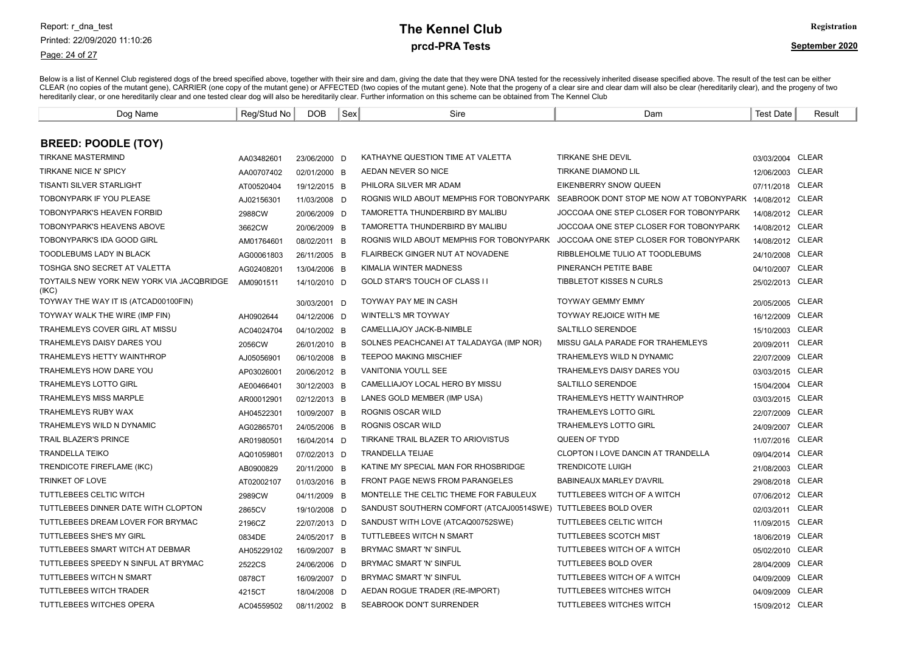# The Kennel Club

## prcd-PRA Tests

Registration

September 2020

Report: r_dna_test
Printed: 22/09/2020 11:10:26

Below is a list of Kennel Club registered dogs of the breed specified above, together with their sire and dam, giving the date that they were DNA tested for the recessively inherited disease specified above. The result of the test can be either CLEAR (no copies of the mutant gene), CARRIER (one copy of the mutant gene) or AFFECTED (two copies of the mutant gene). Note that the progeny of a clear sire and clear dam will also be clear (hereditarily clear), and the progeny of two hereditarily clear, or one hereditarily clear and one tested clear dog will also be hereditarily clear. Further information on this scheme can be obtained from The Kennel Club

### BREED: POODLE (TOY)

| Dog Name | Reg/Stud No | DOB | Sex | Sire | Dam | Test Date | Result |
|---|---|---|---|---|---|---|---|
| TIRKANE MASTERMIND | AA03482601 | 23/06/2000 | D | KATHAYNE QUESTION TIME AT VALETTA | TIRKANE SHE DEVIL | 03/03/2004 | CLEAR |
| TIRKANE NICE N' SPICY | AA00707402 | 02/01/2000 | B | AEDAN NEVER SO NICE | TIRKANE DIAMOND LIL | 12/06/2003 | CLEAR |
| TISANTI SILVER STARLIGHT | AT00520404 | 19/12/2015 | B | PHILORA SILVER MR ADAM | EIKENBERRY SNOW QUEEN | 07/11/2018 | CLEAR |
| TOBONYPARK IF YOU PLEASE | AJ02156301 | 11/03/2008 | D | ROGNIS WILD ABOUT MEMPHIS FOR TOBONYPARK | SEABROOK DONT STOP ME NOW AT TOBONYPARK | 14/08/2012 | CLEAR |
| TOBONYPARK'S HEAVEN FORBID | 2988CW | 20/06/2009 | D | TAMORETTA THUNDERBIRD BY MALIBU | JOCCOAA ONE STEP CLOSER FOR TOBONYPARK | 14/08/2012 | CLEAR |
| TOBONYPARK'S HEAVENS ABOVE | 3662CW | 20/06/2009 | B | TAMORETTA THUNDERBIRD BY MALIBU | JOCCOAA ONE STEP CLOSER FOR TOBONYPARK | 14/08/2012 | CLEAR |
| TOBONYPARK'S IDA GOOD GIRL | AM01764601 | 08/02/2011 | B | ROGNIS WILD ABOUT MEMPHIS FOR TOBONYPARK | JOCCOAA ONE STEP CLOSER FOR TOBONYPARK | 14/08/2012 | CLEAR |
| TOODLEBUMS LADY IN BLACK | AG00061803 | 26/11/2005 | B | FLAIRBECK GINGER NUT AT NOVADENE | RIBBLEHOLME TULIO AT TOODLEBUMS | 24/10/2008 | CLEAR |
| TOSHGA SNO SECRET AT VALETTA | AG02408201 | 13/04/2006 | B | KIMALIA WINTER MADNESS | PINERANCH PETITE BABE | 04/10/2007 | CLEAR |
| TOYTAILS NEW YORK NEW YORK VIA JACQBRIDGE (IKC) | AM0901511 | 14/10/2010 | D | GOLD STAR'S TOUCH OF CLASS I I | TIBBLETOT KISSES N CURLS | 25/02/2013 | CLEAR |
| TOYWAY THE WAY IT IS (ATCAD00100FIN) | | 30/03/2001 | D | TOYWAY PAY ME IN CASH | TOYWAY GEMMY EMMY | 20/05/2005 | CLEAR |
| TOYWAY WALK THE WIRE (IMP FIN) | AH0902644 | 04/12/2006 | D | WINTELL'S MR TOYWAY | TOYWAY REJOICE WITH ME | 16/12/2009 | CLEAR |
| TRAHEMLEYS COVER GIRL AT MISSU | AC04024704 | 04/10/2002 | B | CAMELLIAJOY JACK-B-NIMBLE | SALTILLO SERENDOE | 15/10/2003 | CLEAR |
| TRAHEMLEYS DAISY DARES YOU | 2056CW | 26/01/2010 | B | SOLNES PEACHCANEI AT TALADAYGA (IMP NOR) | MISSU GALA PARADE FOR TRAHEMLEYS | 20/09/2011 | CLEAR |
| TRAHEMLEYS HETTY WAINTHROP | AJ05056901 | 06/10/2008 | B | TEEPOO MAKING MISCHIEF | TRAHEMLEYS WILD N DYNAMIC | 22/07/2009 | CLEAR |
| TRAHEMLEYS HOW DARE YOU | AP03026001 | 20/06/2012 | B | VANITONIA YOU'LL SEE | TRAHEMLEYS DAISY DARES YOU | 03/03/2015 | CLEAR |
| TRAHEMLEYS LOTTO GIRL | AE00466401 | 30/12/2003 | B | CAMELLIAJOY LOCAL HERO BY MISSU | SALTILLO SERENDOE | 15/04/2004 | CLEAR |
| TRAHEMLEYS MISS MARPLE | AR00012901 | 02/12/2013 | B | LANES GOLD MEMBER (IMP USA) | TRAHEMLEYS HETTY WAINTHROP | 03/03/2015 | CLEAR |
| TRAHEMLEYS RUBY WAX | AH04522301 | 10/09/2007 | B | ROGNIS OSCAR WILD | TRAHEMLEYS LOTTO GIRL | 22/07/2009 | CLEAR |
| TRAHEMLEYS WILD N DYNAMIC | AG02865701 | 24/05/2006 | B | ROGNIS OSCAR WILD | TRAHEMLEYS LOTTO GIRL | 24/09/2007 | CLEAR |
| TRAIL BLAZER'S PRINCE | AR01980501 | 16/04/2014 | D | TIRKANE TRAIL BLAZER TO ARIOVISTUS | QUEEN OF TYDD | 11/07/2016 | CLEAR |
| TRANDELLA TEIKO | AQ01059801 | 07/02/2013 | D | TRANDELLA TEIJAE | CLOPTON I LOVE DANCIN AT TRANDELLA | 09/04/2014 | CLEAR |
| TRENDICOTE FIREFLAME (IKC) | AB0900829 | 20/11/2000 | B | KATINE MY SPECIAL MAN FOR RHOSBRIDGE | TRENDICOTE LUIGH | 21/08/2003 | CLEAR |
| TRINKET OF LOVE | AT02002107 | 01/03/2016 | B | FRONT PAGE NEWS FROM PARANGELES | BABINEAUX MARLEY D'AVRIL | 29/08/2018 | CLEAR |
| TUTTLEBEES CELTIC WITCH | 2989CW | 04/11/2009 | B | MONTELLE THE CELTIC THEME FOR FABULEUX | TUTTLEBEES WITCH OF A WITCH | 07/06/2012 | CLEAR |
| TUTTLEBEES DINNER DATE WITH CLOPTON | 2865CV | 19/10/2008 | D | SANDUST SOUTHERN COMFORT (ATCAJ00514SWE) | TUTTLEBEES BOLD OVER | 02/03/2011 | CLEAR |
| TUTTLEBEES DREAM LOVER FOR BRYMAC | 2196CZ | 22/07/2013 | D | SANDUST WITH LOVE (ATCAQ00752SWE) | TUTTLEBEES CELTIC WITCH | 11/09/2015 | CLEAR |
| TUTTLEBEES SHE'S MY GIRL | 0834DE | 24/05/2017 | B | TUTTLEBEES WITCH N SMART | TUTTLEBEES SCOTCH MIST | 18/06/2019 | CLEAR |
| TUTTLEBEES SMART WITCH AT DEBMAR | AH05229102 | 16/09/2007 | B | BRYMAC SMART 'N' SINFUL | TUTTLEBEES WITCH OF A WITCH | 05/02/2010 | CLEAR |
| TUTTLEBEES SPEEDY N SINFUL AT BRYMAC | 2522CS | 24/06/2006 | D | BRYMAC SMART 'N' SINFUL | TUTTLEBEES BOLD OVER | 28/04/2009 | CLEAR |
| TUTTLEBEES WITCH N SMART | 0878CT | 16/09/2007 | D | BRYMAC SMART 'N' SINFUL | TUTTLEBEES WITCH OF A WITCH | 04/09/2009 | CLEAR |
| TUTTLEBEES WITCH TRADER | 4215CT | 18/04/2008 | D | AEDAN ROGUE TRADER (RE-IMPORT) | TUTTLEBEES WITCHES WITCH | 04/09/2009 | CLEAR |
| TUTTLEBEES WITCHES OPERA | AC04559502 | 08/11/2002 | B | SEABROOK DON'T SURRENDER | TUTTLEBEES WITCHES WITCH | 15/09/2012 | CLEAR |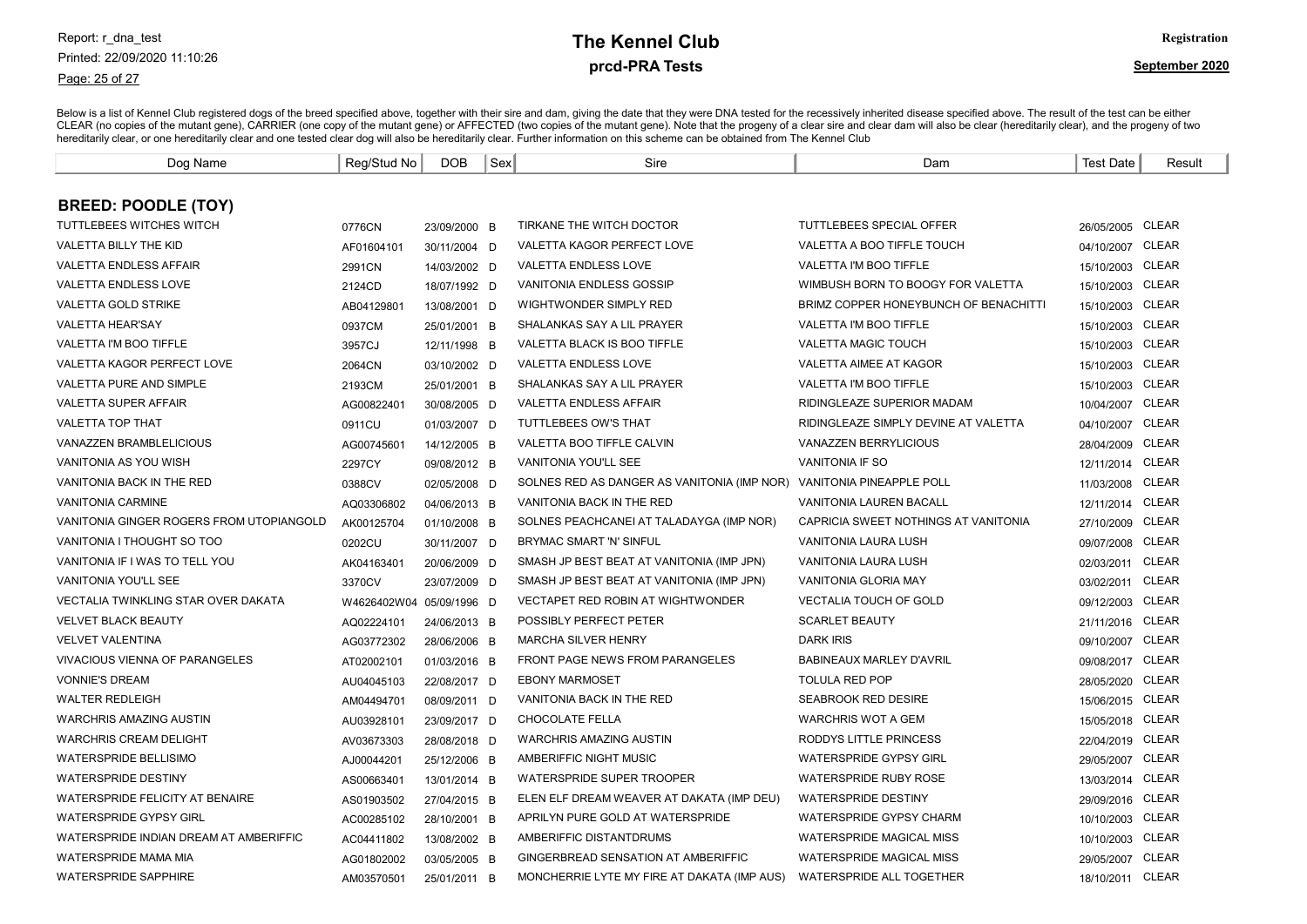# The Kennel Club

## prcd-PRA Tests

Registration

September 2020

Below is a list of Kennel Club registered dogs of the breed specified above, together with their sire and dam, giving the date that they were DNA tested for the recessively inherited disease specified above. The result of the test can be either CLEAR (no copies of the mutant gene), CARRIER (one copy of the mutant gene) or AFFECTED (two copies of the mutant gene). Note that the progeny of a clear sire and clear dam will also be clear (hereditarily clear), and the progeny of two hereditarily clear, or one hereditarily clear and one tested clear dog will also be hereditarily clear. Further information on this scheme can be obtained from The Kennel Club

### BREED: POODLE (TOY)

| Dog Name | Reg/Stud No | DOB | Sex | Sire | Dam | Test Date | Result |
|---|---|---|---|---|---|---|---|
| TUTTLEBEES WITCHES WITCH | 0776CN | 23/09/2000 | B | TIRKANE THE WITCH DOCTOR | TUTTLEBEES SPECIAL OFFER | 26/05/2005 | CLEAR |
| VALETTA BILLY THE KID | AF01604101 | 30/11/2004 | D | VALETTA KAGOR PERFECT LOVE | VALETTA A BOO TIFFLE TOUCH | 04/10/2007 | CLEAR |
| VALETTA ENDLESS AFFAIR | 2991CN | 14/03/2002 | D | VALETTA ENDLESS LOVE | VALETTA I'M BOO TIFFLE | 15/10/2003 | CLEAR |
| VALETTA ENDLESS LOVE | 2124CD | 18/07/1992 | D | VANITONIA ENDLESS GOSSIP | WIMBUSH BORN TO BOOGY FOR VALETTA | 15/10/2003 | CLEAR |
| VALETTA GOLD STRIKE | AB04129801 | 13/08/2001 | D | WIGHTWONDER SIMPLY RED | BRIMZ COPPER HONEYBUNCH OF BENACHITTI | 15/10/2003 | CLEAR |
| VALETTA HEAR'SAY | 0937CM | 25/01/2001 | B | SHALANKAS SAY A LIL PRAYER | VALETTA I'M BOO TIFFLE | 15/10/2003 | CLEAR |
| VALETTA I'M BOO TIFFLE | 3957CJ | 12/11/1998 | B | VALETTA BLACK IS BOO TIFFLE | VALETTA MAGIC TOUCH | 15/10/2003 | CLEAR |
| VALETTA KAGOR PERFECT LOVE | 2064CN | 03/10/2002 | D | VALETTA ENDLESS LOVE | VALETTA AIMEE AT KAGOR | 15/10/2003 | CLEAR |
| VALETTA PURE AND SIMPLE | 2193CM | 25/01/2001 | B | SHALANKAS SAY A LIL PRAYER | VALETTA I'M BOO TIFFLE | 15/10/2003 | CLEAR |
| VALETTA SUPER AFFAIR | AG00822401 | 30/08/2005 | D | VALETTA ENDLESS AFFAIR | RIDINGLEAZE SUPERIOR MADAM | 10/04/2007 | CLEAR |
| VALETTA TOP THAT | 0911CU | 01/03/2007 | D | TUTTLEBEES OW'S THAT | RIDINGLEAZE SIMPLY DEVINE AT VALETTA | 04/10/2007 | CLEAR |
| VANAZZEN BRAMBLELICIOUS | AG00745601 | 14/12/2005 | B | VALETTA BOO TIFFLE CALVIN | VANAZZEN BERRYLICIOUS | 28/04/2009 | CLEAR |
| VANITONIA AS YOU WISH | 2297CY | 09/08/2012 | B | VANITONIA YOU'LL SEE | VANITONIA IF SO | 12/11/2014 | CLEAR |
| VANITONIA BACK IN THE RED | 0388CV | 02/05/2008 | D | SOLNES RED AS DANGER AS VANITONIA (IMP NOR) | VANITONIA PINEAPPLE POLL | 11/03/2008 | CLEAR |
| VANITONIA CARMINE | AQ03306802 | 04/06/2013 | B | VANITONIA BACK IN THE RED | VANITONIA LAUREN BACALL | 12/11/2014 | CLEAR |
| VANITONIA GINGER ROGERS FROM UTOPIANGOLD | AK00125704 | 01/10/2008 | B | SOLNES PEACHCANEI AT TALADAYGA (IMP NOR) | CAPRICIA SWEET NOTHINGS AT VANITONIA | 27/10/2009 | CLEAR |
| VANITONIA I THOUGHT SO TOO | 0202CU | 30/11/2007 | D | BRYMAC SMART 'N' SINFUL | VANITONIA LAURA LUSH | 09/07/2008 | CLEAR |
| VANITONIA IF I WAS TO TELL YOU | AK04163401 | 20/06/2009 | D | SMASH JP BEST BEAT AT VANITONIA (IMP JPN) | VANITONIA LAURA LUSH | 02/03/2011 | CLEAR |
| VANITONIA YOU'LL SEE | 3370CV | 23/07/2009 | D | SMASH JP BEST BEAT AT VANITONIA (IMP JPN) | VANITONIA GLORIA MAY | 03/02/2011 | CLEAR |
| VECTALIA TWINKLING STAR OVER DAKATA | W4626402W04 | 05/09/1996 | D | VECTAPET RED ROBIN AT WIGHTWONDER | VECTALIA TOUCH OF GOLD | 09/12/2003 | CLEAR |
| VELVET BLACK BEAUTY | AQ02224101 | 24/06/2013 | B | POSSIBLY PERFECT PETER | SCARLET BEAUTY | 21/11/2016 | CLEAR |
| VELVET VALENTINA | AG03772302 | 28/06/2006 | B | MARCHA SILVER HENRY | DARK IRIS | 09/10/2007 | CLEAR |
| VIVACIOUS VIENNA OF PARANGELES | AT02002101 | 01/03/2016 | B | FRONT PAGE NEWS FROM PARANGELES | BABINEAUX MARLEY D'AVRIL | 09/08/2017 | CLEAR |
| VONNIE'S DREAM | AU04045103 | 22/08/2017 | D | EBONY MARMOSET | TOLULA RED POP | 28/05/2020 | CLEAR |
| WALTER REDLEIGH | AM04494701 | 08/09/2011 | D | VANITONIA BACK IN THE RED | SEABROOK RED DESIRE | 15/06/2015 | CLEAR |
| WARCHRIS AMAZING AUSTIN | AU03928101 | 23/09/2017 | D | CHOCOLATE FELLA | WARCHRIS WOT A GEM | 15/05/2018 | CLEAR |
| WARCHRIS CREAM DELIGHT | AV03673303 | 28/08/2018 | D | WARCHRIS AMAZING AUSTIN | RODDYS LITTLE PRINCESS | 22/04/2019 | CLEAR |
| WATERSPRIDE BELLISIMO | AJ00044201 | 25/12/2006 | B | AMBERIFFIC NIGHT MUSIC | WATERSPRIDE GYPSY GIRL | 29/05/2007 | CLEAR |
| WATERSPRIDE DESTINY | AS00663401 | 13/01/2014 | B | WATERSPRIDE SUPER TROOPER | WATERSPRIDE RUBY ROSE | 13/03/2014 | CLEAR |
| WATERSPRIDE FELICITY AT BENAIRE | AS01903502 | 27/04/2015 | B | ELEN ELF DREAM WEAVER AT DAKATA (IMP DEU) | WATERSPRIDE DESTINY | 29/09/2016 | CLEAR |
| WATERSPRIDE GYPSY GIRL | AC00285102 | 28/10/2001 | B | APRILYN PURE GOLD AT WATERSPRIDE | WATERSPRIDE GYPSY CHARM | 10/10/2003 | CLEAR |
| WATERSPRIDE INDIAN DREAM AT AMBERIFFIC | AC04411802 | 13/08/2002 | B | AMBERIFFIC DISTANTDRUMS | WATERSPRIDE MAGICAL MISS | 10/10/2003 | CLEAR |
| WATERSPRIDE MAMA MIA | AG01802002 | 03/05/2005 | B | GINGERBREAD SENSATION AT AMBERIFFIC | WATERSPRIDE MAGICAL MISS | 29/05/2007 | CLEAR |
| WATERSPRIDE SAPPHIRE | AM03570501 | 25/01/2011 | B | MONCHERRIE LYTE MY FIRE AT DAKATA (IMP AUS) | WATERSPRIDE ALL TOGETHER | 18/10/2011 | CLEAR |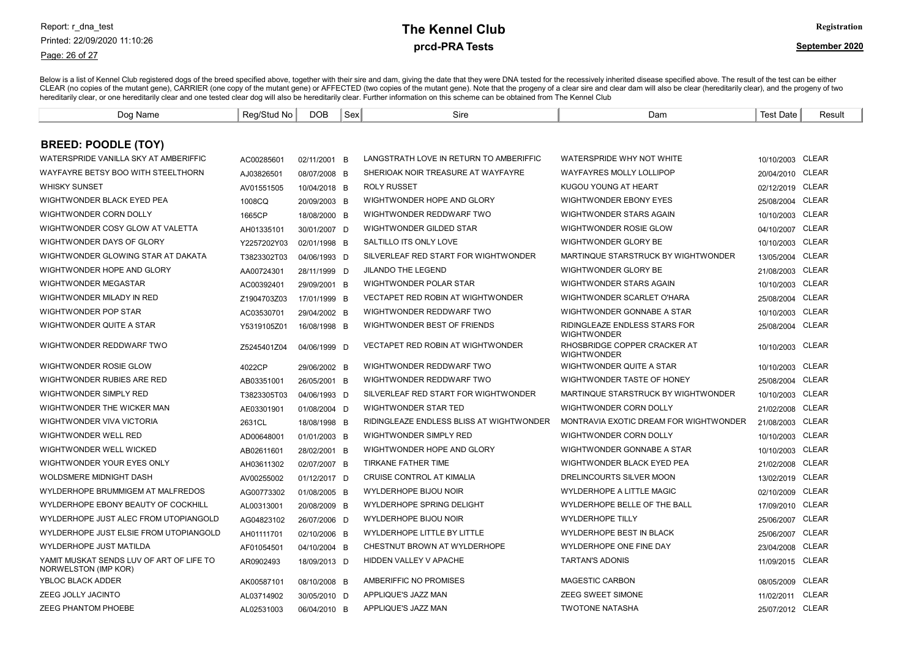# The Kennel Club

## prcd-PRA Tests

Registration

September 2020

Report: r_dna_test
Printed: 22/09/2020 11:10:26

Below is a list of Kennel Club registered dogs of the breed specified above, together with their sire and dam, giving the date that they were DNA tested for the recessively inherited disease specified above. The result of the test can be either CLEAR (no copies of the mutant gene), CARRIER (one copy of the mutant gene) or AFFECTED (two copies of the mutant gene). Note that the progeny of a clear sire and clear dam will also be clear (hereditarily clear), and the progeny of two hereditarily clear, or one hereditarily clear and one tested clear dog will also be hereditarily clear. Further information on this scheme can be obtained from The Kennel Club

### BREED: POODLE (TOY)

| Dog Name | Reg/Stud No | DOB | Sex | Sire | Dam | Test Date | Result |
|---|---|---|---|---|---|---|---|
| WATERSPRIDE VANILLA SKY AT AMBERIFFIC | AC00285601 | 02/11/2001 | B | LANGSTRATH LOVE IN RETURN TO AMBERIFFIC | WATERSPRIDE WHY NOT WHITE | 10/10/2003 | CLEAR |
| WAYFAYRE BETSY BOO WITH STEELTHORN | AJ03826501 | 08/07/2008 | B | SHERIOAK NOIR TREASURE AT WAYFAYRE | WAYFAYRES MOLLY LOLLIPOP | 20/04/2010 | CLEAR |
| WHISKY SUNSET | AV01551505 | 10/04/2018 | B | ROLY RUSSET | KUGOU YOUNG AT HEART | 02/12/2019 | CLEAR |
| WIGHTWONDER BLACK EYED PEA | 1008CQ | 20/09/2003 | B | WIGHTWONDER HOPE AND GLORY | WIGHTWONDER EBONY EYES | 25/08/2004 | CLEAR |
| WIGHTWONDER CORN DOLLY | 1665CP | 18/08/2000 | B | WIGHTWONDER REDDWARF TWO | WIGHTWONDER STARS AGAIN | 10/10/2003 | CLEAR |
| WIGHTWONDER COSY GLOW AT VALETTA | AH01335101 | 30/01/2007 | D | WIGHTWONDER GILDED STAR | WIGHTWONDER ROSIE GLOW | 04/10/2007 | CLEAR |
| WIGHTWONDER DAYS OF GLORY | Y2257202Y03 | 02/01/1998 | B | SALTILLO ITS ONLY LOVE | WIGHTWONDER GLORY BE | 10/10/2003 | CLEAR |
| WIGHTWONDER GLOWING STAR AT DAKATA | T3823302T03 | 04/06/1993 | D | SILVERLEAF RED START FOR WIGHTWONDER | MARTINQUE STARSTRUCK BY WIGHTWONDER | 13/05/2004 | CLEAR |
| WIGHTWONDER HOPE AND GLORY | AA00724301 | 28/11/1999 | D | JILANDO THE LEGEND | WIGHTWONDER GLORY BE | 21/08/2003 | CLEAR |
| WIGHTWONDER MEGASTAR | AC00392401 | 29/09/2001 | B | WIGHTWONDER POLAR STAR | WIGHTWONDER STARS AGAIN | 10/10/2003 | CLEAR |
| WIGHTWONDER MILADY IN RED | Z1904703Z03 | 17/01/1999 | B | VECTAPET RED ROBIN AT WIGHTWONDER | WIGHTWONDER SCARLET O'HARA | 25/08/2004 | CLEAR |
| WIGHTWONDER POP STAR | AC03530701 | 29/04/2002 | B | WIGHTWONDER REDDWARF TWO | WIGHTWONDER GONNABE A STAR | 10/10/2003 | CLEAR |
| WIGHTWONDER QUITE A STAR | Y5319105Z01 | 16/08/1998 | B | WIGHTWONDER BEST OF FRIENDS | RIDINGLEAZE ENDLESS STARS FOR WIGHTWONDER | 25/08/2004 | CLEAR |
| WIGHTWONDER REDDWARF TWO | Z5245401Z04 | 04/06/1999 | D | VECTAPET RED ROBIN AT WIGHTWONDER | RHOSBRIDGE COPPER CRACKER AT WIGHTWONDER | 10/10/2003 | CLEAR |
| WIGHTWONDER ROSIE GLOW | 4022CP | 29/06/2002 | B | WIGHTWONDER REDDWARF TWO | WIGHTWONDER QUITE A STAR | 10/10/2003 | CLEAR |
| WIGHTWONDER RUBIES ARE RED | AB03351001 | 26/05/2001 | B | WIGHTWONDER REDDWARF TWO | WIGHTWONDER TASTE OF HONEY | 25/08/2004 | CLEAR |
| WIGHTWONDER SIMPLY RED | T3823305T03 | 04/06/1993 | D | SILVERLEAF RED START FOR WIGHTWONDER | MARTINQUE STARSTRUCK BY WIGHTWONDER | 10/10/2003 | CLEAR |
| WIGHTWONDER THE WICKER MAN | AE03301901 | 01/08/2004 | D | WIGHTWONDER STAR TED | WIGHTWONDER CORN DOLLY | 21/02/2008 | CLEAR |
| WIGHTWONDER VIVA VICTORIA | 2631CL | 18/08/1998 | B | RIDINGLEAZE ENDLESS BLISS AT WIGHTWONDER | MONTRAVIA EXOTIC DREAM FOR WIGHTWONDER | 21/08/2003 | CLEAR |
| WIGHTWONDER WELL RED | AD00648001 | 01/01/2003 | B | WIGHTWONDER SIMPLY RED | WIGHTWONDER CORN DOLLY | 10/10/2003 | CLEAR |
| WIGHTWONDER WELL WICKED | AB02611601 | 28/02/2001 | B | WIGHTWONDER HOPE AND GLORY | WIGHTWONDER GONNABE A STAR | 10/10/2003 | CLEAR |
| WIGHTWONDER YOUR EYES ONLY | AH03611302 | 02/07/2007 | B | TIRKANE FATHER TIME | WIGHTWONDER BLACK EYED PEA | 21/02/2008 | CLEAR |
| WOLDSMERE MIDNIGHT DASH | AV00255002 | 01/12/2017 | D | CRUISE CONTROL AT KIMALIA | DRELINCOURTS SILVER MOON | 13/02/2019 | CLEAR |
| WYLDERHOPE BRUMMIGEM AT MALFREDOS | AG00773302 | 01/08/2005 | B | WYLDERHOPE BIJOU NOIR | WYLDERHOPE A LITTLE MAGIC | 02/10/2009 | CLEAR |
| WYLDERHOPE EBONY BEAUTY OF COCKHILL | AL00313001 | 20/08/2009 | B | WYLDERHOPE SPRING DELIGHT | WYLDERHOPE BELLE OF THE BALL | 17/09/2010 | CLEAR |
| WYLDERHOPE JUST ALEC FROM UTOPIANGOLD | AG04823102 | 26/07/2006 | D | WYLDERHOPE BIJOU NOIR | WYLDERHOPE TILLY | 25/06/2007 | CLEAR |
| WYLDERHOPE JUST ELSIE FROM UTOPIANGOLD | AH01111701 | 02/10/2006 | B | WYLDERHOPE LITTLE BY LITTLE | WYLDERHOPE BEST IN BLACK | 25/06/2007 | CLEAR |
| WYLDERHOPE JUST MATILDA | AF01054501 | 04/10/2004 | B | CHESTNUT BROWN AT WYLDERHOPE | WYLDERHOPE ONE FINE DAY | 23/04/2008 | CLEAR |
| YAMIT MUSKAT SENDS LUV OF ART OF LIFE TO NORWELSTON (IMP KOR) | AR0902493 | 18/09/2013 | D | HIDDEN VALLEY V APACHE | TARTAN'S ADONIS | 11/09/2015 | CLEAR |
| YBLOC BLACK ADDER | AK00587101 | 08/10/2008 | B | AMBERIFFIC NO PROMISES | MAGESTIC CARBON | 08/05/2009 | CLEAR |
| ZEEG JOLLY JACINTO | AL03714902 | 30/05/2010 | D | APPLIQUE'S JAZZ MAN | ZEEG SWEET SIMONE | 11/02/2011 | CLEAR |
| ZEEG PHANTOM PHOEBE | AL02531003 | 06/04/2010 | B | APPLIQUE'S JAZZ MAN | TWOTONE NATASHA | 25/07/2012 | CLEAR |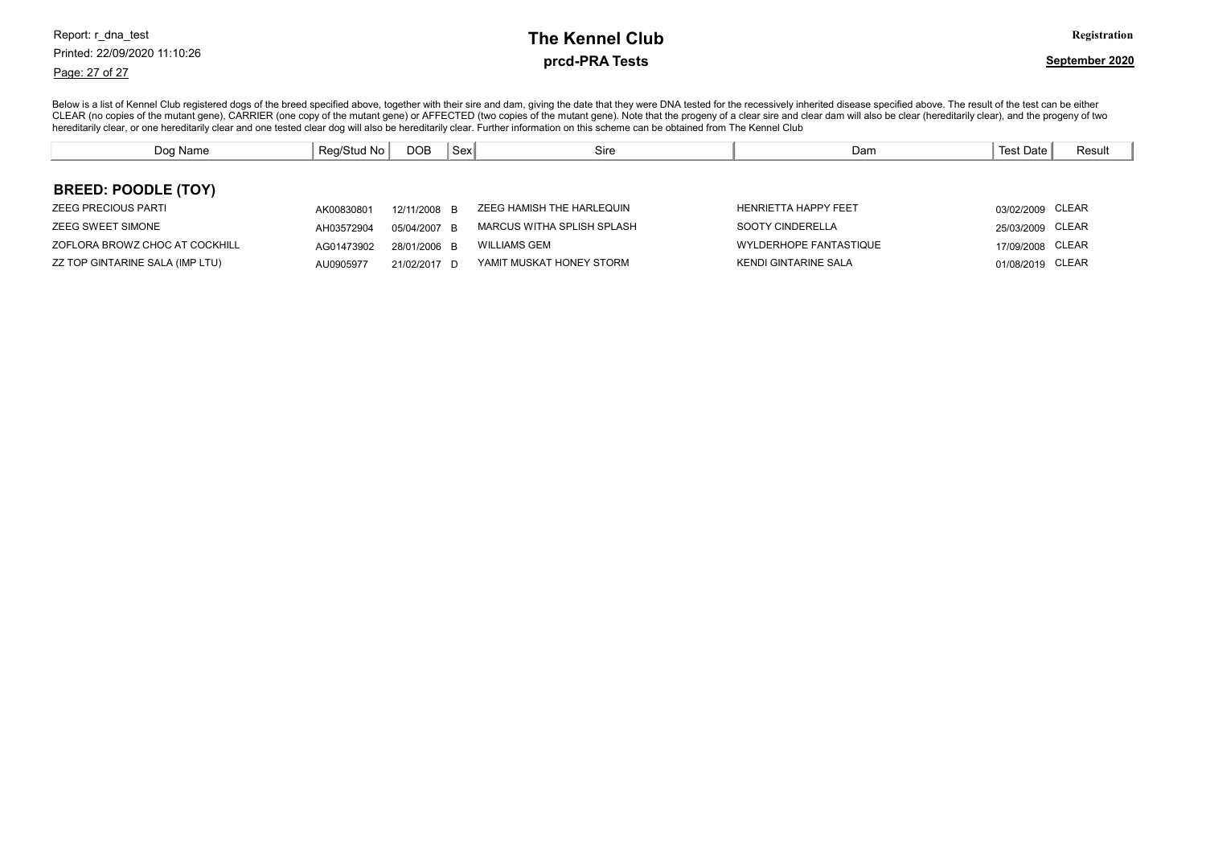# The Kennel Club

## prcd-PRA Tests

Registration

September 2020

Below is a list of Kennel Club registered dogs of the breed specified above, together with their sire and dam, giving the date that they were DNA tested for the recessively inherited disease specified above. The result of the test can be either CLEAR (no copies of the mutant gene), CARRIER (one copy of the mutant gene) or AFFECTED (two copies of the mutant gene). Note that the progeny of a clear sire and clear dam will also be clear (hereditarily clear), and the progeny of two hereditarily clear, or one hereditarily clear and one tested clear dog will also be hereditarily clear. Further information on this scheme can be obtained from The Kennel Club

### BREED: POODLE (TOY)

| Dog Name | Reg/Stud No | DOB | Sex | Sire | Dam | Test Date | Result |
|---|---|---|---|---|---|---|---|
| ZEEG PRECIOUS PARTI | AK00830801 | 12/11/2008 | B | ZEEG HAMISH THE HARLEQUIN | HENRIETTA HAPPY FEET | 03/02/2009 | CLEAR |
| ZEEG SWEET SIMONE | AH03572904 | 05/04/2007 | B | MARCUS WITHA SPLISH SPLASH | SOOTY CINDERELLA | 25/03/2009 | CLEAR |
| ZOFLORA BROWZ CHOC AT COCKHILL | AG01473902 | 28/01/2006 | B | WILLIAMS GEM | WYLDERHOPE FANTASTIQUE | 17/09/2008 | CLEAR |
| ZZ TOP GINTARINE SALA (IMP LTU) | AU0905977 | 21/02/2017 | D | YAMIT MUSKAT HONEY STORM | KENDI GINTARINE SALA | 01/08/2019 | CLEAR |